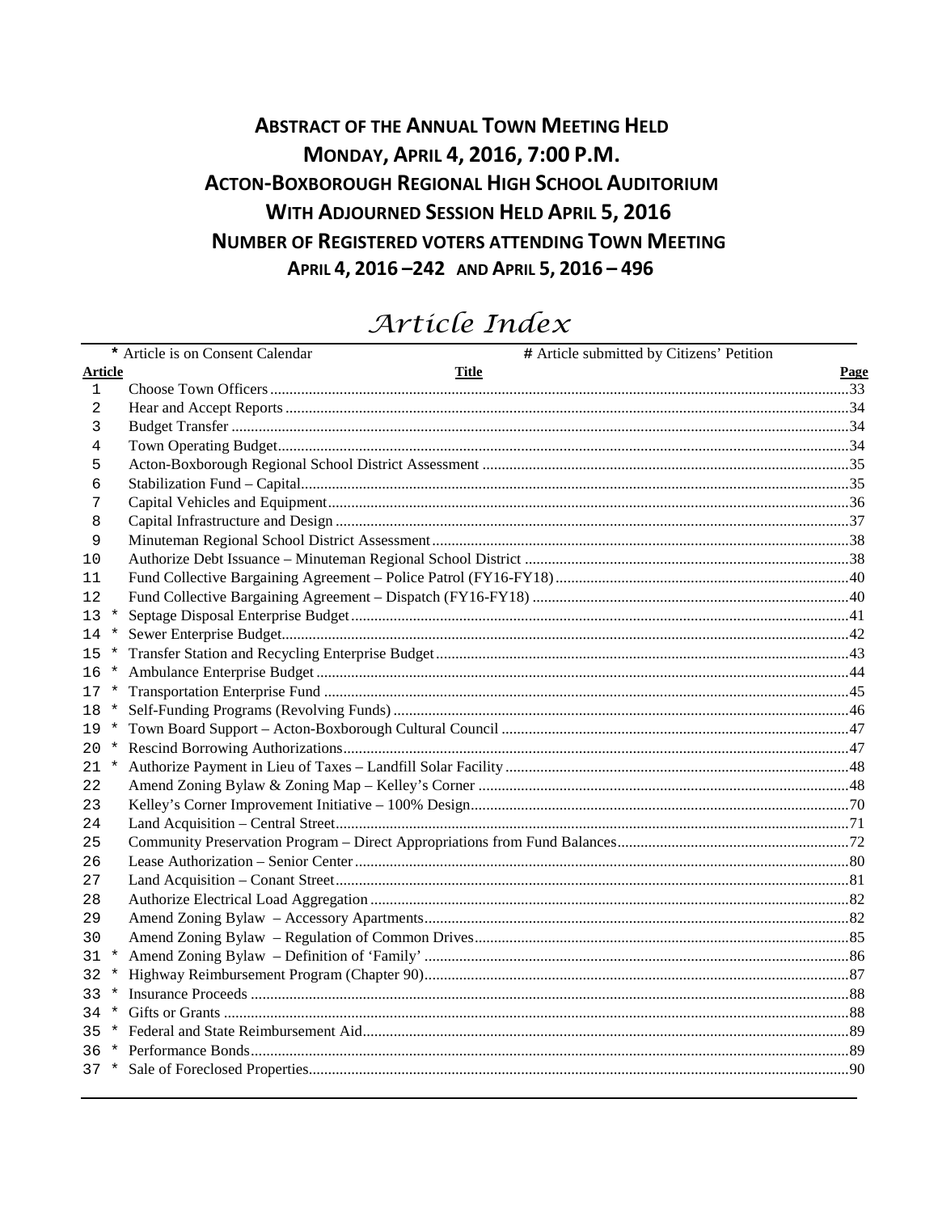# ABSTRACT OF THE ANNUAL TOWN MEETING HELD
# MONDAY, APRIL 4, 2016, 7:00 P.M.
# ACTON-BOXBOROUGH REGIONAL HIGH SCHOOL AUDITORIUM
# WITH ADJOURNED SESSION HELD APRIL 5, 2016
# NUMBER OF REGISTERED VOTERS ATTENDING TOWN MEETING
# APRIL 4, 2016 –242 AND APRIL 5, 2016 – 496

## *Article Index*

**\*** Article is on Consent Calendar **#** Article submitted by Citizens' Petition

| Article | Title | Page |
|---|---|---|
| 1 | Choose Town Officers | 33 |
| 2 | Hear and Accept Reports | 34 |
| 3 | Budget Transfer | 34 |
| 4 | Town Operating Budget | 34 |
| 5 | Acton-Boxborough Regional School District Assessment | 35 |
| 6 | Stabilization Fund – Capital | 35 |
| 7 | Capital Vehicles and Equipment | 36 |
| 8 | Capital Infrastructure and Design | 37 |
| 9 | Minuteman Regional School District Assessment | 38 |
| 10 | Authorize Debt Issuance – Minuteman Regional School District | 38 |
| 11 | Fund Collective Bargaining Agreement – Police Patrol (FY16-FY18) | 40 |
| 12 | Fund Collective Bargaining Agreement – Dispatch (FY16-FY18) | 40 |
| 13 * | Septage Disposal Enterprise Budget | 41 |
| 14 * | Sewer Enterprise Budget | 42 |
| 15 * | Transfer Station and Recycling Enterprise Budget | 43 |
| 16 * | Ambulance Enterprise Budget | 44 |
| 17 * | Transportation Enterprise Fund | 45 |
| 18 * | Self-Funding Programs (Revolving Funds) | 46 |
| 19 * | Town Board Support – Acton-Boxborough Cultural Council | 47 |
| 20 * | Rescind Borrowing Authorizations | 47 |
| 21 * | Authorize Payment in Lieu of Taxes – Landfill Solar Facility | 48 |
| 22 | Amend Zoning Bylaw & Zoning Map – Kelley's Corner | 48 |
| 23 | Kelley's Corner Improvement Initiative – 100% Design | 70 |
| 24 | Land Acquisition – Central Street | 71 |
| 25 | Community Preservation Program – Direct Appropriations from Fund Balances | 72 |
| 26 | Lease Authorization – Senior Center | 80 |
| 27 | Land Acquisition – Conant Street | 81 |
| 28 | Authorize Electrical Load Aggregation | 82 |
| 29 | Amend Zoning Bylaw – Accessory Apartments | 82 |
| 30 | Amend Zoning Bylaw – Regulation of Common Drives | 85 |
| 31 * | Amend Zoning Bylaw – Definition of 'Family' | 86 |
| 32 * | Highway Reimbursement Program (Chapter 90) | 87 |
| 33 * | Insurance Proceeds | 88 |
| 34 * | Gifts or Grants | 88 |
| 35 * | Federal and State Reimbursement Aid | 89 |
| 36 * | Performance Bonds | 89 |
| 37 * | Sale of Foreclosed Properties | 90 |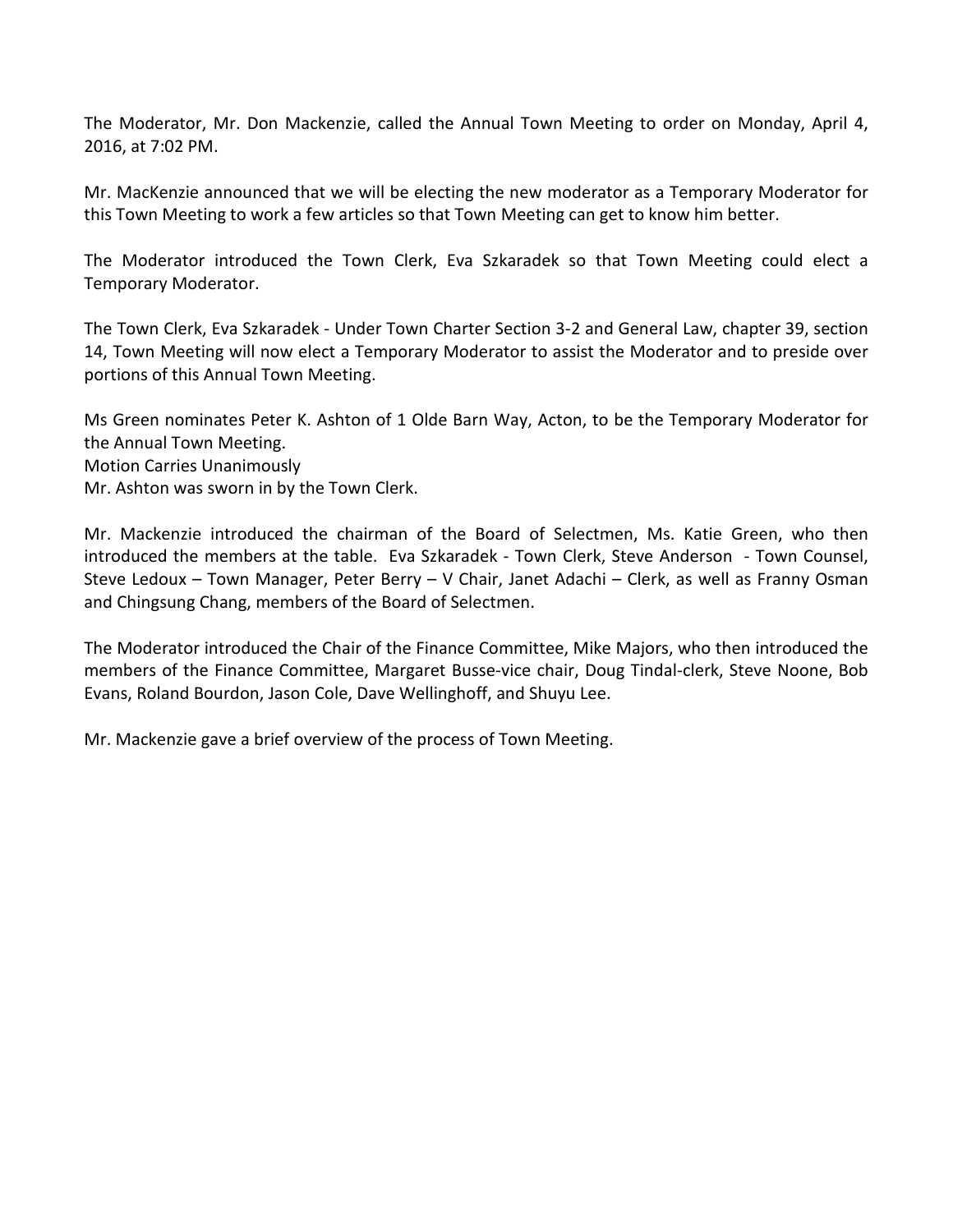The Moderator, Mr. Don Mackenzie, called the Annual Town Meeting to order on Monday, April 4, 2016, at 7:02 PM.

Mr. MacKenzie announced that we will be electing the new moderator as a Temporary Moderator for this Town Meeting to work a few articles so that Town Meeting can get to know him better.

The Moderator introduced the Town Clerk, Eva Szkaradek so that Town Meeting could elect a Temporary Moderator.

The Town Clerk, Eva Szkaradek - Under Town Charter Section 3-2 and General Law, chapter 39, section 14, Town Meeting will now elect a Temporary Moderator to assist the Moderator and to preside over portions of this Annual Town Meeting.

Ms Green nominates Peter K. Ashton of 1 Olde Barn Way, Acton, to be the Temporary Moderator for the Annual Town Meeting.
Motion Carries Unanimously
Mr. Ashton was sworn in by the Town Clerk.

Mr. Mackenzie introduced the chairman of the Board of Selectmen, Ms. Katie Green, who then introduced the members at the table. Eva Szkaradek - Town Clerk, Steve Anderson - Town Counsel, Steve Ledoux – Town Manager, Peter Berry – V Chair, Janet Adachi – Clerk, as well as Franny Osman and Chingsung Chang, members of the Board of Selectmen.

The Moderator introduced the Chair of the Finance Committee, Mike Majors, who then introduced the members of the Finance Committee, Margaret Busse-vice chair, Doug Tindal-clerk, Steve Noone, Bob Evans, Roland Bourdon, Jason Cole, Dave Wellinghoff, and Shuyu Lee.

Mr. Mackenzie gave a brief overview of the process of Town Meeting.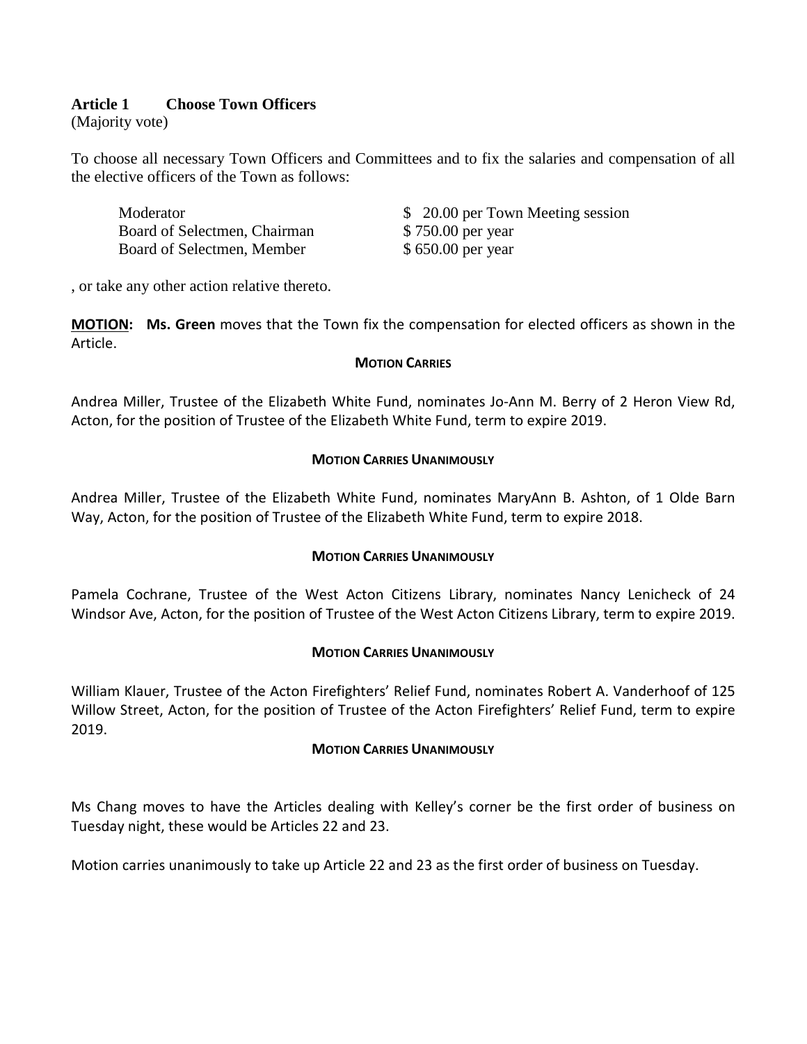**Article 1 Choose Town Officers**
(Majority vote)

To choose all necessary Town Officers and Committees and to fix the salaries and compensation of all the elective officers of the Town as follows:

| | |
|---|---|
| Moderator | $ 20.00 per Town Meeting session |
| Board of Selectmen, Chairman | $ 750.00 per year |
| Board of Selectmen, Member | $ 650.00 per year |

, or take any other action relative thereto.

**MOTION: Ms. Green** moves that the Town fix the compensation for elected officers as shown in the Article.

**MOTION CARRIES**

Andrea Miller, Trustee of the Elizabeth White Fund, nominates Jo-Ann M. Berry of 2 Heron View Rd, Acton, for the position of Trustee of the Elizabeth White Fund, term to expire 2019.

**MOTION CARRIES UNANIMOUSLY**

Andrea Miller, Trustee of the Elizabeth White Fund, nominates MaryAnn B. Ashton, of 1 Olde Barn Way, Acton, for the position of Trustee of the Elizabeth White Fund, term to expire 2018.

**MOTION CARRIES UNANIMOUSLY**

Pamela Cochrane, Trustee of the West Acton Citizens Library, nominates Nancy Lenicheck of 24 Windsor Ave, Acton, for the position of Trustee of the West Acton Citizens Library, term to expire 2019.

**MOTION CARRIES UNANIMOUSLY**

William Klauer, Trustee of the Acton Firefighters' Relief Fund, nominates Robert A. Vanderhoof of 125 Willow Street, Acton, for the position of Trustee of the Acton Firefighters' Relief Fund, term to expire 2019.

**MOTION CARRIES UNANIMOUSLY**

Ms Chang moves to have the Articles dealing with Kelley's corner be the first order of business on Tuesday night, these would be Articles 22 and 23.

Motion carries unanimously to take up Article 22 and 23 as the first order of business on Tuesday.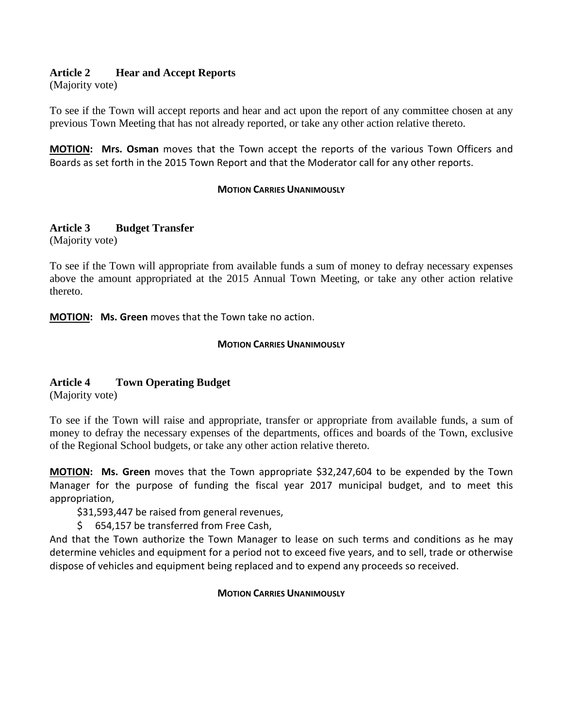## Article 2 Hear and Accept Reports

(Majority vote)

To see if the Town will accept reports and hear and act upon the report of any committee chosen at any previous Town Meeting that has not already reported, or take any other action relative thereto.

**MOTION: Mrs. Osman** moves that the Town accept the reports of the various Town Officers and Boards as set forth in the 2015 Town Report and that the Moderator call for any other reports.

**MOTION CARRIES UNANIMOUSLY**

## Article 3 Budget Transfer

(Majority vote)

To see if the Town will appropriate from available funds a sum of money to defray necessary expenses above the amount appropriated at the 2015 Annual Town Meeting, or take any other action relative thereto.

**MOTION: Ms. Green** moves that the Town take no action.

**MOTION CARRIES UNANIMOUSLY**

## Article 4 Town Operating Budget

(Majority vote)

To see if the Town will raise and appropriate, transfer or appropriate from available funds, a sum of money to defray the necessary expenses of the departments, offices and boards of the Town, exclusive of the Regional School budgets, or take any other action relative thereto.

**MOTION: Ms. Green** moves that the Town appropriate $32,247,604 to be expended by the Town Manager for the purpose of funding the fiscal year 2017 municipal budget, and to meet this appropriation,

$31,593,447 be raised from general revenues,

$ 654,157 be transferred from Free Cash,

And that the Town authorize the Town Manager to lease on such terms and conditions as he may determine vehicles and equipment for a period not to exceed five years, and to sell, trade or otherwise dispose of vehicles and equipment being replaced and to expend any proceeds so received.

**MOTION CARRIES UNANIMOUSLY**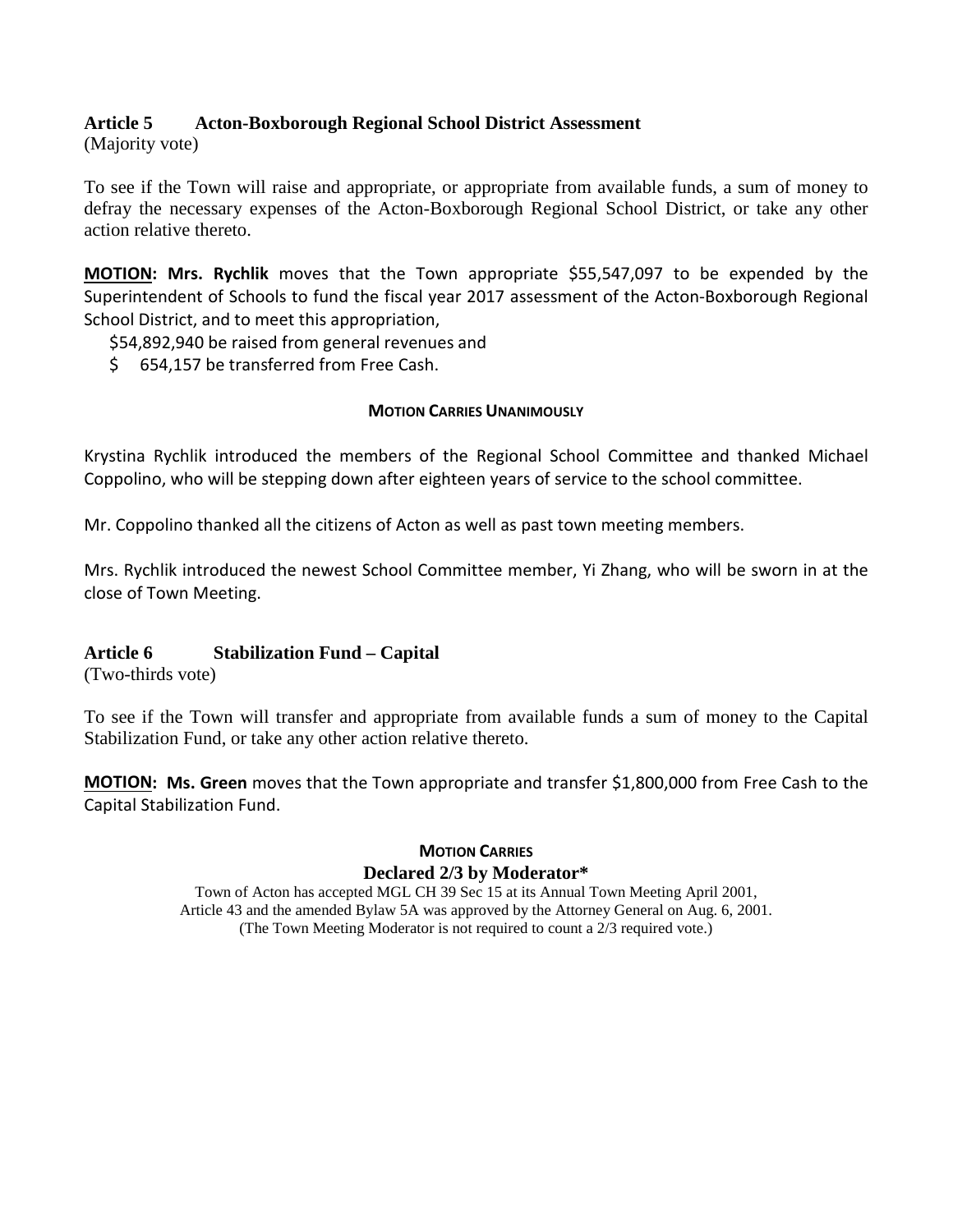## Article 5 Acton-Boxborough Regional School District Assessment

(Majority vote)

To see if the Town will raise and appropriate, or appropriate from available funds, a sum of money to defray the necessary expenses of the Acton-Boxborough Regional School District, or take any other action relative thereto.

**MOTION: Mrs. Rychlik** moves that the Town appropriate $55,547,097 to be expended by the Superintendent of Schools to fund the fiscal year 2017 assessment of the Acton-Boxborough Regional School District, and to meet this appropriation,

$54,892,940 be raised from general revenues and
$ 654,157 be transferred from Free Cash.

**MOTION CARRIES UNANIMOUSLY**

Krystina Rychlik introduced the members of the Regional School Committee and thanked Michael Coppolino, who will be stepping down after eighteen years of service to the school committee.

Mr. Coppolino thanked all the citizens of Acton as well as past town meeting members.

Mrs. Rychlik introduced the newest School Committee member, Yi Zhang, who will be sworn in at the close of Town Meeting.

## Article 6 Stabilization Fund – Capital

(Two-thirds vote)

To see if the Town will transfer and appropriate from available funds a sum of money to the Capital Stabilization Fund, or take any other action relative thereto.

**MOTION: Ms. Green** moves that the Town appropriate and transfer $1,800,000 from Free Cash to the Capital Stabilization Fund.

**MOTION CARRIES**

**Declared 2/3 by Moderator***

Town of Acton has accepted MGL CH 39 Sec 15 at its Annual Town Meeting April 2001, Article 43 and the amended Bylaw 5A was approved by the Attorney General on Aug. 6, 2001. (The Town Meeting Moderator is not required to count a 2/3 required vote.)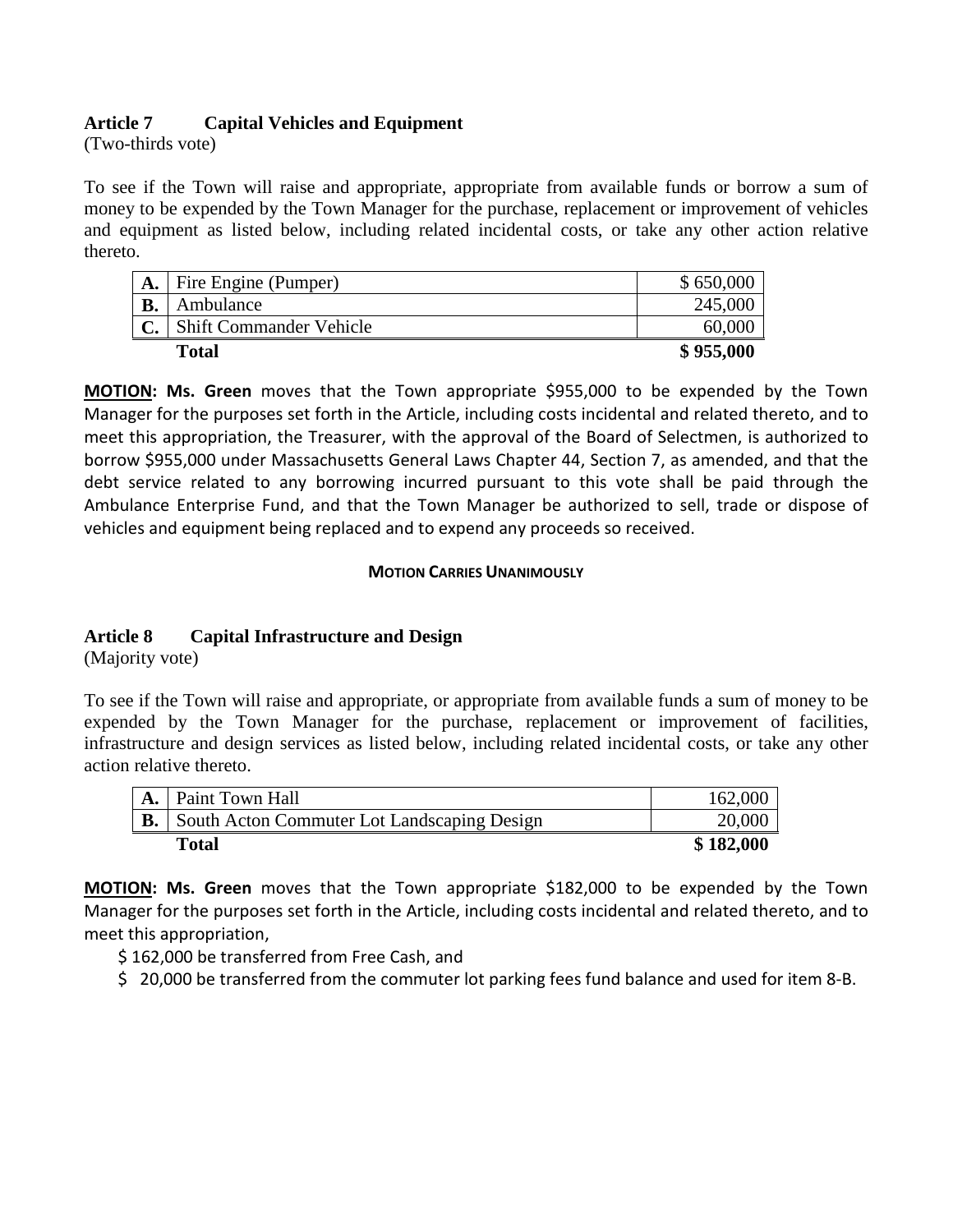### Article 7 Capital Vehicles and Equipment

(Two-thirds vote)

To see if the Town will raise and appropriate, appropriate from available funds or borrow a sum of money to be expended by the Town Manager for the purchase, replacement or improvement of vehicles and equipment as listed below, including related incidental costs, or take any other action relative thereto.

| | | |
|---|---|---|
| **A.** | Fire Engine (Pumper) | $ 650,000 |
| **B.** | Ambulance | 245,000 |
| **C.** | Shift Commander Vehicle | 60,000 |
| | **Total** | **$ 955,000** |

**MOTION: Ms. Green** moves that the Town appropriate $955,000 to be expended by the Town Manager for the purposes set forth in the Article, including costs incidental and related thereto, and to meet this appropriation, the Treasurer, with the approval of the Board of Selectmen, is authorized to borrow $955,000 under Massachusetts General Laws Chapter 44, Section 7, as amended, and that the debt service related to any borrowing incurred pursuant to this vote shall be paid through the Ambulance Enterprise Fund, and that the Town Manager be authorized to sell, trade or dispose of vehicles and equipment being replaced and to expend any proceeds so received.

**MOTION CARRIES UNANIMOUSLY**

### Article 8 Capital Infrastructure and Design

(Majority vote)

To see if the Town will raise and appropriate, or appropriate from available funds a sum of money to be expended by the Town Manager for the purchase, replacement or improvement of facilities, infrastructure and design services as listed below, including related incidental costs, or take any other action relative thereto.

| | | |
|---|---|---|
| **A.** | Paint Town Hall | 162,000 |
| **B.** | South Acton Commuter Lot Landscaping Design | 20,000 |
| | **Total** | **$ 182,000** |

**MOTION: Ms. Green** moves that the Town appropriate $182,000 to be expended by the Town Manager for the purposes set forth in the Article, including costs incidental and related thereto, and to meet this appropriation,

- $ 162,000 be transferred from Free Cash, and
- $ 20,000 be transferred from the commuter lot parking fees fund balance and used for item 8-B.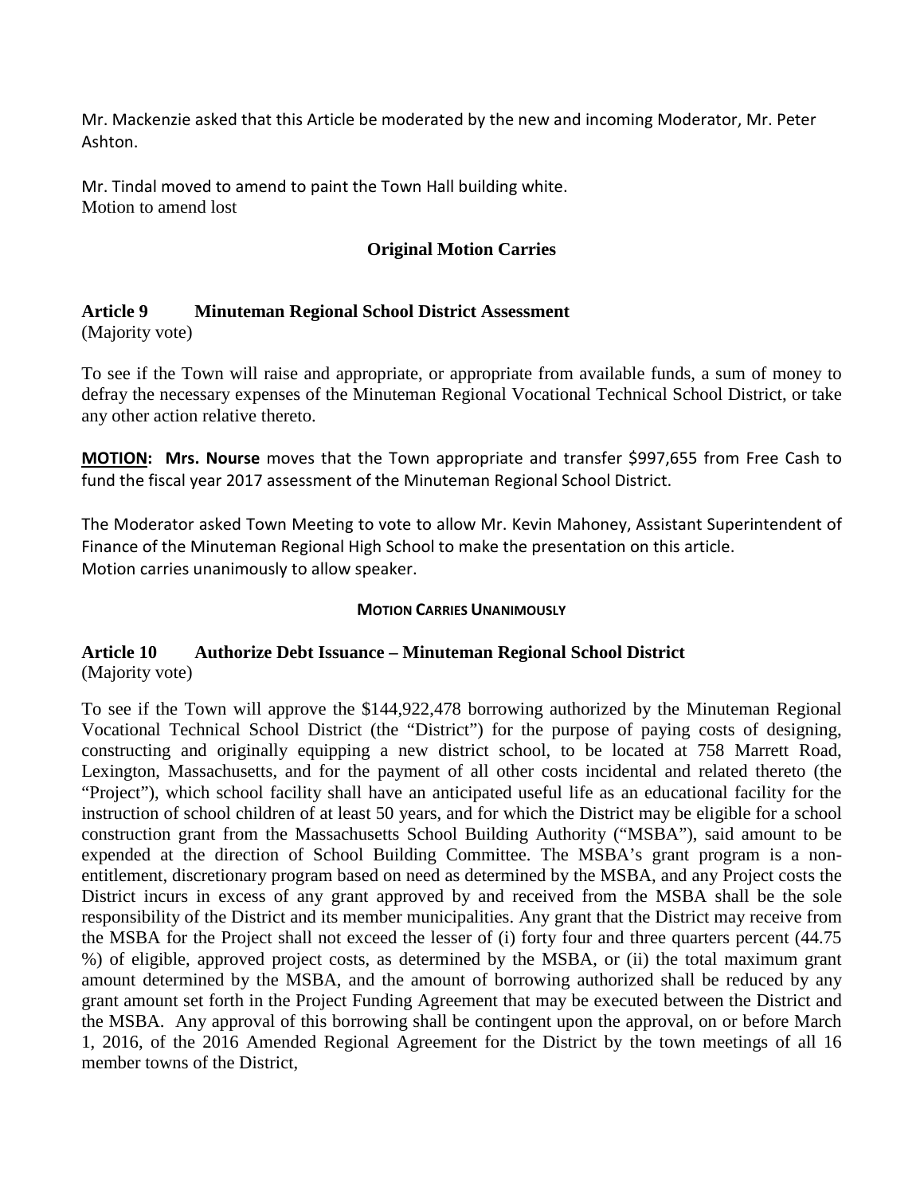Mr. Mackenzie asked that this Article be moderated by the new and incoming Moderator, Mr. Peter Ashton.

Mr. Tindal moved to amend to paint the Town Hall building white.
Motion to amend lost

**Original Motion Carries**

### Article 9 Minuteman Regional School District Assessment

(Majority vote)

To see if the Town will raise and appropriate, or appropriate from available funds, a sum of money to defray the necessary expenses of the Minuteman Regional Vocational Technical School District, or take any other action relative thereto.

**MOTION: Mrs. Nourse** moves that the Town appropriate and transfer $997,655 from Free Cash to fund the fiscal year 2017 assessment of the Minuteman Regional School District.

The Moderator asked Town Meeting to vote to allow Mr. Kevin Mahoney, Assistant Superintendent of Finance of the Minuteman Regional High School to make the presentation on this article.
Motion carries unanimously to allow speaker.

**MOTION CARRIES UNANIMOUSLY**

### Article 10 Authorize Debt Issuance – Minuteman Regional School District

(Majority vote)

To see if the Town will approve the $144,922,478 borrowing authorized by the Minuteman Regional Vocational Technical School District (the "District") for the purpose of paying costs of designing, constructing and originally equipping a new district school, to be located at 758 Marrett Road, Lexington, Massachusetts, and for the payment of all other costs incidental and related thereto (the "Project"), which school facility shall have an anticipated useful life as an educational facility for the instruction of school children of at least 50 years, and for which the District may be eligible for a school construction grant from the Massachusetts School Building Authority ("MSBA"), said amount to be expended at the direction of School Building Committee. The MSBA's grant program is a non-entitlement, discretionary program based on need as determined by the MSBA, and any Project costs the District incurs in excess of any grant approved by and received from the MSBA shall be the sole responsibility of the District and its member municipalities. Any grant that the District may receive from the MSBA for the Project shall not exceed the lesser of (i) forty four and three quarters percent (44.75 %) of eligible, approved project costs, as determined by the MSBA, or (ii) the total maximum grant amount determined by the MSBA, and the amount of borrowing authorized shall be reduced by any grant amount set forth in the Project Funding Agreement that may be executed between the District and the MSBA. Any approval of this borrowing shall be contingent upon the approval, on or before March 1, 2016, of the 2016 Amended Regional Agreement for the District by the town meetings of all 16 member towns of the District,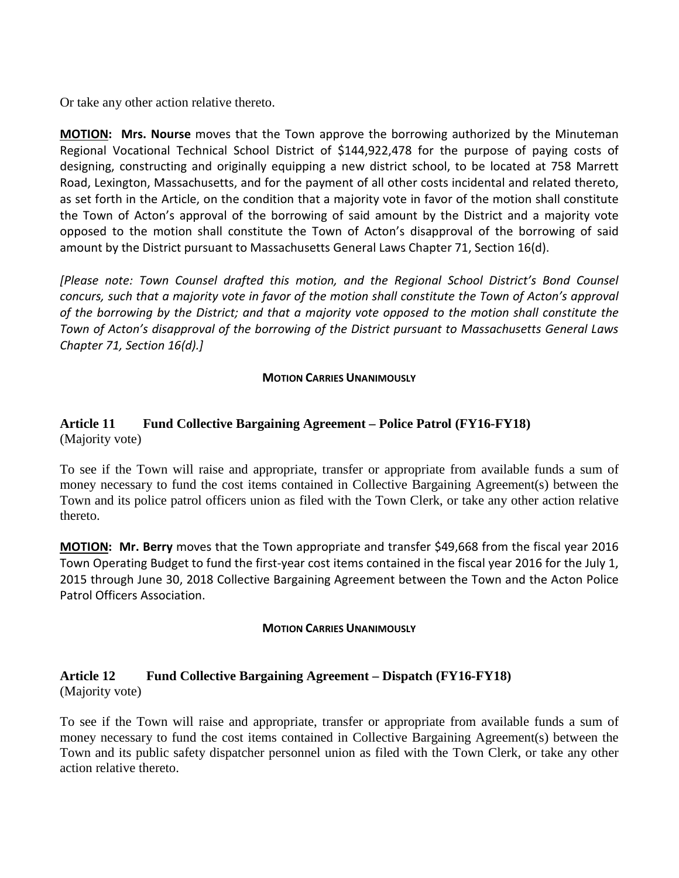Or take any other action relative thereto.

**MOTION: Mrs. Nourse** moves that the Town approve the borrowing authorized by the Minuteman Regional Vocational Technical School District of $144,922,478 for the purpose of paying costs of designing, constructing and originally equipping a new district school, to be located at 758 Marrett Road, Lexington, Massachusetts, and for the payment of all other costs incidental and related thereto, as set forth in the Article, on the condition that a majority vote in favor of the motion shall constitute the Town of Acton's approval of the borrowing of said amount by the District and a majority vote opposed to the motion shall constitute the Town of Acton's disapproval of the borrowing of said amount by the District pursuant to Massachusetts General Laws Chapter 71, Section 16(d).

*[Please note: Town Counsel drafted this motion, and the Regional School District's Bond Counsel concurs, such that a majority vote in favor of the motion shall constitute the Town of Acton's approval of the borrowing by the District; and that a majority vote opposed to the motion shall constitute the Town of Acton's disapproval of the borrowing of the District pursuant to Massachusetts General Laws Chapter 71, Section 16(d).]*

**MOTION CARRIES UNANIMOUSLY**

### Article 11 Fund Collective Bargaining Agreement – Police Patrol (FY16-FY18)

(Majority vote)

To see if the Town will raise and appropriate, transfer or appropriate from available funds a sum of money necessary to fund the cost items contained in Collective Bargaining Agreement(s) between the Town and its police patrol officers union as filed with the Town Clerk, or take any other action relative thereto.

**MOTION: Mr. Berry** moves that the Town appropriate and transfer $49,668 from the fiscal year 2016 Town Operating Budget to fund the first-year cost items contained in the fiscal year 2016 for the July 1, 2015 through June 30, 2018 Collective Bargaining Agreement between the Town and the Acton Police Patrol Officers Association.

**MOTION CARRIES UNANIMOUSLY**

### Article 12 Fund Collective Bargaining Agreement – Dispatch (FY16-FY18)

(Majority vote)

To see if the Town will raise and appropriate, transfer or appropriate from available funds a sum of money necessary to fund the cost items contained in Collective Bargaining Agreement(s) between the Town and its public safety dispatcher personnel union as filed with the Town Clerk, or take any other action relative thereto.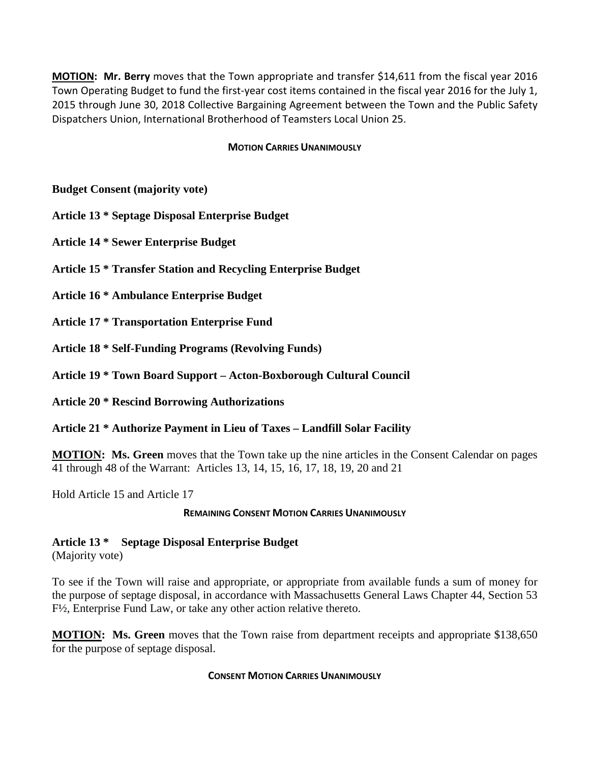**MOTION: Mr. Berry** moves that the Town appropriate and transfer $14,611 from the fiscal year 2016 Town Operating Budget to fund the first-year cost items contained in the fiscal year 2016 for the July 1, 2015 through June 30, 2018 Collective Bargaining Agreement between the Town and the Public Safety Dispatchers Union, International Brotherhood of Teamsters Local Union 25.

**MOTION CARRIES UNANIMOUSLY**

**Budget Consent (majority vote)**

**Article 13 * Septage Disposal Enterprise Budget**

**Article 14 * Sewer Enterprise Budget**

**Article 15 * Transfer Station and Recycling Enterprise Budget**

**Article 16 * Ambulance Enterprise Budget**

**Article 17 * Transportation Enterprise Fund**

**Article 18 * Self-Funding Programs (Revolving Funds)**

**Article 19 * Town Board Support – Acton-Boxborough Cultural Council**

**Article 20 * Rescind Borrowing Authorizations**

**Article 21 * Authorize Payment in Lieu of Taxes – Landfill Solar Facility**

**MOTION: Ms. Green** moves that the Town take up the nine articles in the Consent Calendar on pages 41 through 48 of the Warrant: Articles 13, 14, 15, 16, 17, 18, 19, 20 and 21

Hold Article 15 and Article 17

**REMAINING CONSENT MOTION CARRIES UNANIMOUSLY**

**Article 13 * Septage Disposal Enterprise Budget**
(Majority vote)

To see if the Town will raise and appropriate, or appropriate from available funds a sum of money for the purpose of septage disposal, in accordance with Massachusetts General Laws Chapter 44, Section 53 F½, Enterprise Fund Law, or take any other action relative thereto.

**MOTION: Ms. Green** moves that the Town raise from department receipts and appropriate $138,650 for the purpose of septage disposal.

**CONSENT MOTION CARRIES UNANIMOUSLY**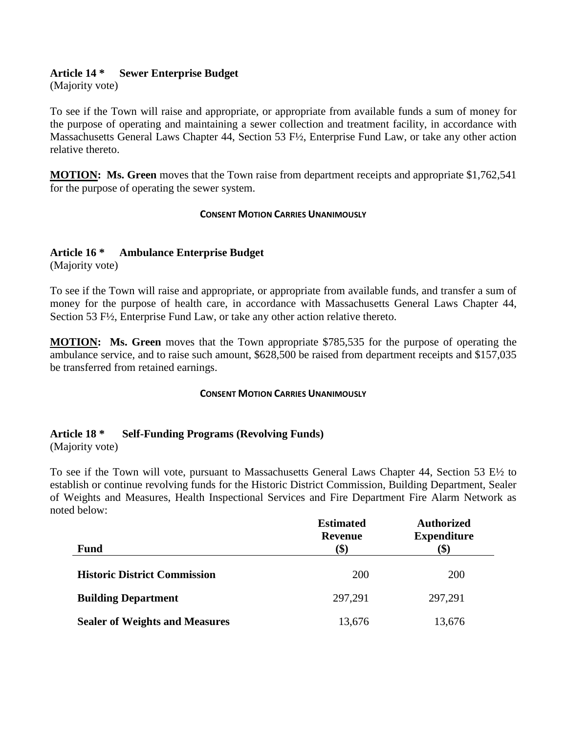**Article 14 \*  Sewer Enterprise Budget**
(Majority vote)

To see if the Town will raise and appropriate, or appropriate from available funds a sum of money for the purpose of operating and maintaining a sewer collection and treatment facility, in accordance with Massachusetts General Laws Chapter 44, Section 53 F½, Enterprise Fund Law, or take any other action relative thereto.

**MOTION: Ms. Green** moves that the Town raise from department receipts and appropriate $1,762,541 for the purpose of operating the sewer system.

**CONSENT MOTION CARRIES UNANIMOUSLY**

**Article 16 \*  Ambulance Enterprise Budget**
(Majority vote)

To see if the Town will raise and appropriate, or appropriate from available funds, and transfer a sum of money for the purpose of health care, in accordance with Massachusetts General Laws Chapter 44, Section 53 F½, Enterprise Fund Law, or take any other action relative thereto.

**MOTION: Ms. Green** moves that the Town appropriate $785,535 for the purpose of operating the ambulance service, and to raise such amount, $628,500 be raised from department receipts and $157,035 be transferred from retained earnings.

**CONSENT MOTION CARRIES UNANIMOUSLY**

**Article 18 \*  Self-Funding Programs (Revolving Funds)**
(Majority vote)

To see if the Town will vote, pursuant to Massachusetts General Laws Chapter 44, Section 53 E½ to establish or continue revolving funds for the Historic District Commission, Building Department, Sealer of Weights and Measures, Health Inspectional Services and Fire Department Fire Alarm Network as noted below:

| Fund | Estimated Revenue ($) | Authorized Expenditure ($) |
|---|---|---|
| **Historic District Commission** | 200 | 200 |
| **Building Department** | 297,291 | 297,291 |
| **Sealer of Weights and Measures** | 13,676 | 13,676 |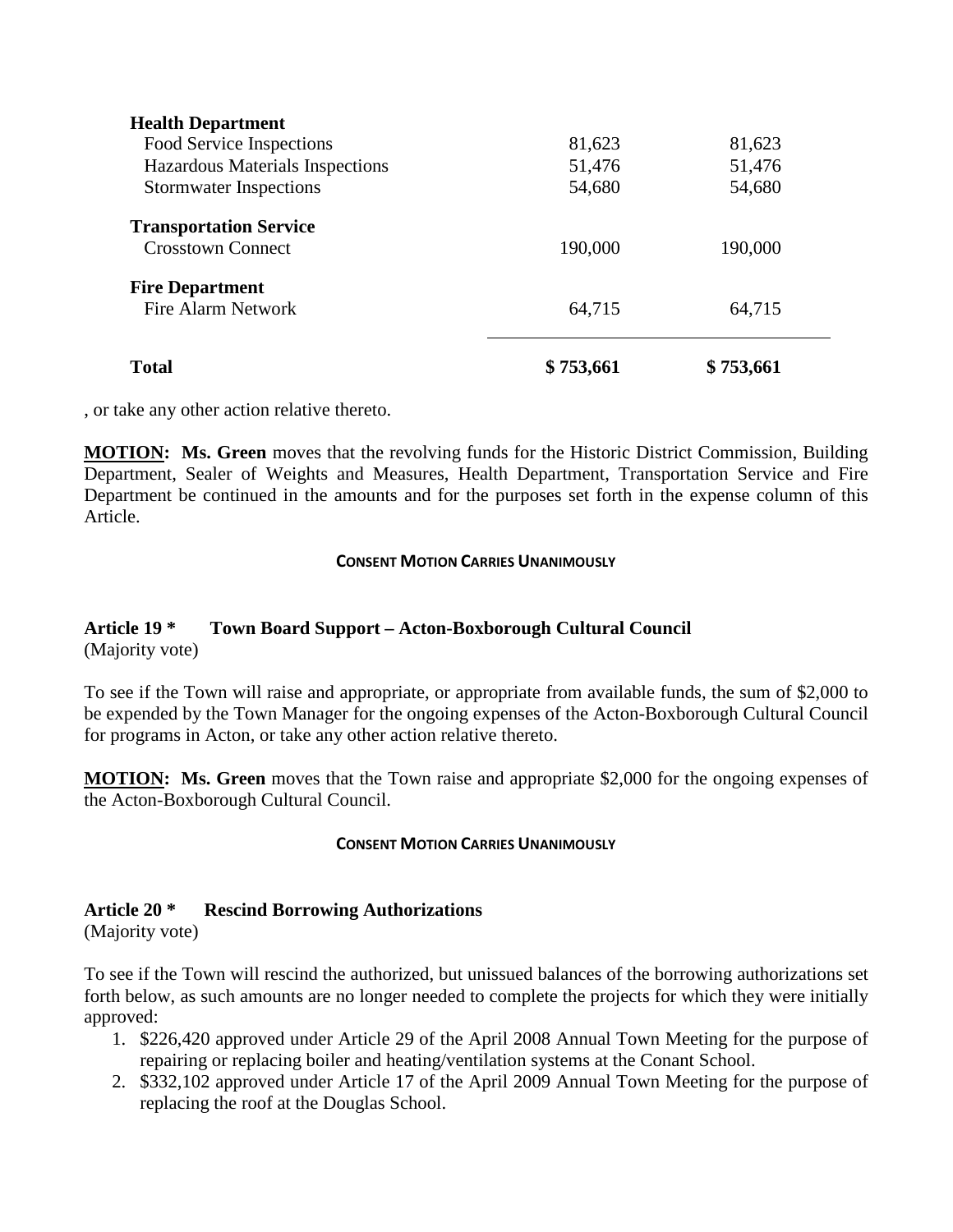| | | |
|---|---|---|
| **Health Department** | | |
| Food Service Inspections | 81,623 | 81,623 |
| Hazardous Materials Inspections | 51,476 | 51,476 |
| Stormwater Inspections | 54,680 | 54,680 |
| **Transportation Service** | | |
| Crosstown Connect | 190,000 | 190,000 |
| **Fire Department** | | |
| Fire Alarm Network | 64,715 | 64,715 |
| **Total** | **$ 753,661** | **$ 753,661** |

, or take any other action relative thereto.

**MOTION: Ms. Green** moves that the revolving funds for the Historic District Commission, Building Department, Sealer of Weights and Measures, Health Department, Transportation Service and Fire Department be continued in the amounts and for the purposes set forth in the expense column of this Article.

**CONSENT MOTION CARRIES UNANIMOUSLY**

**Article 19 * Town Board Support – Acton-Boxborough Cultural Council**
(Majority vote)

To see if the Town will raise and appropriate, or appropriate from available funds, the sum of $2,000 to be expended by the Town Manager for the ongoing expenses of the Acton-Boxborough Cultural Council for programs in Acton, or take any other action relative thereto.

**MOTION: Ms. Green** moves that the Town raise and appropriate $2,000 for the ongoing expenses of the Acton-Boxborough Cultural Council.

**CONSENT MOTION CARRIES UNANIMOUSLY**

**Article 20 * Rescind Borrowing Authorizations**
(Majority vote)

To see if the Town will rescind the authorized, but unissued balances of the borrowing authorizations set forth below, as such amounts are no longer needed to complete the projects for which they were initially approved:

1. $226,420 approved under Article 29 of the April 2008 Annual Town Meeting for the purpose of repairing or replacing boiler and heating/ventilation systems at the Conant School.
2. $332,102 approved under Article 17 of the April 2009 Annual Town Meeting for the purpose of replacing the roof at the Douglas School.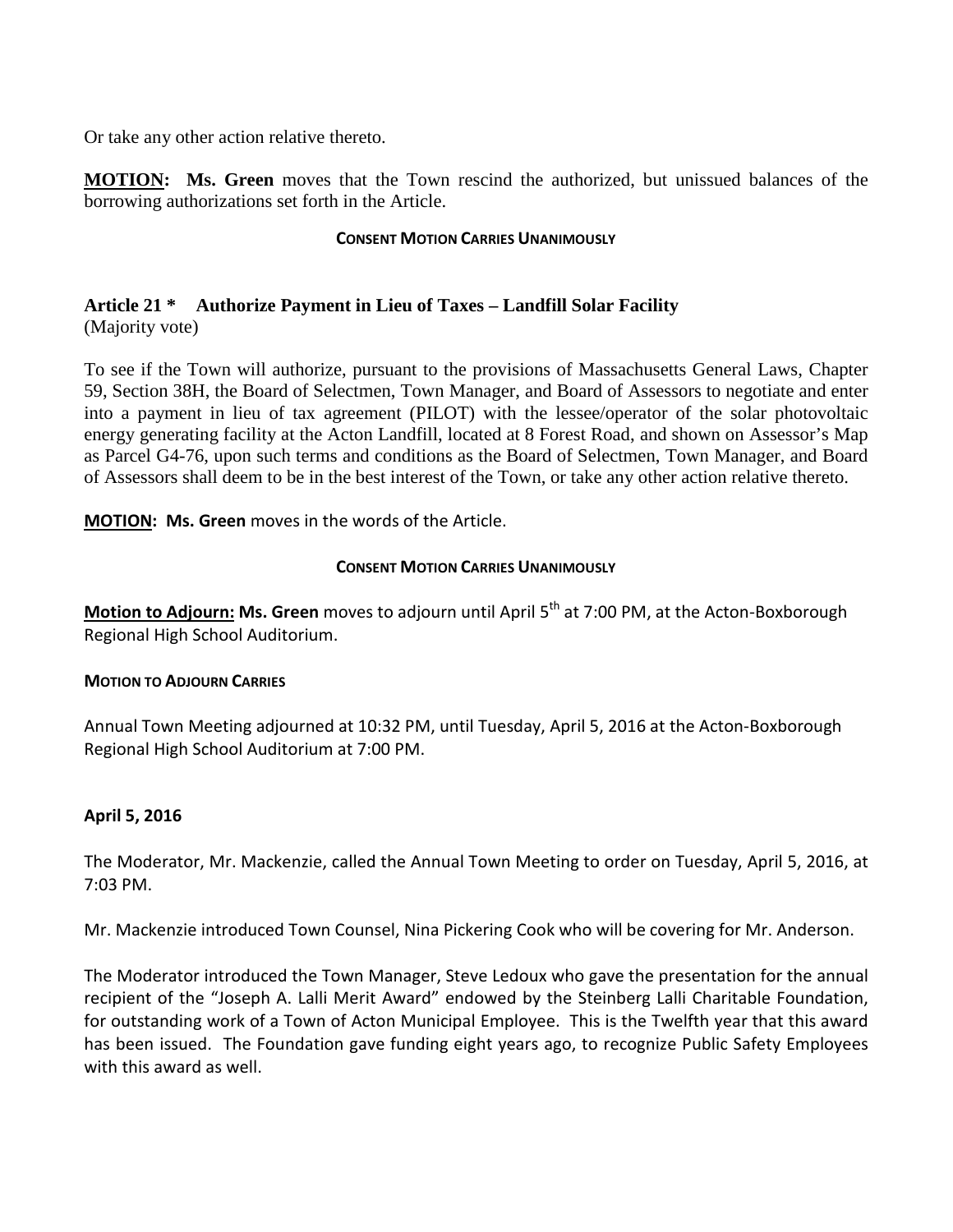Or take any other action relative thereto.

**MOTION:** **Ms. Green** moves that the Town rescind the authorized, but unissued balances of the borrowing authorizations set forth in the Article.

**CONSENT MOTION CARRIES UNANIMOUSLY**

### Article 21 * Authorize Payment in Lieu of Taxes – Landfill Solar Facility

(Majority vote)

To see if the Town will authorize, pursuant to the provisions of Massachusetts General Laws, Chapter 59, Section 38H, the Board of Selectmen, Town Manager, and Board of Assessors to negotiate and enter into a payment in lieu of tax agreement (PILOT) with the lessee/operator of the solar photovoltaic energy generating facility at the Acton Landfill, located at 8 Forest Road, and shown on Assessor's Map as Parcel G4-76, upon such terms and conditions as the Board of Selectmen, Town Manager, and Board of Assessors shall deem to be in the best interest of the Town, or take any other action relative thereto.

**MOTION:** **Ms. Green** moves in the words of the Article.

**CONSENT MOTION CARRIES UNANIMOUSLY**

**Motion to Adjourn:** **Ms. Green** moves to adjourn until April 5th at 7:00 PM, at the Acton-Boxborough Regional High School Auditorium.

**MOTION TO ADJOURN CARRIES**

Annual Town Meeting adjourned at 10:32 PM, until Tuesday, April 5, 2016 at the Acton-Boxborough Regional High School Auditorium at 7:00 PM.

**April 5, 2016**

The Moderator, Mr. Mackenzie, called the Annual Town Meeting to order on Tuesday, April 5, 2016, at 7:03 PM.

Mr. Mackenzie introduced Town Counsel, Nina Pickering Cook who will be covering for Mr. Anderson.

The Moderator introduced the Town Manager, Steve Ledoux who gave the presentation for the annual recipient of the "Joseph A. Lalli Merit Award" endowed by the Steinberg Lalli Charitable Foundation, for outstanding work of a Town of Acton Municipal Employee. This is the Twelfth year that this award has been issued. The Foundation gave funding eight years ago, to recognize Public Safety Employees with this award as well.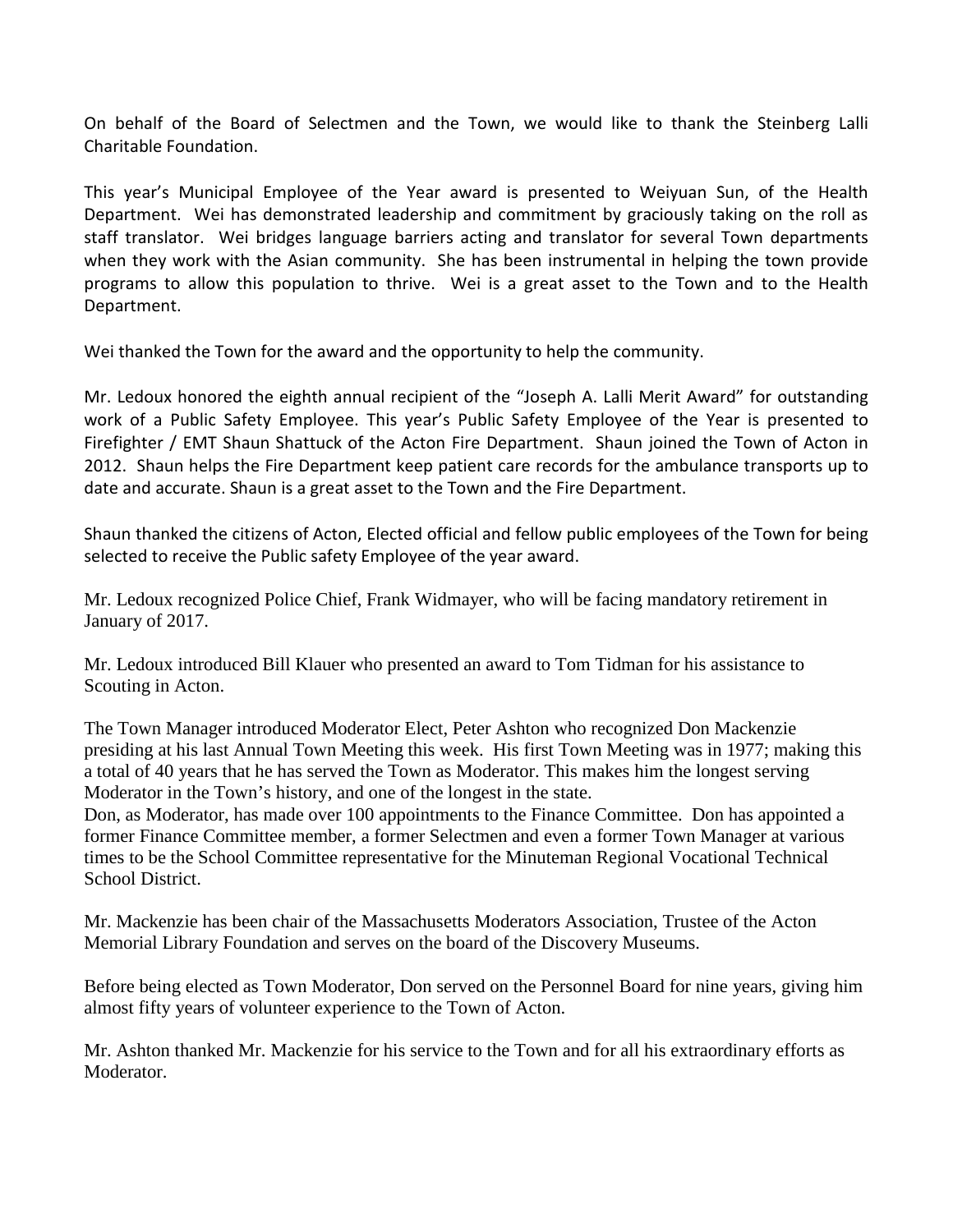On behalf of the Board of Selectmen and the Town, we would like to thank the Steinberg Lalli Charitable Foundation.

This year's Municipal Employee of the Year award is presented to Weiyuan Sun, of the Health Department. Wei has demonstrated leadership and commitment by graciously taking on the roll as staff translator. Wei bridges language barriers acting and translator for several Town departments when they work with the Asian community. She has been instrumental in helping the town provide programs to allow this population to thrive. Wei is a great asset to the Town and to the Health Department.

Wei thanked the Town for the award and the opportunity to help the community.

Mr. Ledoux honored the eighth annual recipient of the "Joseph A. Lalli Merit Award" for outstanding work of a Public Safety Employee. This year's Public Safety Employee of the Year is presented to Firefighter / EMT Shaun Shattuck of the Acton Fire Department. Shaun joined the Town of Acton in 2012. Shaun helps the Fire Department keep patient care records for the ambulance transports up to date and accurate. Shaun is a great asset to the Town and the Fire Department.

Shaun thanked the citizens of Acton, Elected official and fellow public employees of the Town for being selected to receive the Public safety Employee of the year award.

Mr. Ledoux recognized Police Chief, Frank Widmayer, who will be facing mandatory retirement in January of 2017.

Mr. Ledoux introduced Bill Klauer who presented an award to Tom Tidman for his assistance to Scouting in Acton.

The Town Manager introduced Moderator Elect, Peter Ashton who recognized Don Mackenzie presiding at his last Annual Town Meeting this week. His first Town Meeting was in 1977; making this a total of 40 years that he has served the Town as Moderator. This makes him the longest serving Moderator in the Town's history, and one of the longest in the state.
Don, as Moderator, has made over 100 appointments to the Finance Committee. Don has appointed a former Finance Committee member, a former Selectmen and even a former Town Manager at various times to be the School Committee representative for the Minuteman Regional Vocational Technical School District.

Mr. Mackenzie has been chair of the Massachusetts Moderators Association, Trustee of the Acton Memorial Library Foundation and serves on the board of the Discovery Museums.

Before being elected as Town Moderator, Don served on the Personnel Board for nine years, giving him almost fifty years of volunteer experience to the Town of Acton.

Mr. Ashton thanked Mr. Mackenzie for his service to the Town and for all his extraordinary efforts as Moderator.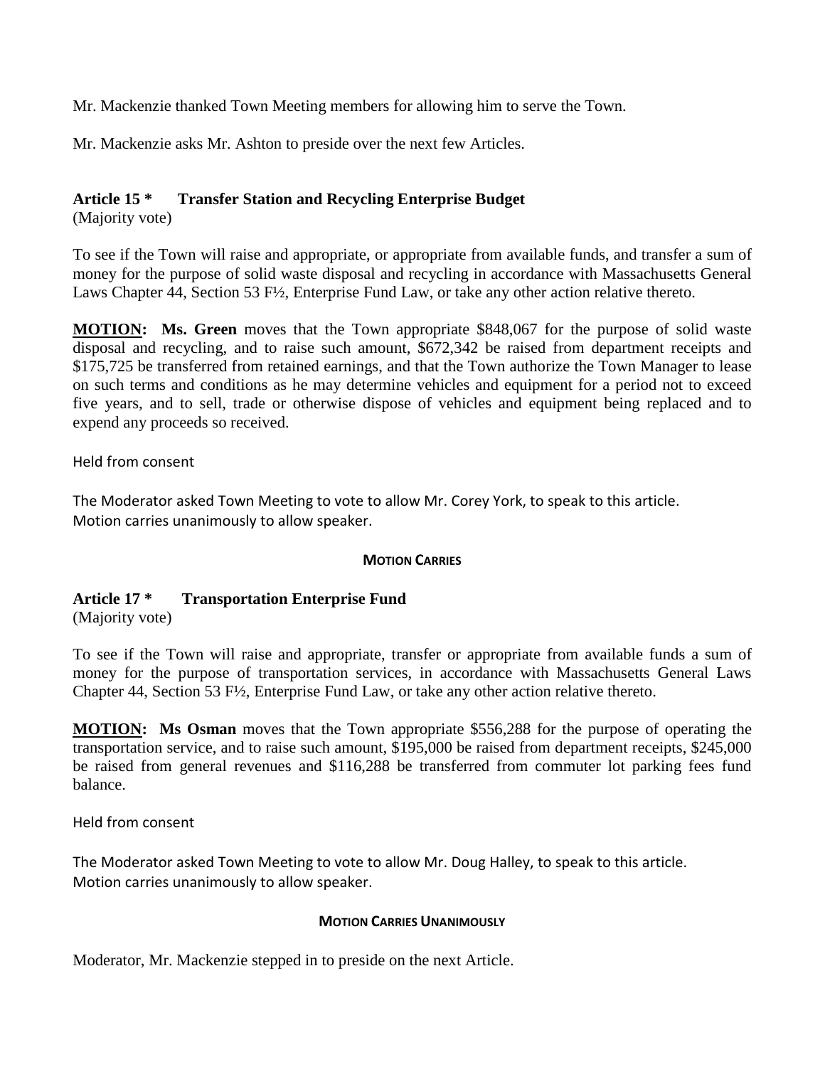Mr. Mackenzie thanked Town Meeting members for allowing him to serve the Town.

Mr. Mackenzie asks Mr. Ashton to preside over the next few Articles.

**Article 15 * Transfer Station and Recycling Enterprise Budget**
(Majority vote)

To see if the Town will raise and appropriate, or appropriate from available funds, and transfer a sum of money for the purpose of solid waste disposal and recycling in accordance with Massachusetts General Laws Chapter 44, Section 53 F½, Enterprise Fund Law, or take any other action relative thereto.

**MOTION: Ms. Green** moves that the Town appropriate $848,067 for the purpose of solid waste disposal and recycling, and to raise such amount, $672,342 be raised from department receipts and $175,725 be transferred from retained earnings, and that the Town authorize the Town Manager to lease on such terms and conditions as he may determine vehicles and equipment for a period not to exceed five years, and to sell, trade or otherwise dispose of vehicles and equipment being replaced and to expend any proceeds so received.

Held from consent

The Moderator asked Town Meeting to vote to allow Mr. Corey York, to speak to this article.
Motion carries unanimously to allow speaker.

**MOTION CARRIES**

**Article 17 * Transportation Enterprise Fund**
(Majority vote)

To see if the Town will raise and appropriate, transfer or appropriate from available funds a sum of money for the purpose of transportation services, in accordance with Massachusetts General Laws Chapter 44, Section 53 F½, Enterprise Fund Law, or take any other action relative thereto.

**MOTION: Ms Osman** moves that the Town appropriate $556,288 for the purpose of operating the transportation service, and to raise such amount, $195,000 be raised from department receipts, $245,000 be raised from general revenues and $116,288 be transferred from commuter lot parking fees fund balance.

Held from consent

The Moderator asked Town Meeting to vote to allow Mr. Doug Halley, to speak to this article.
Motion carries unanimously to allow speaker.

**MOTION CARRIES UNANIMOUSLY**

Moderator, Mr. Mackenzie stepped in to preside on the next Article.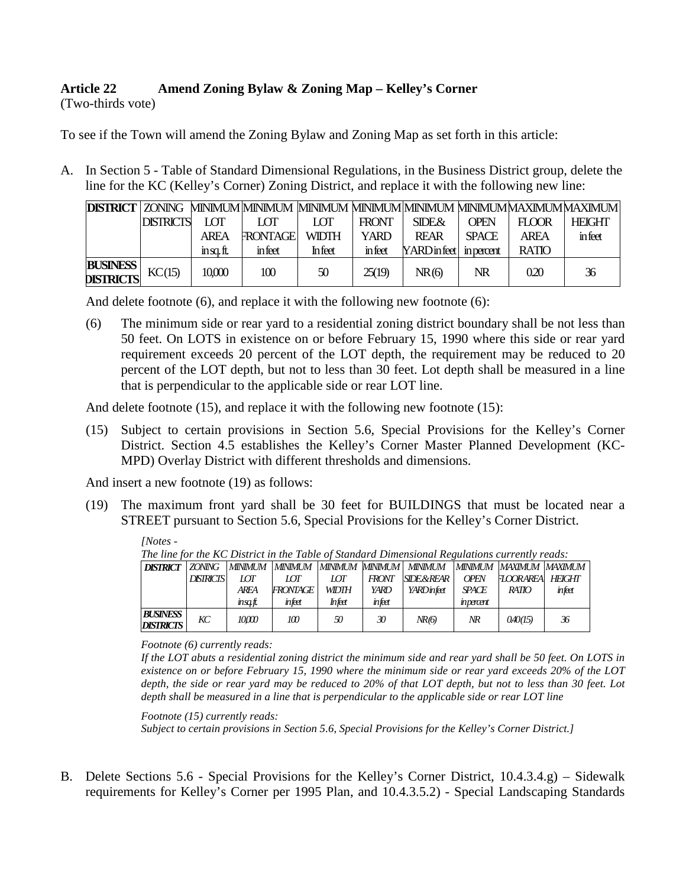**Article 22 Amend Zoning Bylaw & Zoning Map – Kelley's Corner**
(Two-thirds vote)

To see if the Town will amend the Zoning Bylaw and Zoning Map as set forth in this article:

A. In Section 5 - Table of Standard Dimensional Regulations, in the Business District group, delete the line for the KC (Kelley's Corner) Zoning District, and replace it with the following new line:

| DISTRICT | ZONING DISTRICTS | MINIMUM LOT AREA in sq. ft. | MINIMUM LOT FRONTAGE in feet | MINIMUM LOT WIDTH In feet | MINIMUM FRONT YARD in feet | MINIMUM SIDE & REAR YARD in feet | MINIMUM OPEN SPACE in percent | MAXIMUM FLOOR AREA RATIO | MAXIMUM HEIGHT in feet |
|---|---|---|---|---|---|---|---|---|---|
| **BUSINESS DISTRICTS** | KC(15) | 10,000 | 100 | 50 | 25(19) | NR(6) | NR | 0.20 | 36 |

And delete footnote (6), and replace it with the following new footnote (6):

(6) The minimum side or rear yard to a residential zoning district boundary shall be not less than 50 feet. On LOTS in existence on or before February 15, 1990 where this side or rear yard requirement exceeds 20 percent of the LOT depth, the requirement may be reduced to 20 percent of the LOT depth, but not to less than 30 feet. Lot depth shall be measured in a line that is perpendicular to the applicable side or rear LOT line.

And delete footnote (15), and replace it with the following new footnote (15):

(15) Subject to certain provisions in Section 5.6, Special Provisions for the Kelley's Corner District. Section 4.5 establishes the Kelley's Corner Master Planned Development (KC-MPD) Overlay District with different thresholds and dimensions.

And insert a new footnote (19) as follows:

(19) The maximum front yard shall be 30 feet for BUILDINGS that must be located near a STREET pursuant to Section 5.6, Special Provisions for the Kelley's Corner District.

*[Notes -*

*The line for the KC District in the Table of Standard Dimensional Regulations currently reads:*

| *DISTRICT* | *ZONING DISTRICTS* | *MINIMUM LOT AREA in sq. ft.* | *MINIMUM LOT FRONTAGE in feet* | *MINIMUM LOT WIDTH In feet* | *MINIMUM FRONT YARD in feet* | *MINIMUM SIDE & REAR YARD in feet* | *MINIMUM OPEN SPACE in percent* | *MAXIMUM FLOOR AREA RATIO* | *MAXIMUM HEIGHT in feet* |
|---|---|---|---|---|---|---|---|---|---|
| ***BUSINESS DISTRICTS*** | *KC* | *10,000* | *100* | *50* | *30* | *NR(6)* | *NR* | *0.40(15)* | *36* |

*Footnote (6) currently reads:*
*If the LOT abuts a residential zoning district the minimum side and rear yard shall be 50 feet. On LOTS in existence on or before February 15, 1990 where the minimum side or rear yard exceeds 20% of the LOT depth, the side or rear yard may be reduced to 20% of that LOT depth, but not to less than 30 feet. Lot depth shall be measured in a line that is perpendicular to the applicable side or rear LOT line*

*Footnote (15) currently reads:*
*Subject to certain provisions in Section 5.6, Special Provisions for the Kelley's Corner District.]*

B. Delete Sections 5.6 - Special Provisions for the Kelley's Corner District, 10.4.3.4.g) – Sidewalk requirements for Kelley's Corner per 1995 Plan, and 10.4.3.5.2) - Special Landscaping Standards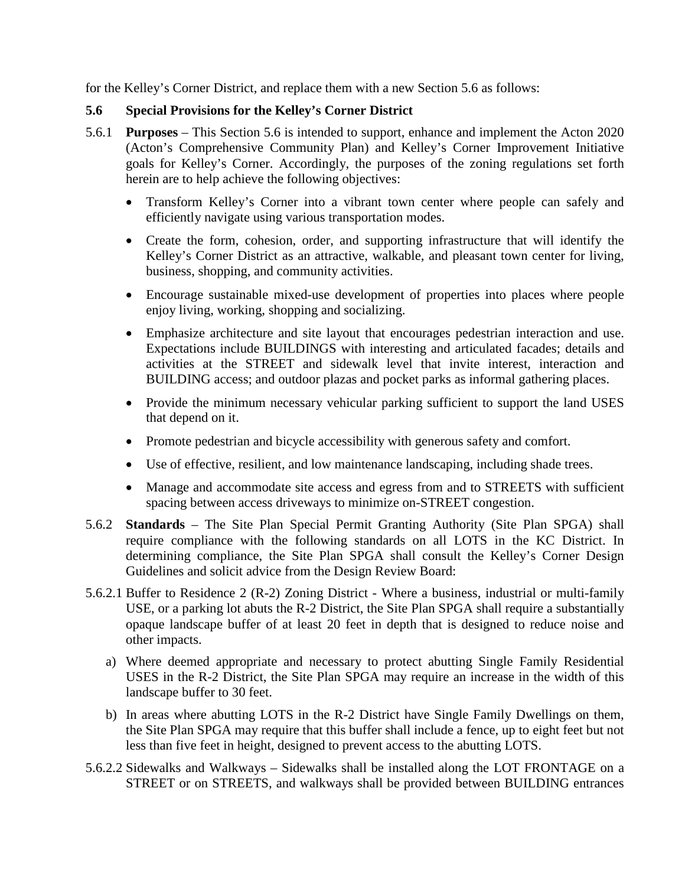for the Kelley's Corner District, and replace them with a new Section 5.6 as follows:

## 5.6 Special Provisions for the Kelley's Corner District

5.6.1 **Purposes** – This Section 5.6 is intended to support, enhance and implement the Acton 2020 (Acton's Comprehensive Community Plan) and Kelley's Corner Improvement Initiative goals for Kelley's Corner. Accordingly, the purposes of the zoning regulations set forth herein are to help achieve the following objectives:

- Transform Kelley's Corner into a vibrant town center where people can safely and efficiently navigate using various transportation modes.
- Create the form, cohesion, order, and supporting infrastructure that will identify the Kelley's Corner District as an attractive, walkable, and pleasant town center for living, business, shopping, and community activities.
- Encourage sustainable mixed-use development of properties into places where people enjoy living, working, shopping and socializing.
- Emphasize architecture and site layout that encourages pedestrian interaction and use. Expectations include BUILDINGS with interesting and articulated facades; details and activities at the STREET and sidewalk level that invite interest, interaction and BUILDING access; and outdoor plazas and pocket parks as informal gathering places.
- Provide the minimum necessary vehicular parking sufficient to support the land USES that depend on it.
- Promote pedestrian and bicycle accessibility with generous safety and comfort.
- Use of effective, resilient, and low maintenance landscaping, including shade trees.
- Manage and accommodate site access and egress from and to STREETS with sufficient spacing between access driveways to minimize on-STREET congestion.

5.6.2 **Standards** – The Site Plan Special Permit Granting Authority (Site Plan SPGA) shall require compliance with the following standards on all LOTS in the KC District. In determining compliance, the Site Plan SPGA shall consult the Kelley's Corner Design Guidelines and solicit advice from the Design Review Board:

5.6.2.1 Buffer to Residence 2 (R-2) Zoning District - Where a business, industrial or multi-family USE, or a parking lot abuts the R-2 District, the Site Plan SPGA shall require a substantially opaque landscape buffer of at least 20 feet in depth that is designed to reduce noise and other impacts.

a) Where deemed appropriate and necessary to protect abutting Single Family Residential USES in the R-2 District, the Site Plan SPGA may require an increase in the width of this landscape buffer to 30 feet.

b) In areas where abutting LOTS in the R-2 District have Single Family Dwellings on them, the Site Plan SPGA may require that this buffer shall include a fence, up to eight feet but not less than five feet in height, designed to prevent access to the abutting LOTS.

5.6.2.2 Sidewalks and Walkways – Sidewalks shall be installed along the LOT FRONTAGE on a STREET or on STREETS, and walkways shall be provided between BUILDING entrances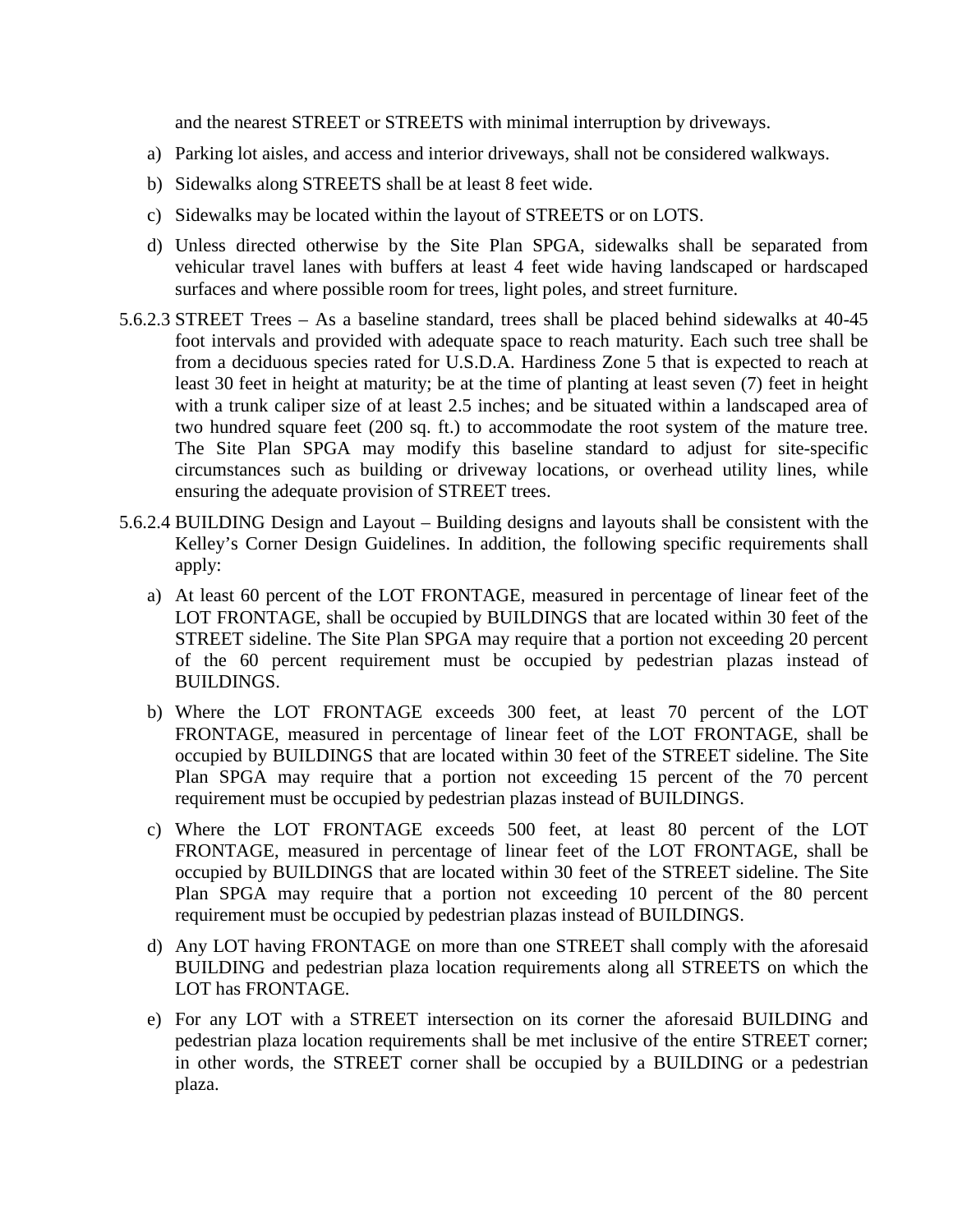and the nearest STREET or STREETS with minimal interruption by driveways.

a) Parking lot aisles, and access and interior driveways, shall not be considered walkways.

b) Sidewalks along STREETS shall be at least 8 feet wide.

c) Sidewalks may be located within the layout of STREETS or on LOTS.

d) Unless directed otherwise by the Site Plan SPGA, sidewalks shall be separated from vehicular travel lanes with buffers at least 4 feet wide having landscaped or hardscaped surfaces and where possible room for trees, light poles, and street furniture.

5.6.2.3 STREET Trees – As a baseline standard, trees shall be placed behind sidewalks at 40-45 foot intervals and provided with adequate space to reach maturity. Each such tree shall be from a deciduous species rated for U.S.D.A. Hardiness Zone 5 that is expected to reach at least 30 feet in height at maturity; be at the time of planting at least seven (7) feet in height with a trunk caliper size of at least 2.5 inches; and be situated within a landscaped area of two hundred square feet (200 sq. ft.) to accommodate the root system of the mature tree. The Site Plan SPGA may modify this baseline standard to adjust for site-specific circumstances such as building or driveway locations, or overhead utility lines, while ensuring the adequate provision of STREET trees.

5.6.2.4 BUILDING Design and Layout – Building designs and layouts shall be consistent with the Kelley's Corner Design Guidelines. In addition, the following specific requirements shall apply:

a) At least 60 percent of the LOT FRONTAGE, measured in percentage of linear feet of the LOT FRONTAGE, shall be occupied by BUILDINGS that are located within 30 feet of the STREET sideline. The Site Plan SPGA may require that a portion not exceeding 20 percent of the 60 percent requirement must be occupied by pedestrian plazas instead of BUILDINGS.

b) Where the LOT FRONTAGE exceeds 300 feet, at least 70 percent of the LOT FRONTAGE, measured in percentage of linear feet of the LOT FRONTAGE, shall be occupied by BUILDINGS that are located within 30 feet of the STREET sideline. The Site Plan SPGA may require that a portion not exceeding 15 percent of the 70 percent requirement must be occupied by pedestrian plazas instead of BUILDINGS.

c) Where the LOT FRONTAGE exceeds 500 feet, at least 80 percent of the LOT FRONTAGE, measured in percentage of linear feet of the LOT FRONTAGE, shall be occupied by BUILDINGS that are located within 30 feet of the STREET sideline. The Site Plan SPGA may require that a portion not exceeding 10 percent of the 80 percent requirement must be occupied by pedestrian plazas instead of BUILDINGS.

d) Any LOT having FRONTAGE on more than one STREET shall comply with the aforesaid BUILDING and pedestrian plaza location requirements along all STREETS on which the LOT has FRONTAGE.

e) For any LOT with a STREET intersection on its corner the aforesaid BUILDING and pedestrian plaza location requirements shall be met inclusive of the entire STREET corner; in other words, the STREET corner shall be occupied by a BUILDING or a pedestrian plaza.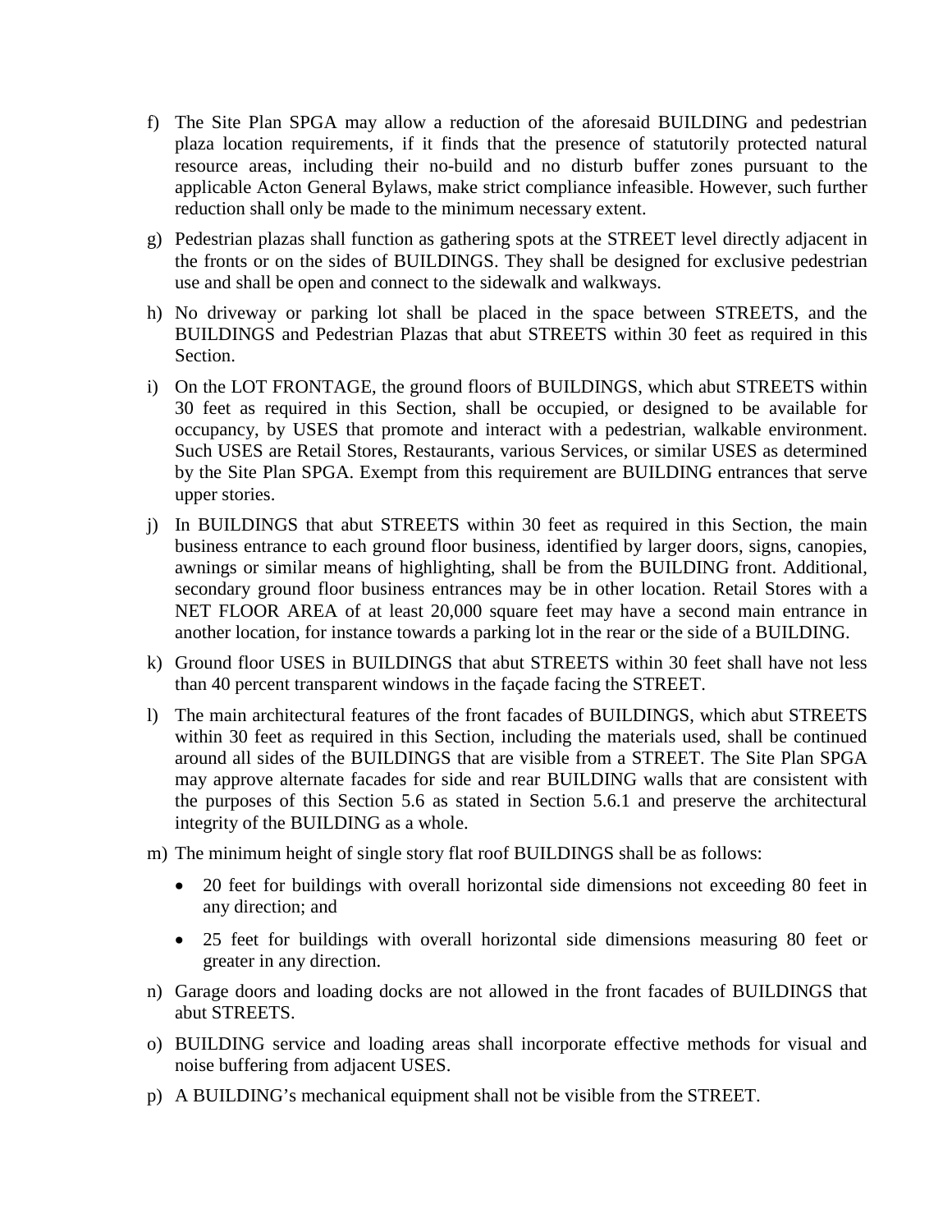f) The Site Plan SPGA may allow a reduction of the aforesaid BUILDING and pedestrian plaza location requirements, if it finds that the presence of statutorily protected natural resource areas, including their no-build and no disturb buffer zones pursuant to the applicable Acton General Bylaws, make strict compliance infeasible. However, such further reduction shall only be made to the minimum necessary extent.

g) Pedestrian plazas shall function as gathering spots at the STREET level directly adjacent in the fronts or on the sides of BUILDINGS. They shall be designed for exclusive pedestrian use and shall be open and connect to the sidewalk and walkways.

h) No driveway or parking lot shall be placed in the space between STREETS, and the BUILDINGS and Pedestrian Plazas that abut STREETS within 30 feet as required in this Section.

i) On the LOT FRONTAGE, the ground floors of BUILDINGS, which abut STREETS within 30 feet as required in this Section, shall be occupied, or designed to be available for occupancy, by USES that promote and interact with a pedestrian, walkable environment. Such USES are Retail Stores, Restaurants, various Services, or similar USES as determined by the Site Plan SPGA. Exempt from this requirement are BUILDING entrances that serve upper stories.

j) In BUILDINGS that abut STREETS within 30 feet as required in this Section, the main business entrance to each ground floor business, identified by larger doors, signs, canopies, awnings or similar means of highlighting, shall be from the BUILDING front. Additional, secondary ground floor business entrances may be in other location. Retail Stores with a NET FLOOR AREA of at least 20,000 square feet may have a second main entrance in another location, for instance towards a parking lot in the rear or the side of a BUILDING.

k) Ground floor USES in BUILDINGS that abut STREETS within 30 feet shall have not less than 40 percent transparent windows in the façade facing the STREET.

l) The main architectural features of the front facades of BUILDINGS, which abut STREETS within 30 feet as required in this Section, including the materials used, shall be continued around all sides of the BUILDINGS that are visible from a STREET. The Site Plan SPGA may approve alternate facades for side and rear BUILDING walls that are consistent with the purposes of this Section 5.6 as stated in Section 5.6.1 and preserve the architectural integrity of the BUILDING as a whole.

m) The minimum height of single story flat roof BUILDINGS shall be as follows:

- 20 feet for buildings with overall horizontal side dimensions not exceeding 80 feet in any direction; and
- 25 feet for buildings with overall horizontal side dimensions measuring 80 feet or greater in any direction.

n) Garage doors and loading docks are not allowed in the front facades of BUILDINGS that abut STREETS.

o) BUILDING service and loading areas shall incorporate effective methods for visual and noise buffering from adjacent USES.

p) A BUILDING's mechanical equipment shall not be visible from the STREET.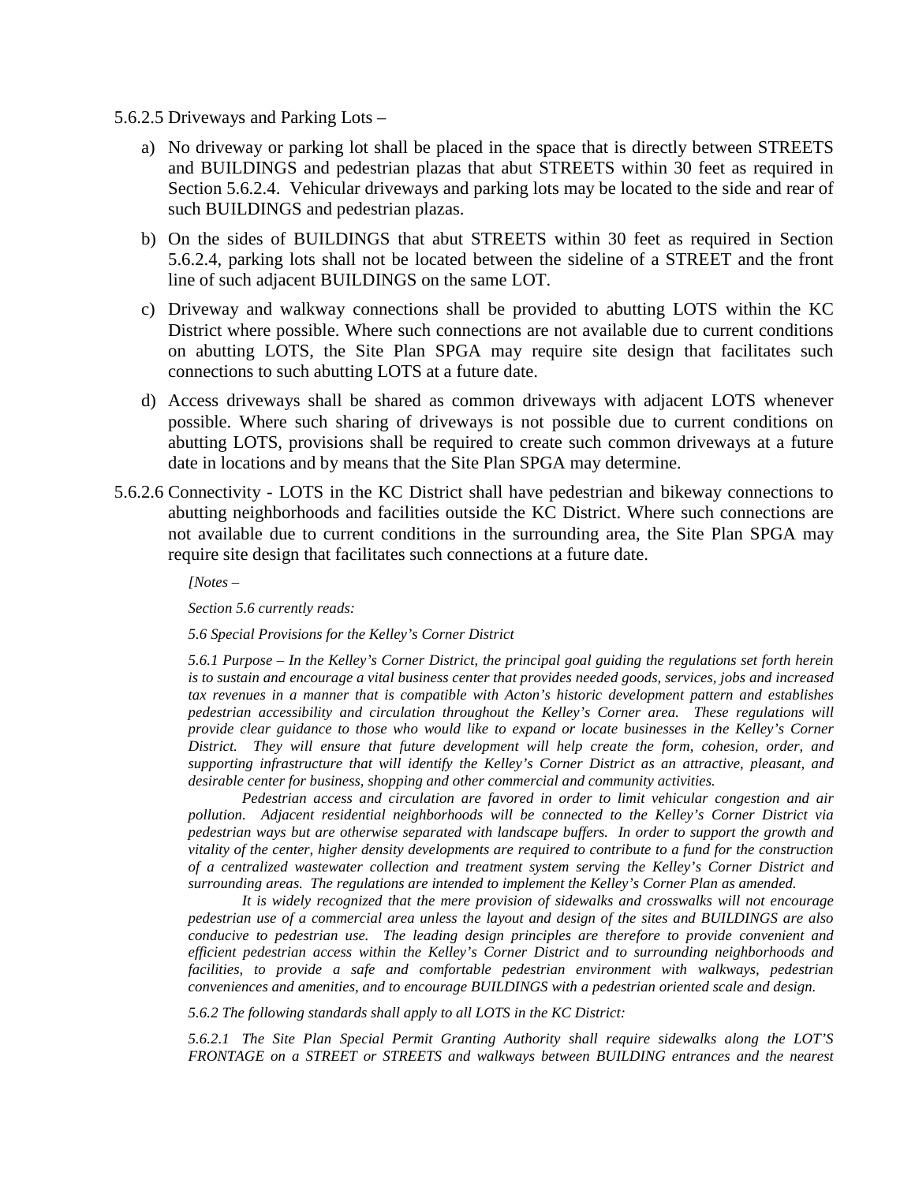5.6.2.5 Driveways and Parking Lots –

a) No driveway or parking lot shall be placed in the space that is directly between STREETS and BUILDINGS and pedestrian plazas that abut STREETS within 30 feet as required in Section 5.6.2.4. Vehicular driveways and parking lots may be located to the side and rear of such BUILDINGS and pedestrian plazas.

b) On the sides of BUILDINGS that abut STREETS within 30 feet as required in Section 5.6.2.4, parking lots shall not be located between the sideline of a STREET and the front line of such adjacent BUILDINGS on the same LOT.

c) Driveway and walkway connections shall be provided to abutting LOTS within the KC District where possible. Where such connections are not available due to current conditions on abutting LOTS, the Site Plan SPGA may require site design that facilitates such connections to such abutting LOTS at a future date.

d) Access driveways shall be shared as common driveways with adjacent LOTS whenever possible. Where such sharing of driveways is not possible due to current conditions on abutting LOTS, provisions shall be required to create such common driveways at a future date in locations and by means that the Site Plan SPGA may determine.

5.6.2.6 Connectivity - LOTS in the KC District shall have pedestrian and bikeway connections to abutting neighborhoods and facilities outside the KC District. Where such connections are not available due to current conditions in the surrounding area, the Site Plan SPGA may require site design that facilitates such connections at a future date.

*[Notes –*

*Section 5.6 currently reads:*

*5.6 Special Provisions for the Kelley's Corner District*

*5.6.1 Purpose – In the Kelley's Corner District, the principal goal guiding the regulations set forth herein is to sustain and encourage a vital business center that provides needed goods, services, jobs and increased tax revenues in a manner that is compatible with Acton's historic development pattern and establishes pedestrian accessibility and circulation throughout the Kelley's Corner area. These regulations will provide clear guidance to those who would like to expand or locate businesses in the Kelley's Corner District. They will ensure that future development will help create the form, cohesion, order, and supporting infrastructure that will identify the Kelley's Corner District as an attractive, pleasant, and desirable center for business, shopping and other commercial and community activities.*

*Pedestrian access and circulation are favored in order to limit vehicular congestion and air pollution. Adjacent residential neighborhoods will be connected to the Kelley's Corner District via pedestrian ways but are otherwise separated with landscape buffers. In order to support the growth and vitality of the center, higher density developments are required to contribute to a fund for the construction of a centralized wastewater collection and treatment system serving the Kelley's Corner District and surrounding areas. The regulations are intended to implement the Kelley's Corner Plan as amended.*

*It is widely recognized that the mere provision of sidewalks and crosswalks will not encourage pedestrian use of a commercial area unless the layout and design of the sites and BUILDINGS are also conducive to pedestrian use. The leading design principles are therefore to provide convenient and efficient pedestrian access within the Kelley's Corner District and to surrounding neighborhoods and facilities, to provide a safe and comfortable pedestrian environment with walkways, pedestrian conveniences and amenities, and to encourage BUILDINGS with a pedestrian oriented scale and design.*

*5.6.2 The following standards shall apply to all LOTS in the KC District:*

*5.6.2.1 The Site Plan Special Permit Granting Authority shall require sidewalks along the LOT'S FRONTAGE on a STREET or STREETS and walkways between BUILDING entrances and the nearest*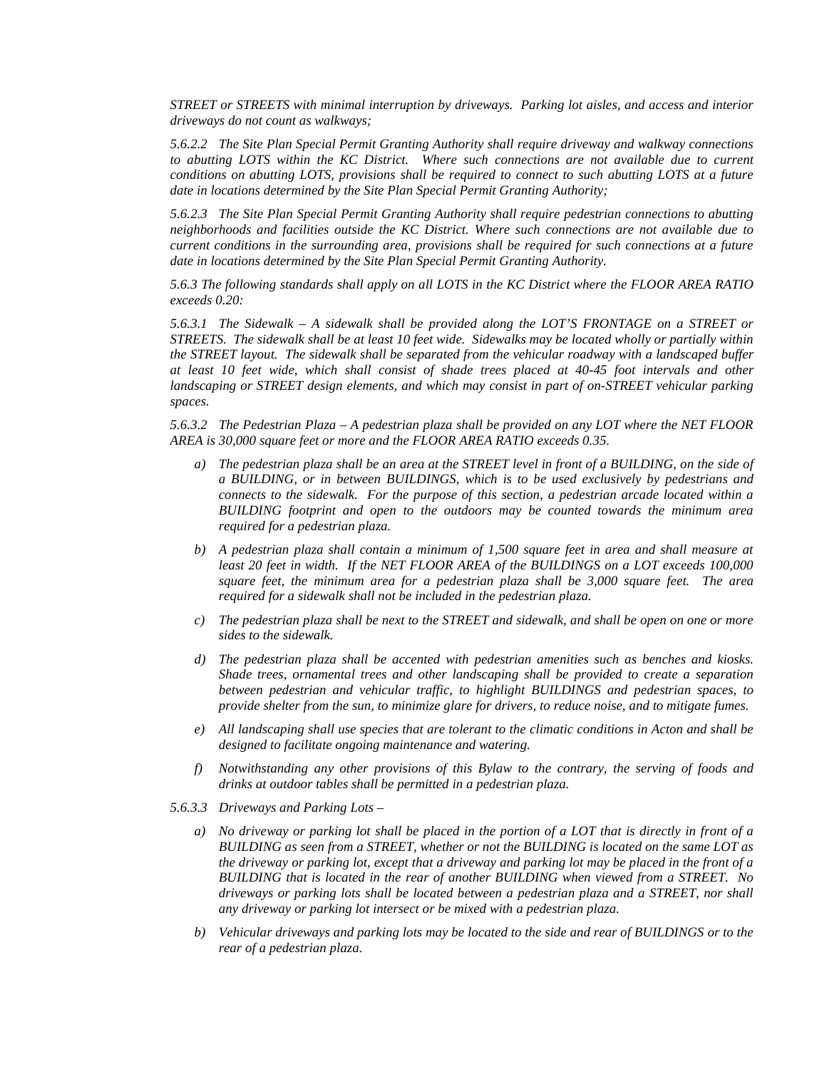*STREET or STREETS with minimal interruption by driveways. Parking lot aisles, and access and interior driveways do not count as walkways;*

*5.6.2.2 The Site Plan Special Permit Granting Authority shall require driveway and walkway connections to abutting LOTS within the KC District. Where such connections are not available due to current conditions on abutting LOTS, provisions shall be required to connect to such abutting LOTS at a future date in locations determined by the Site Plan Special Permit Granting Authority;*

*5.6.2.3 The Site Plan Special Permit Granting Authority shall require pedestrian connections to abutting neighborhoods and facilities outside the KC District. Where such connections are not available due to current conditions in the surrounding area, provisions shall be required for such connections at a future date in locations determined by the Site Plan Special Permit Granting Authority.*

*5.6.3 The following standards shall apply on all LOTS in the KC District where the FLOOR AREA RATIO exceeds 0.20:*

*5.6.3.1 The Sidewalk – A sidewalk shall be provided along the LOT'S FRONTAGE on a STREET or STREETS. The sidewalk shall be at least 10 feet wide. Sidewalks may be located wholly or partially within the STREET layout. The sidewalk shall be separated from the vehicular roadway with a landscaped buffer at least 10 feet wide, which shall consist of shade trees placed at 40-45 foot intervals and other landscaping or STREET design elements, and which may consist in part of on-STREET vehicular parking spaces.*

*5.6.3.2 The Pedestrian Plaza – A pedestrian plaza shall be provided on any LOT where the NET FLOOR AREA is 30,000 square feet or more and the FLOOR AREA RATIO exceeds 0.35.*

a) *The pedestrian plaza shall be an area at the STREET level in front of a BUILDING, on the side of a BUILDING, or in between BUILDINGS, which is to be used exclusively by pedestrians and connects to the sidewalk. For the purpose of this section, a pedestrian arcade located within a BUILDING footprint and open to the outdoors may be counted towards the minimum area required for a pedestrian plaza.*

b) *A pedestrian plaza shall contain a minimum of 1,500 square feet in area and shall measure at least 20 feet in width. If the NET FLOOR AREA of the BUILDINGS on a LOT exceeds 100,000 square feet, the minimum area for a pedestrian plaza shall be 3,000 square feet. The area required for a sidewalk shall not be included in the pedestrian plaza.*

c) *The pedestrian plaza shall be next to the STREET and sidewalk, and shall be open on one or more sides to the sidewalk.*

d) *The pedestrian plaza shall be accented with pedestrian amenities such as benches and kiosks. Shade trees, ornamental trees and other landscaping shall be provided to create a separation between pedestrian and vehicular traffic, to highlight BUILDINGS and pedestrian spaces, to provide shelter from the sun, to minimize glare for drivers, to reduce noise, and to mitigate fumes.*

e) *All landscaping shall use species that are tolerant to the climatic conditions in Acton and shall be designed to facilitate ongoing maintenance and watering.*

f) *Notwithstanding any other provisions of this Bylaw to the contrary, the serving of foods and drinks at outdoor tables shall be permitted in a pedestrian plaza.*

*5.6.3.3 Driveways and Parking Lots –*

a) *No driveway or parking lot shall be placed in the portion of a LOT that is directly in front of a BUILDING as seen from a STREET, whether or not the BUILDING is located on the same LOT as the driveway or parking lot, except that a driveway and parking lot may be placed in the front of a BUILDING that is located in the rear of another BUILDING when viewed from a STREET. No driveways or parking lots shall be located between a pedestrian plaza and a STREET, nor shall any driveway or parking lot intersect or be mixed with a pedestrian plaza.*

b) *Vehicular driveways and parking lots may be located to the side and rear of BUILDINGS or to the rear of a pedestrian plaza.*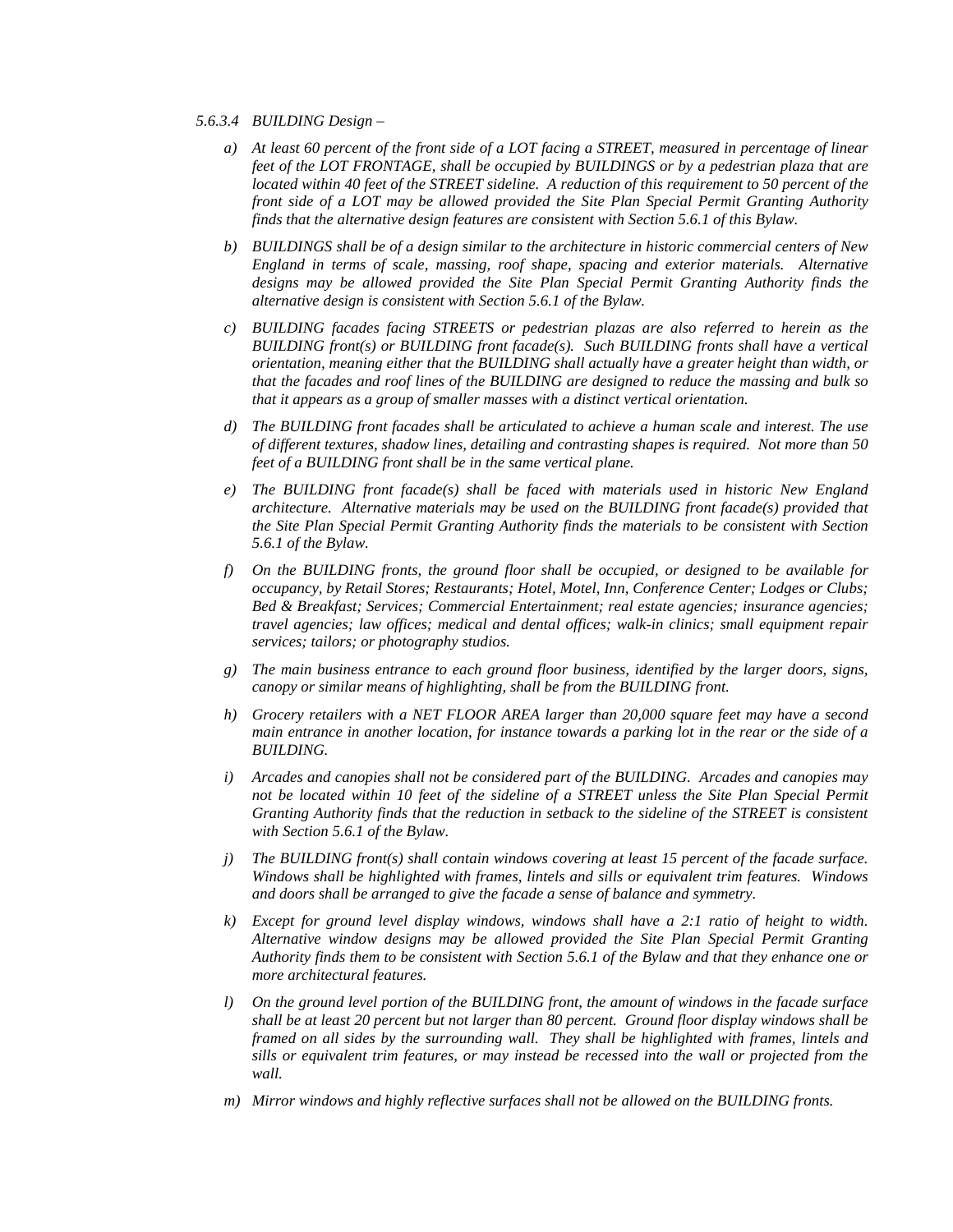*5.6.3.4 BUILDING Design –*

*a) At least 60 percent of the front side of a LOT facing a STREET, measured in percentage of linear feet of the LOT FRONTAGE, shall be occupied by BUILDINGS or by a pedestrian plaza that are located within 40 feet of the STREET sideline. A reduction of this requirement to 50 percent of the front side of a LOT may be allowed provided the Site Plan Special Permit Granting Authority finds that the alternative design features are consistent with Section 5.6.1 of this Bylaw.*

*b) BUILDINGS shall be of a design similar to the architecture in historic commercial centers of New England in terms of scale, massing, roof shape, spacing and exterior materials. Alternative designs may be allowed provided the Site Plan Special Permit Granting Authority finds the alternative design is consistent with Section 5.6.1 of the Bylaw.*

*c) BUILDING facades facing STREETS or pedestrian plazas are also referred to herein as the BUILDING front(s) or BUILDING front facade(s). Such BUILDING fronts shall have a vertical orientation, meaning either that the BUILDING shall actually have a greater height than width, or that the facades and roof lines of the BUILDING are designed to reduce the massing and bulk so that it appears as a group of smaller masses with a distinct vertical orientation.*

*d) The BUILDING front facades shall be articulated to achieve a human scale and interest. The use of different textures, shadow lines, detailing and contrasting shapes is required. Not more than 50 feet of a BUILDING front shall be in the same vertical plane.*

*e) The BUILDING front facade(s) shall be faced with materials used in historic New England architecture. Alternative materials may be used on the BUILDING front facade(s) provided that the Site Plan Special Permit Granting Authority finds the materials to be consistent with Section 5.6.1 of the Bylaw.*

*f) On the BUILDING fronts, the ground floor shall be occupied, or designed to be available for occupancy, by Retail Stores; Restaurants; Hotel, Motel, Inn, Conference Center; Lodges or Clubs; Bed & Breakfast; Services; Commercial Entertainment; real estate agencies; insurance agencies; travel agencies; law offices; medical and dental offices; walk-in clinics; small equipment repair services; tailors; or photography studios.*

*g) The main business entrance to each ground floor business, identified by the larger doors, signs, canopy or similar means of highlighting, shall be from the BUILDING front.*

*h) Grocery retailers with a NET FLOOR AREA larger than 20,000 square feet may have a second main entrance in another location, for instance towards a parking lot in the rear or the side of a BUILDING.*

*i) Arcades and canopies shall not be considered part of the BUILDING. Arcades and canopies may not be located within 10 feet of the sideline of a STREET unless the Site Plan Special Permit Granting Authority finds that the reduction in setback to the sideline of the STREET is consistent with Section 5.6.1 of the Bylaw.*

*j) The BUILDING front(s) shall contain windows covering at least 15 percent of the facade surface. Windows shall be highlighted with frames, lintels and sills or equivalent trim features. Windows and doors shall be arranged to give the facade a sense of balance and symmetry.*

*k) Except for ground level display windows, windows shall have a 2:1 ratio of height to width. Alternative window designs may be allowed provided the Site Plan Special Permit Granting Authority finds them to be consistent with Section 5.6.1 of the Bylaw and that they enhance one or more architectural features.*

*l) On the ground level portion of the BUILDING front, the amount of windows in the facade surface shall be at least 20 percent but not larger than 80 percent. Ground floor display windows shall be framed on all sides by the surrounding wall. They shall be highlighted with frames, lintels and sills or equivalent trim features, or may instead be recessed into the wall or projected from the wall.*

*m) Mirror windows and highly reflective surfaces shall not be allowed on the BUILDING fronts.*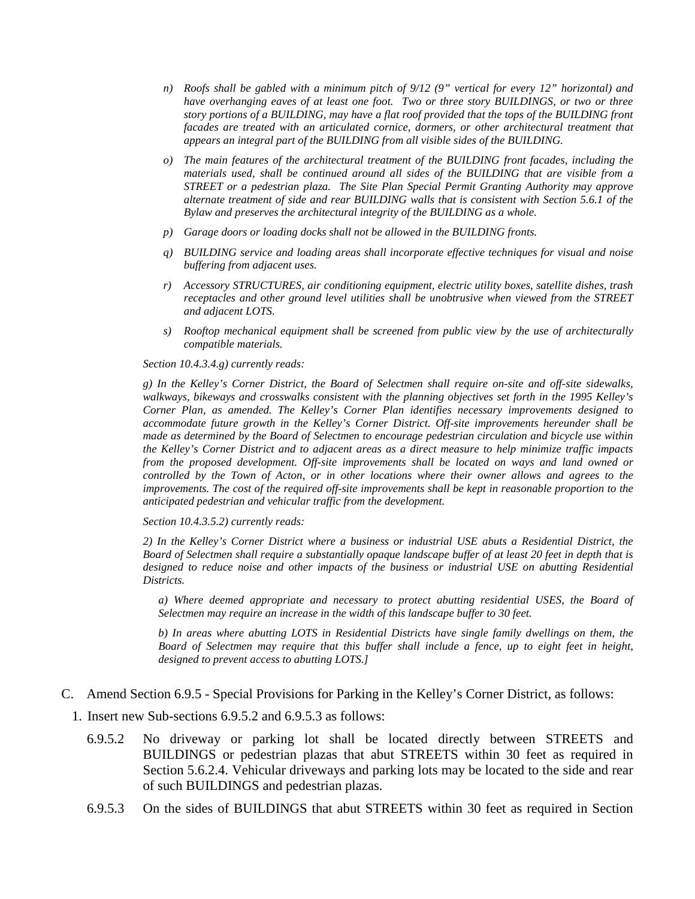*n) Roofs shall be gabled with a minimum pitch of 9/12 (9" vertical for every 12" horizontal) and have overhanging eaves of at least one foot. Two or three story BUILDINGS, or two or three story portions of a BUILDING, may have a flat roof provided that the tops of the BUILDING front facades are treated with an articulated cornice, dormers, or other architectural treatment that appears an integral part of the BUILDING from all visible sides of the BUILDING.*

*o) The main features of the architectural treatment of the BUILDING front facades, including the materials used, shall be continued around all sides of the BUILDING that are visible from a STREET or a pedestrian plaza. The Site Plan Special Permit Granting Authority may approve alternate treatment of side and rear BUILDING walls that is consistent with Section 5.6.1 of the Bylaw and preserves the architectural integrity of the BUILDING as a whole.*

*p) Garage doors or loading docks shall not be allowed in the BUILDING fronts.*

*q) BUILDING service and loading areas shall incorporate effective techniques for visual and noise buffering from adjacent uses.*

*r) Accessory STRUCTURES, air conditioning equipment, electric utility boxes, satellite dishes, trash receptacles and other ground level utilities shall be unobtrusive when viewed from the STREET and adjacent LOTS.*

*s) Rooftop mechanical equipment shall be screened from public view by the use of architecturally compatible materials.*

*Section 10.4.3.4.g) currently reads:*

*g) In the Kelley's Corner District, the Board of Selectmen shall require on-site and off-site sidewalks, walkways, bikeways and crosswalks consistent with the planning objectives set forth in the 1995 Kelley's Corner Plan, as amended. The Kelley's Corner Plan identifies necessary improvements designed to accommodate future growth in the Kelley's Corner District. Off-site improvements hereunder shall be made as determined by the Board of Selectmen to encourage pedestrian circulation and bicycle use within the Kelley's Corner District and to adjacent areas as a direct measure to help minimize traffic impacts from the proposed development. Off-site improvements shall be located on ways and land owned or controlled by the Town of Acton, or in other locations where their owner allows and agrees to the improvements. The cost of the required off-site improvements shall be kept in reasonable proportion to the anticipated pedestrian and vehicular traffic from the development.*

*Section 10.4.3.5.2) currently reads:*

*2) In the Kelley's Corner District where a business or industrial USE abuts a Residential District, the Board of Selectmen shall require a substantially opaque landscape buffer of at least 20 feet in depth that is designed to reduce noise and other impacts of the business or industrial USE on abutting Residential Districts.*

*a) Where deemed appropriate and necessary to protect abutting residential USES, the Board of Selectmen may require an increase in the width of this landscape buffer to 30 feet.*

*b) In areas where abutting LOTS in Residential Districts have single family dwellings on them, the Board of Selectmen may require that this buffer shall include a fence, up to eight feet in height, designed to prevent access to abutting LOTS.]*

C. Amend Section 6.9.5 - Special Provisions for Parking in the Kelley's Corner District, as follows:

1. Insert new Sub-sections 6.9.5.2 and 6.9.5.3 as follows:

6.9.5.2 No driveway or parking lot shall be located directly between STREETS and BUILDINGS or pedestrian plazas that abut STREETS within 30 feet as required in Section 5.6.2.4. Vehicular driveways and parking lots may be located to the side and rear of such BUILDINGS and pedestrian plazas.

6.9.5.3 On the sides of BUILDINGS that abut STREETS within 30 feet as required in Section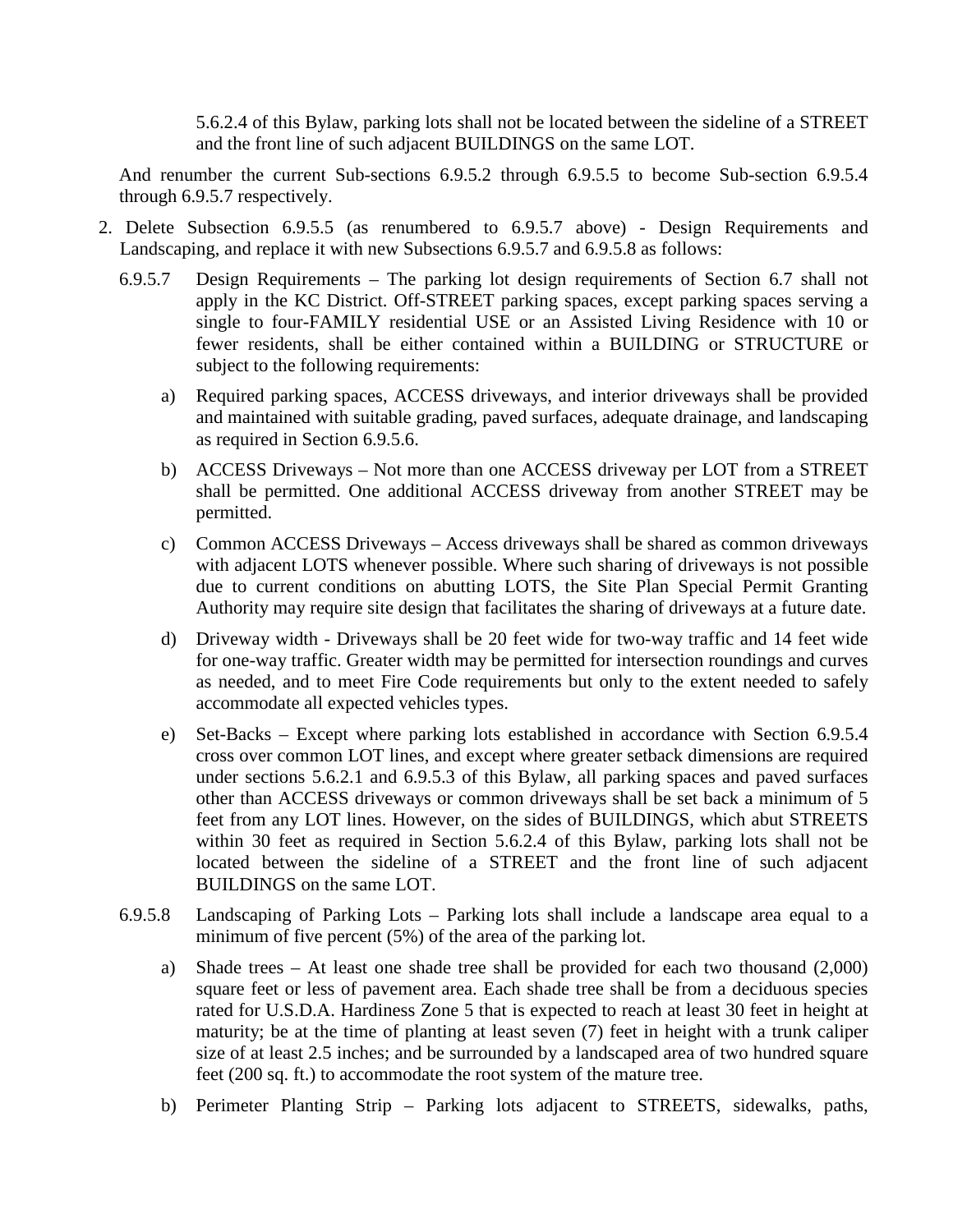5.6.2.4 of this Bylaw, parking lots shall not be located between the sideline of a STREET and the front line of such adjacent BUILDINGS on the same LOT.

And renumber the current Sub-sections 6.9.5.2 through 6.9.5.5 to become Sub-section 6.9.5.4 through 6.9.5.7 respectively.

2. Delete Subsection 6.9.5.5 (as renumbered to 6.9.5.7 above) - Design Requirements and Landscaping, and replace it with new Subsections 6.9.5.7 and 6.9.5.8 as follows:

6.9.5.7 Design Requirements – The parking lot design requirements of Section 6.7 shall not apply in the KC District. Off-STREET parking spaces, except parking spaces serving a single to four-FAMILY residential USE or an Assisted Living Residence with 10 or fewer residents, shall be either contained within a BUILDING or STRUCTURE or subject to the following requirements:

a) Required parking spaces, ACCESS driveways, and interior driveways shall be provided and maintained with suitable grading, paved surfaces, adequate drainage, and landscaping as required in Section 6.9.5.6.

b) ACCESS Driveways – Not more than one ACCESS driveway per LOT from a STREET shall be permitted. One additional ACCESS driveway from another STREET may be permitted.

c) Common ACCESS Driveways – Access driveways shall be shared as common driveways with adjacent LOTS whenever possible. Where such sharing of driveways is not possible due to current conditions on abutting LOTS, the Site Plan Special Permit Granting Authority may require site design that facilitates the sharing of driveways at a future date.

d) Driveway width - Driveways shall be 20 feet wide for two-way traffic and 14 feet wide for one-way traffic. Greater width may be permitted for intersection roundings and curves as needed, and to meet Fire Code requirements but only to the extent needed to safely accommodate all expected vehicles types.

e) Set-Backs – Except where parking lots established in accordance with Section 6.9.5.4 cross over common LOT lines, and except where greater setback dimensions are required under sections 5.6.2.1 and 6.9.5.3 of this Bylaw, all parking spaces and paved surfaces other than ACCESS driveways or common driveways shall be set back a minimum of 5 feet from any LOT lines. However, on the sides of BUILDINGS, which abut STREETS within 30 feet as required in Section 5.6.2.4 of this Bylaw, parking lots shall not be located between the sideline of a STREET and the front line of such adjacent BUILDINGS on the same LOT.

6.9.5.8 Landscaping of Parking Lots – Parking lots shall include a landscape area equal to a minimum of five percent (5%) of the area of the parking lot.

a) Shade trees – At least one shade tree shall be provided for each two thousand (2,000) square feet or less of pavement area. Each shade tree shall be from a deciduous species rated for U.S.D.A. Hardiness Zone 5 that is expected to reach at least 30 feet in height at maturity; be at the time of planting at least seven (7) feet in height with a trunk caliper size of at least 2.5 inches; and be surrounded by a landscaped area of two hundred square feet (200 sq. ft.) to accommodate the root system of the mature tree.

b) Perimeter Planting Strip – Parking lots adjacent to STREETS, sidewalks, paths,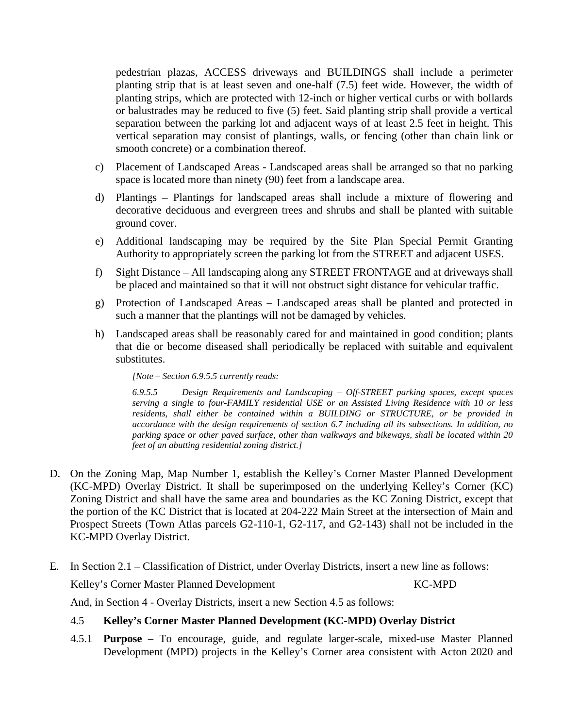pedestrian plazas, ACCESS driveways and BUILDINGS shall include a perimeter planting strip that is at least seven and one-half (7.5) feet wide. However, the width of planting strips, which are protected with 12-inch or higher vertical curbs or with bollards or balustrades may be reduced to five (5) feet. Said planting strip shall provide a vertical separation between the parking lot and adjacent ways of at least 2.5 feet in height. This vertical separation may consist of plantings, walls, or fencing (other than chain link or smooth concrete) or a combination thereof.

c) Placement of Landscaped Areas - Landscaped areas shall be arranged so that no parking space is located more than ninety (90) feet from a landscape area.

d) Plantings – Plantings for landscaped areas shall include a mixture of flowering and decorative deciduous and evergreen trees and shrubs and shall be planted with suitable ground cover.

e) Additional landscaping may be required by the Site Plan Special Permit Granting Authority to appropriately screen the parking lot from the STREET and adjacent USES.

f) Sight Distance – All landscaping along any STREET FRONTAGE and at driveways shall be placed and maintained so that it will not obstruct sight distance for vehicular traffic.

g) Protection of Landscaped Areas – Landscaped areas shall be planted and protected in such a manner that the plantings will not be damaged by vehicles.

h) Landscaped areas shall be reasonably cared for and maintained in good condition; plants that die or become diseased shall periodically be replaced with suitable and equivalent substitutes.

*[Note – Section 6.9.5.5 currently reads:*

*6.9.5.5 Design Requirements and Landscaping – Off-STREET parking spaces, except spaces serving a single to four-FAMILY residential USE or an Assisted Living Residence with 10 or less residents, shall either be contained within a BUILDING or STRUCTURE, or be provided in accordance with the design requirements of section 6.7 including all its subsections. In addition, no parking space or other paved surface, other than walkways and bikeways, shall be located within 20 feet of an abutting residential zoning district.]*

D. On the Zoning Map, Map Number 1, establish the Kelley's Corner Master Planned Development (KC-MPD) Overlay District. It shall be superimposed on the underlying Kelley's Corner (KC) Zoning District and shall have the same area and boundaries as the KC Zoning District, except that the portion of the KC District that is located at 204-222 Main Street at the intersection of Main and Prospect Streets (Town Atlas parcels G2-110-1, G2-117, and G2-143) shall not be included in the KC-MPD Overlay District.

E. In Section 2.1 – Classification of District, under Overlay Districts, insert a new line as follows:

Kelley's Corner Master Planned Development KC-MPD

And, in Section 4 - Overlay Districts, insert a new Section 4.5 as follows:

4.5 **Kelley's Corner Master Planned Development (KC-MPD) Overlay District**

4.5.1 **Purpose** – To encourage, guide, and regulate larger-scale, mixed-use Master Planned Development (MPD) projects in the Kelley's Corner area consistent with Acton 2020 and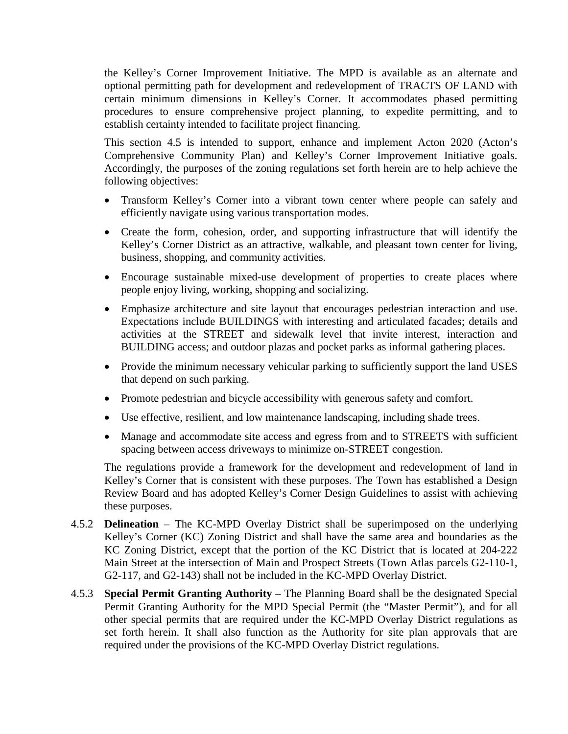the Kelley's Corner Improvement Initiative. The MPD is available as an alternate and optional permitting path for development and redevelopment of TRACTS OF LAND with certain minimum dimensions in Kelley's Corner. It accommodates phased permitting procedures to ensure comprehensive project planning, to expedite permitting, and to establish certainty intended to facilitate project financing.

This section 4.5 is intended to support, enhance and implement Acton 2020 (Acton's Comprehensive Community Plan) and Kelley's Corner Improvement Initiative goals. Accordingly, the purposes of the zoning regulations set forth herein are to help achieve the following objectives:

- Transform Kelley's Corner into a vibrant town center where people can safely and efficiently navigate using various transportation modes.
- Create the form, cohesion, order, and supporting infrastructure that will identify the Kelley's Corner District as an attractive, walkable, and pleasant town center for living, business, shopping, and community activities.
- Encourage sustainable mixed-use development of properties to create places where people enjoy living, working, shopping and socializing.
- Emphasize architecture and site layout that encourages pedestrian interaction and use. Expectations include BUILDINGS with interesting and articulated facades; details and activities at the STREET and sidewalk level that invite interest, interaction and BUILDING access; and outdoor plazas and pocket parks as informal gathering places.
- Provide the minimum necessary vehicular parking to sufficiently support the land USES that depend on such parking.
- Promote pedestrian and bicycle accessibility with generous safety and comfort.
- Use effective, resilient, and low maintenance landscaping, including shade trees.
- Manage and accommodate site access and egress from and to STREETS with sufficient spacing between access driveways to minimize on-STREET congestion.

The regulations provide a framework for the development and redevelopment of land in Kelley's Corner that is consistent with these purposes. The Town has established a Design Review Board and has adopted Kelley's Corner Design Guidelines to assist with achieving these purposes.

4.5.2 **Delineation** – The KC-MPD Overlay District shall be superimposed on the underlying Kelley's Corner (KC) Zoning District and shall have the same area and boundaries as the KC Zoning District, except that the portion of the KC District that is located at 204-222 Main Street at the intersection of Main and Prospect Streets (Town Atlas parcels G2-110-1, G2-117, and G2-143) shall not be included in the KC-MPD Overlay District.

4.5.3 **Special Permit Granting Authority** – The Planning Board shall be the designated Special Permit Granting Authority for the MPD Special Permit (the "Master Permit"), and for all other special permits that are required under the KC-MPD Overlay District regulations as set forth herein. It shall also function as the Authority for site plan approvals that are required under the provisions of the KC-MPD Overlay District regulations.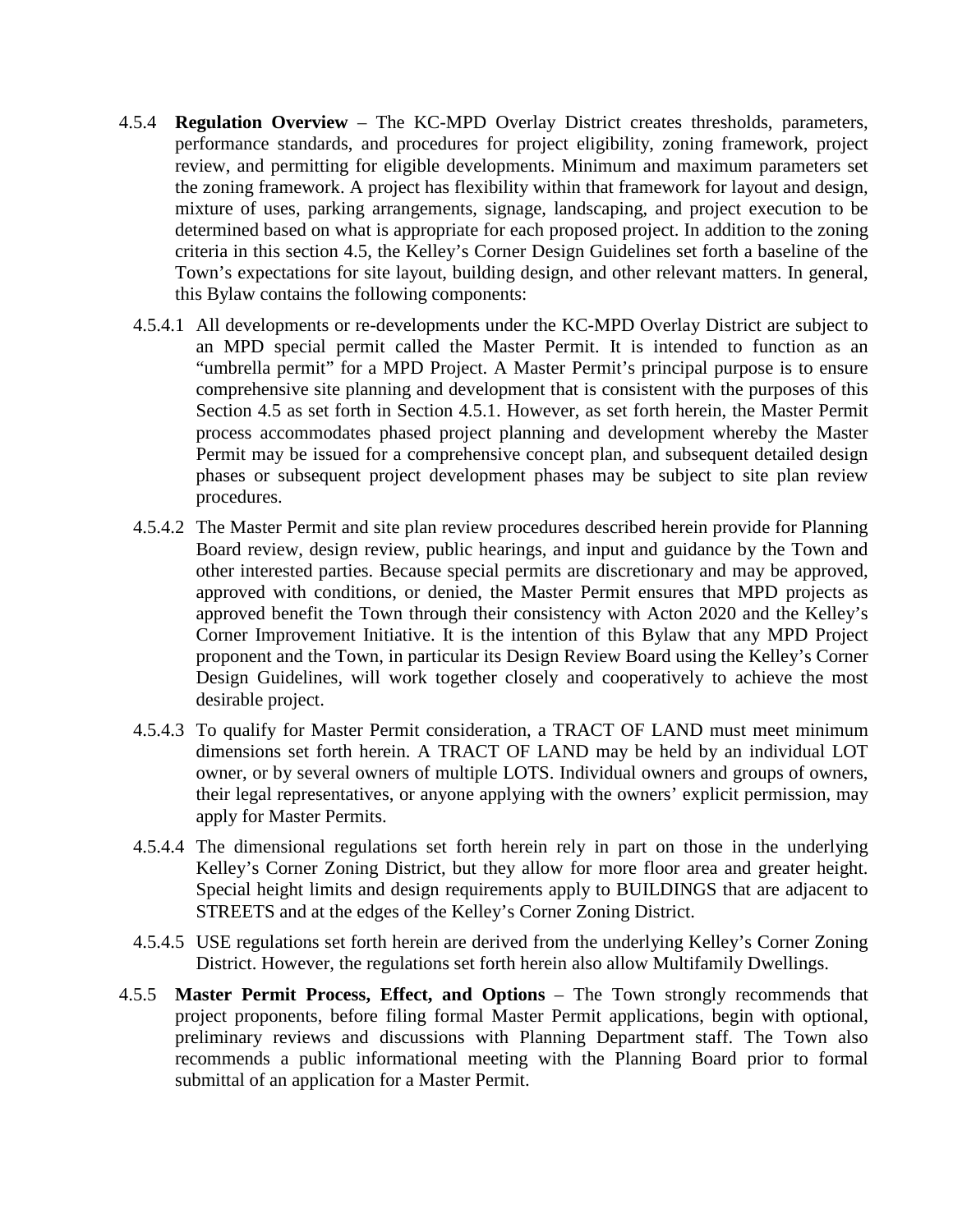4.5.4 **Regulation Overview** – The KC-MPD Overlay District creates thresholds, parameters, performance standards, and procedures for project eligibility, zoning framework, project review, and permitting for eligible developments. Minimum and maximum parameters set the zoning framework. A project has flexibility within that framework for layout and design, mixture of uses, parking arrangements, signage, landscaping, and project execution to be determined based on what is appropriate for each proposed project. In addition to the zoning criteria in this section 4.5, the Kelley's Corner Design Guidelines set forth a baseline of the Town's expectations for site layout, building design, and other relevant matters. In general, this Bylaw contains the following components:

4.5.4.1 All developments or re-developments under the KC-MPD Overlay District are subject to an MPD special permit called the Master Permit. It is intended to function as an "umbrella permit" for a MPD Project. A Master Permit's principal purpose is to ensure comprehensive site planning and development that is consistent with the purposes of this Section 4.5 as set forth in Section 4.5.1. However, as set forth herein, the Master Permit process accommodates phased project planning and development whereby the Master Permit may be issued for a comprehensive concept plan, and subsequent detailed design phases or subsequent project development phases may be subject to site plan review procedures.

4.5.4.2 The Master Permit and site plan review procedures described herein provide for Planning Board review, design review, public hearings, and input and guidance by the Town and other interested parties. Because special permits are discretionary and may be approved, approved with conditions, or denied, the Master Permit ensures that MPD projects as approved benefit the Town through their consistency with Acton 2020 and the Kelley's Corner Improvement Initiative. It is the intention of this Bylaw that any MPD Project proponent and the Town, in particular its Design Review Board using the Kelley's Corner Design Guidelines, will work together closely and cooperatively to achieve the most desirable project.

4.5.4.3 To qualify for Master Permit consideration, a TRACT OF LAND must meet minimum dimensions set forth herein. A TRACT OF LAND may be held by an individual LOT owner, or by several owners of multiple LOTS. Individual owners and groups of owners, their legal representatives, or anyone applying with the owners' explicit permission, may apply for Master Permits.

4.5.4.4 The dimensional regulations set forth herein rely in part on those in the underlying Kelley's Corner Zoning District, but they allow for more floor area and greater height. Special height limits and design requirements apply to BUILDINGS that are adjacent to STREETS and at the edges of the Kelley's Corner Zoning District.

4.5.4.5 USE regulations set forth herein are derived from the underlying Kelley's Corner Zoning District. However, the regulations set forth herein also allow Multifamily Dwellings.

4.5.5 **Master Permit Process, Effect, and Options** – The Town strongly recommends that project proponents, before filing formal Master Permit applications, begin with optional, preliminary reviews and discussions with Planning Department staff. The Town also recommends a public informational meeting with the Planning Board prior to formal submittal of an application for a Master Permit.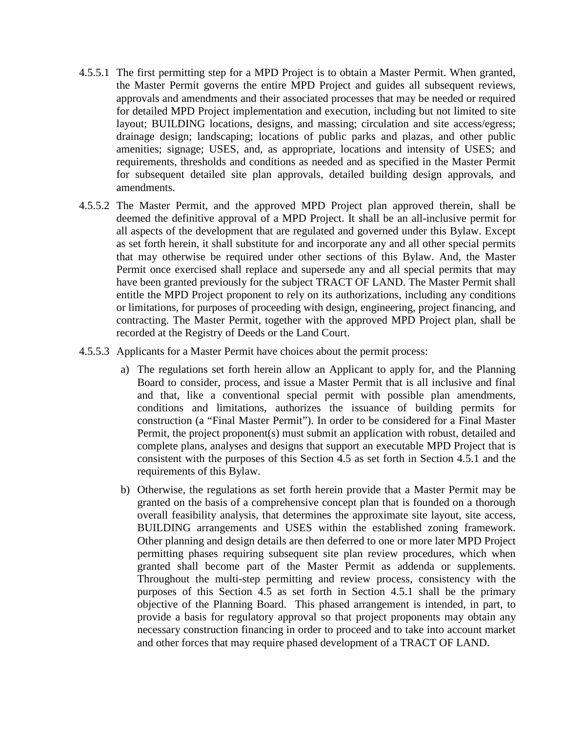4.5.5.1 The first permitting step for a MPD Project is to obtain a Master Permit. When granted, the Master Permit governs the entire MPD Project and guides all subsequent reviews, approvals and amendments and their associated processes that may be needed or required for detailed MPD Project implementation and execution, including but not limited to site layout; BUILDING locations, designs, and massing; circulation and site access/egress; drainage design; landscaping; locations of public parks and plazas, and other public amenities; signage; USES, and, as appropriate, locations and intensity of USES; and requirements, thresholds and conditions as needed and as specified in the Master Permit for subsequent detailed site plan approvals, detailed building design approvals, and amendments.

4.5.5.2 The Master Permit, and the approved MPD Project plan approved therein, shall be deemed the definitive approval of a MPD Project. It shall be an all-inclusive permit for all aspects of the development that are regulated and governed under this Bylaw. Except as set forth herein, it shall substitute for and incorporate any and all other special permits that may otherwise be required under other sections of this Bylaw. And, the Master Permit once exercised shall replace and supersede any and all special permits that may have been granted previously for the subject TRACT OF LAND. The Master Permit shall entitle the MPD Project proponent to rely on its authorizations, including any conditions or limitations, for purposes of proceeding with design, engineering, project financing, and contracting. The Master Permit, together with the approved MPD Project plan, shall be recorded at the Registry of Deeds or the Land Court.

4.5.5.3 Applicants for a Master Permit have choices about the permit process:

a) The regulations set forth herein allow an Applicant to apply for, and the Planning Board to consider, process, and issue a Master Permit that is all inclusive and final and that, like a conventional special permit with possible plan amendments, conditions and limitations, authorizes the issuance of building permits for construction (a "Final Master Permit"). In order to be considered for a Final Master Permit, the project proponent(s) must submit an application with robust, detailed and complete plans, analyses and designs that support an executable MPD Project that is consistent with the purposes of this Section 4.5 as set forth in Section 4.5.1 and the requirements of this Bylaw.

b) Otherwise, the regulations as set forth herein provide that a Master Permit may be granted on the basis of a comprehensive concept plan that is founded on a thorough overall feasibility analysis, that determines the approximate site layout, site access, BUILDING arrangements and USES within the established zoning framework. Other planning and design details are then deferred to one or more later MPD Project permitting phases requiring subsequent site plan review procedures, which when granted shall become part of the Master Permit as addenda or supplements. Throughout the multi-step permitting and review process, consistency with the purposes of this Section 4.5 as set forth in Section 4.5.1 shall be the primary objective of the Planning Board. This phased arrangement is intended, in part, to provide a basis for regulatory approval so that project proponents may obtain any necessary construction financing in order to proceed and to take into account market and other forces that may require phased development of a TRACT OF LAND.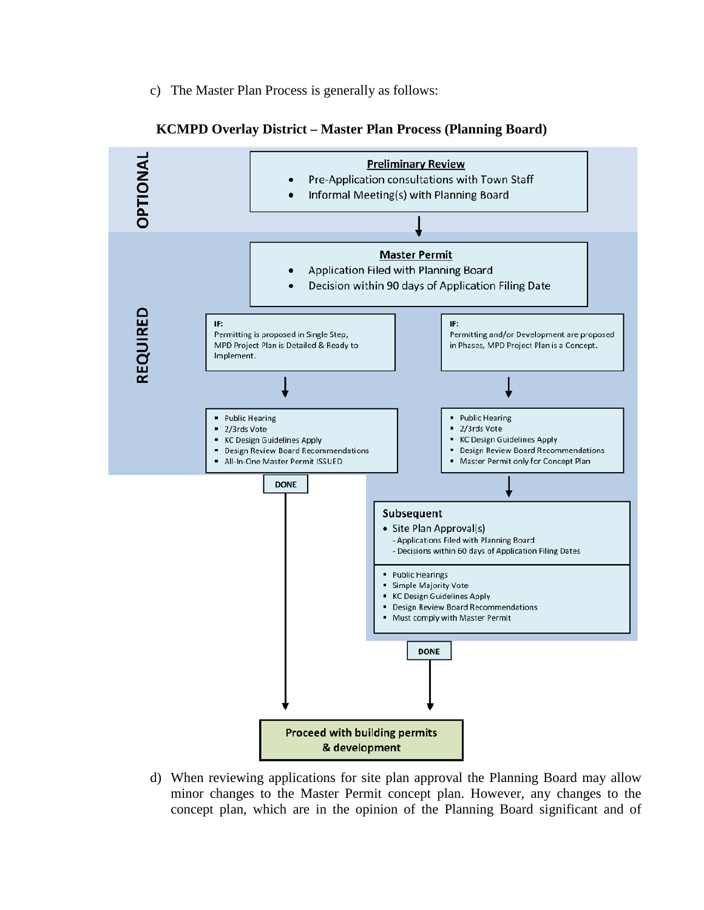c) The Master Plan Process is generally as follows:

**KCMPD Overlay District – Master Plan Process (Planning Board)**

**OPTIONAL**

**Preliminary Review**

- Pre-Application consultations with Town Staff
- Informal Meeting(s) with Planning Board

**REQUIRED**

**Master Permit**

- Application Filed with Planning Board
- Decision within 90 days of Application Filing Date

**IF:** Permitting is proposed in Single Step, MPD Project Plan is Detailed & Ready to Implement.

- Public Hearing
- 2/3rds Vote
- KC Design Guidelines Apply
- Design Review Board Recommendations
- All-In-One Master Permit ISSUED

DONE

**IF:** Permitting and/or Development are proposed in Phases, MPD Project Plan is a Concept.

- Public Hearing
- 2/3rds Vote
- KC Design Guidelines Apply
- Design Review Board Recommendations
- Master Permit only for Concept Plan

**Subsequent**

- Site Plan Approval(s)
  - Applications Filed with Planning Board
  - Decisions within 60 days of Application Filing Dates

- Public Hearings
- Simple Majority Vote
- KC Design Guidelines Apply
- Design Review Board Recommendations
- Must comply with Master Permit

DONE

**Proceed with building permits & development**

d) When reviewing applications for site plan approval the Planning Board may allow minor changes to the Master Permit concept plan. However, any changes to the concept plan, which are in the opinion of the Planning Board significant and of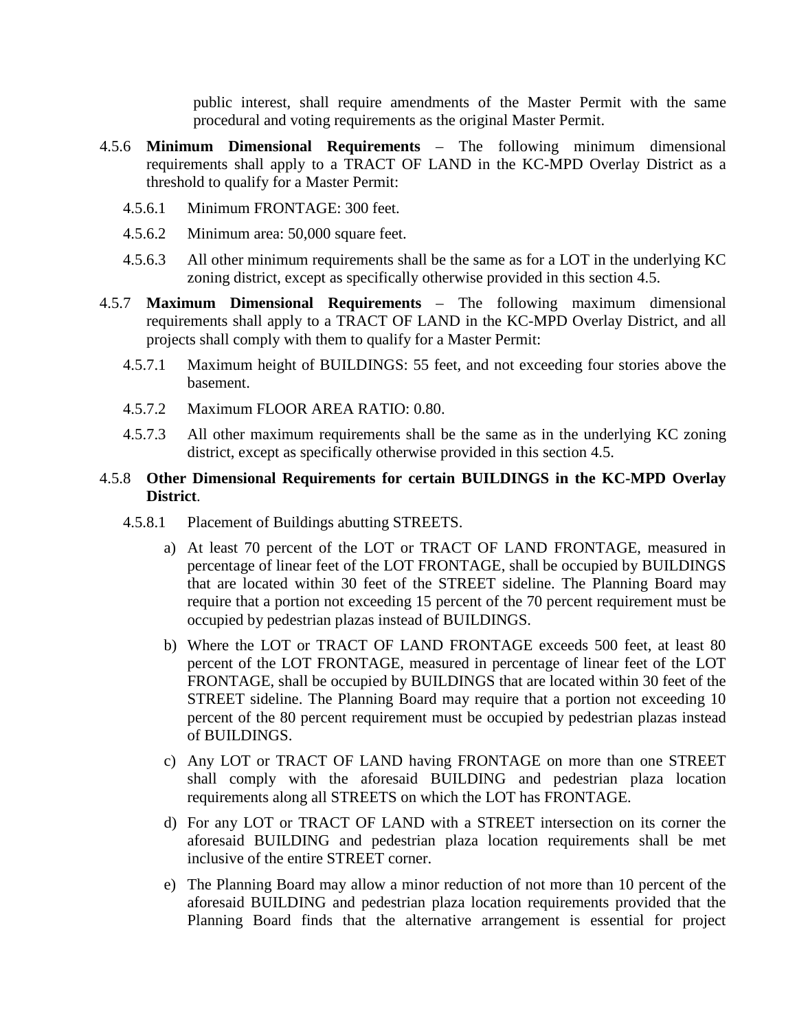public interest, shall require amendments of the Master Permit with the same procedural and voting requirements as the original Master Permit.

4.5.6 **Minimum Dimensional Requirements** – The following minimum dimensional requirements shall apply to a TRACT OF LAND in the KC-MPD Overlay District as a threshold to qualify for a Master Permit:

4.5.6.1 Minimum FRONTAGE: 300 feet.

4.5.6.2 Minimum area: 50,000 square feet.

4.5.6.3 All other minimum requirements shall be the same as for a LOT in the underlying KC zoning district, except as specifically otherwise provided in this section 4.5.

4.5.7 **Maximum Dimensional Requirements** – The following maximum dimensional requirements shall apply to a TRACT OF LAND in the KC-MPD Overlay District, and all projects shall comply with them to qualify for a Master Permit:

4.5.7.1 Maximum height of BUILDINGS: 55 feet, and not exceeding four stories above the basement.

4.5.7.2 Maximum FLOOR AREA RATIO: 0.80.

4.5.7.3 All other maximum requirements shall be the same as in the underlying KC zoning district, except as specifically otherwise provided in this section 4.5.

4.5.8 **Other Dimensional Requirements for certain BUILDINGS in the KC-MPD Overlay District**.

4.5.8.1 Placement of Buildings abutting STREETS.

a) At least 70 percent of the LOT or TRACT OF LAND FRONTAGE, measured in percentage of linear feet of the LOT FRONTAGE, shall be occupied by BUILDINGS that are located within 30 feet of the STREET sideline. The Planning Board may require that a portion not exceeding 15 percent of the 70 percent requirement must be occupied by pedestrian plazas instead of BUILDINGS.

b) Where the LOT or TRACT OF LAND FRONTAGE exceeds 500 feet, at least 80 percent of the LOT FRONTAGE, measured in percentage of linear feet of the LOT FRONTAGE, shall be occupied by BUILDINGS that are located within 30 feet of the STREET sideline. The Planning Board may require that a portion not exceeding 10 percent of the 80 percent requirement must be occupied by pedestrian plazas instead of BUILDINGS.

c) Any LOT or TRACT OF LAND having FRONTAGE on more than one STREET shall comply with the aforesaid BUILDING and pedestrian plaza location requirements along all STREETS on which the LOT has FRONTAGE.

d) For any LOT or TRACT OF LAND with a STREET intersection on its corner the aforesaid BUILDING and pedestrian plaza location requirements shall be met inclusive of the entire STREET corner.

e) The Planning Board may allow a minor reduction of not more than 10 percent of the aforesaid BUILDING and pedestrian plaza location requirements provided that the Planning Board finds that the alternative arrangement is essential for project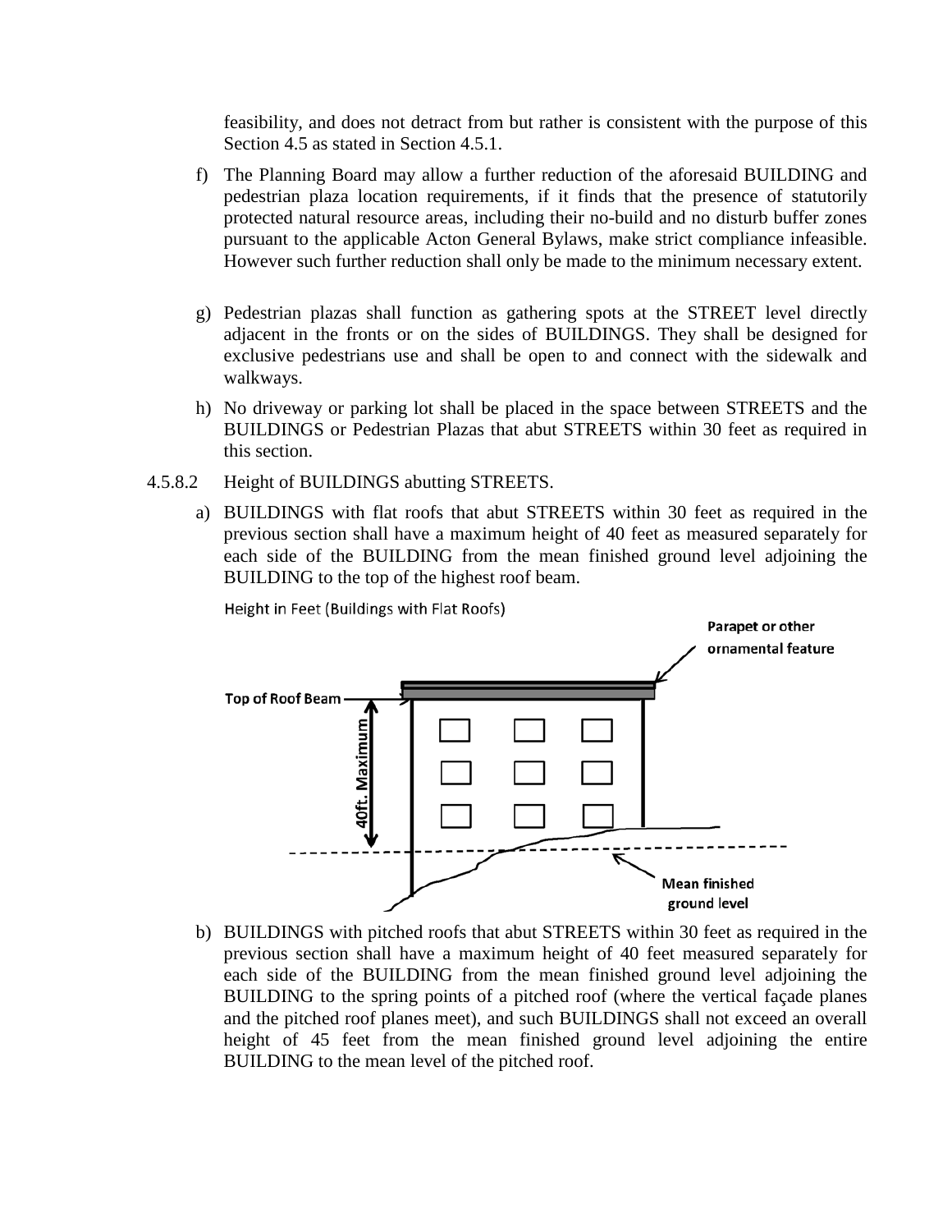feasibility, and does not detract from but rather is consistent with the purpose of this Section 4.5 as stated in Section 4.5.1.

f) The Planning Board may allow a further reduction of the aforesaid BUILDING and pedestrian plaza location requirements, if it finds that the presence of statutorily protected natural resource areas, including their no-build and no disturb buffer zones pursuant to the applicable Acton General Bylaws, make strict compliance infeasible. However such further reduction shall only be made to the minimum necessary extent.

g) Pedestrian plazas shall function as gathering spots at the STREET level directly adjacent in the fronts or on the sides of BUILDINGS. They shall be designed for exclusive pedestrians use and shall be open to and connect with the sidewalk and walkways.

h) No driveway or parking lot shall be placed in the space between STREETS and the BUILDINGS or Pedestrian Plazas that abut STREETS within 30 feet as required in this section.

4.5.8.2 Height of BUILDINGS abutting STREETS.

a) BUILDINGS with flat roofs that abut STREETS within 30 feet as required in the previous section shall have a maximum height of 40 feet as measured separately for each side of the BUILDING from the mean finished ground level adjoining the BUILDING to the top of the highest roof beam.

Height in Feet (Buildings with Flat Roofs)

Parapet or other ornamental feature

Top of Roof Beam

40ft. Maximum

Mean finished ground level

b) BUILDINGS with pitched roofs that abut STREETS within 30 feet as required in the previous section shall have a maximum height of 40 feet measured separately for each side of the BUILDING from the mean finished ground level adjoining the BUILDING to the spring points of a pitched roof (where the vertical façade planes and the pitched roof planes meet), and such BUILDINGS shall not exceed an overall height of 45 feet from the mean finished ground level adjoining the entire BUILDING to the mean level of the pitched roof.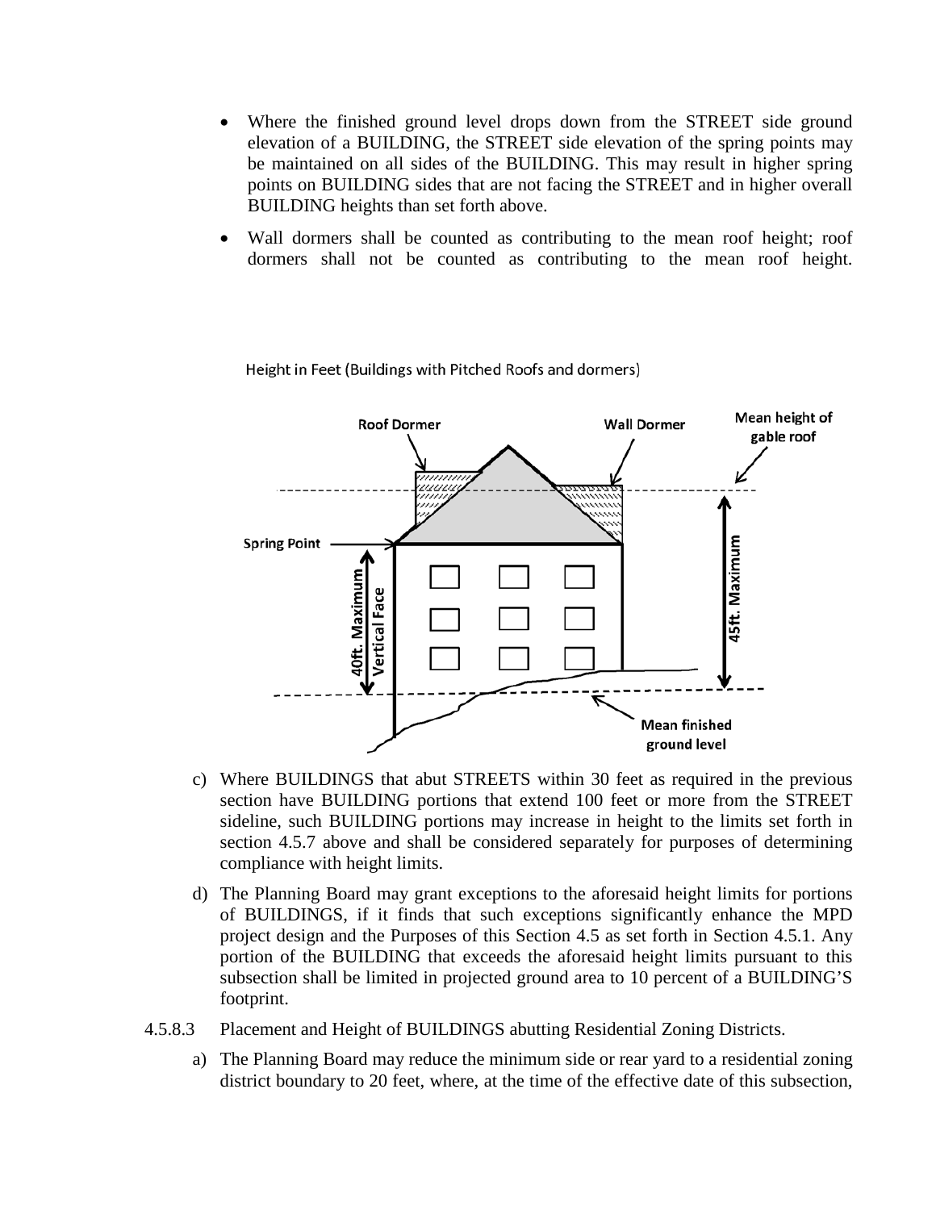- Where the finished ground level drops down from the STREET side ground elevation of a BUILDING, the STREET side elevation of the spring points may be maintained on all sides of the BUILDING. This may result in higher spring points on BUILDING sides that are not facing the STREET and in higher overall BUILDING heights than set forth above.
- Wall dormers shall be counted as contributing to the mean roof height; roof dormers shall not be counted as contributing to the mean roof height.

Height in Feet (Buildings with Pitched Roofs and dormers)

c) Where BUILDINGS that abut STREETS within 30 feet as required in the previous section have BUILDING portions that extend 100 feet or more from the STREET sideline, such BUILDING portions may increase in height to the limits set forth in section 4.5.7 above and shall be considered separately for purposes of determining compliance with height limits.

d) The Planning Board may grant exceptions to the aforesaid height limits for portions of BUILDINGS, if it finds that such exceptions significantly enhance the MPD project design and the Purposes of this Section 4.5 as set forth in Section 4.5.1. Any portion of the BUILDING that exceeds the aforesaid height limits pursuant to this subsection shall be limited in projected ground area to 10 percent of a BUILDING'S footprint.

4.5.8.3 Placement and Height of BUILDINGS abutting Residential Zoning Districts.

a) The Planning Board may reduce the minimum side or rear yard to a residential zoning district boundary to 20 feet, where, at the time of the effective date of this subsection,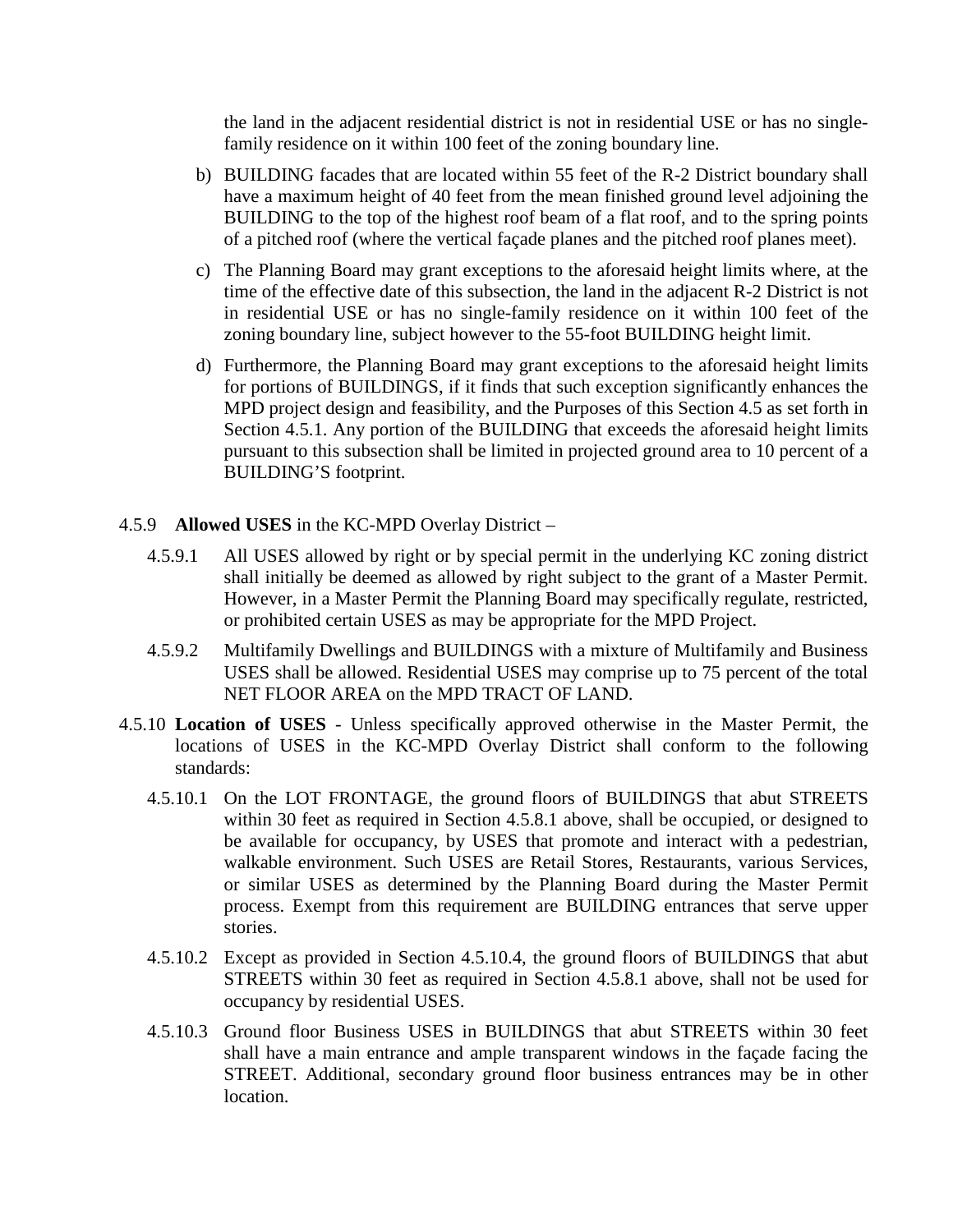the land in the adjacent residential district is not in residential USE or has no single-family residence on it within 100 feet of the zoning boundary line.

b) BUILDING facades that are located within 55 feet of the R-2 District boundary shall have a maximum height of 40 feet from the mean finished ground level adjoining the BUILDING to the top of the highest roof beam of a flat roof, and to the spring points of a pitched roof (where the vertical façade planes and the pitched roof planes meet).

c) The Planning Board may grant exceptions to the aforesaid height limits where, at the time of the effective date of this subsection, the land in the adjacent R-2 District is not in residential USE or has no single-family residence on it within 100 feet of the zoning boundary line, subject however to the 55-foot BUILDING height limit.

d) Furthermore, the Planning Board may grant exceptions to the aforesaid height limits for portions of BUILDINGS, if it finds that such exception significantly enhances the MPD project design and feasibility, and the Purposes of this Section 4.5 as set forth in Section 4.5.1. Any portion of the BUILDING that exceeds the aforesaid height limits pursuant to this subsection shall be limited in projected ground area to 10 percent of a BUILDING'S footprint.

4.5.9 **Allowed USES** in the KC-MPD Overlay District –

4.5.9.1 All USES allowed by right or by special permit in the underlying KC zoning district shall initially be deemed as allowed by right subject to the grant of a Master Permit. However, in a Master Permit the Planning Board may specifically regulate, restricted, or prohibited certain USES as may be appropriate for the MPD Project.

4.5.9.2 Multifamily Dwellings and BUILDINGS with a mixture of Multifamily and Business USES shall be allowed. Residential USES may comprise up to 75 percent of the total NET FLOOR AREA on the MPD TRACT OF LAND.

4.5.10 **Location of USES** - Unless specifically approved otherwise in the Master Permit, the locations of USES in the KC-MPD Overlay District shall conform to the following standards:

4.5.10.1 On the LOT FRONTAGE, the ground floors of BUILDINGS that abut STREETS within 30 feet as required in Section 4.5.8.1 above, shall be occupied, or designed to be available for occupancy, by USES that promote and interact with a pedestrian, walkable environment. Such USES are Retail Stores, Restaurants, various Services, or similar USES as determined by the Planning Board during the Master Permit process. Exempt from this requirement are BUILDING entrances that serve upper stories.

4.5.10.2 Except as provided in Section 4.5.10.4, the ground floors of BUILDINGS that abut STREETS within 30 feet as required in Section 4.5.8.1 above, shall not be used for occupancy by residential USES.

4.5.10.3 Ground floor Business USES in BUILDINGS that abut STREETS within 30 feet shall have a main entrance and ample transparent windows in the façade facing the STREET. Additional, secondary ground floor business entrances may be in other location.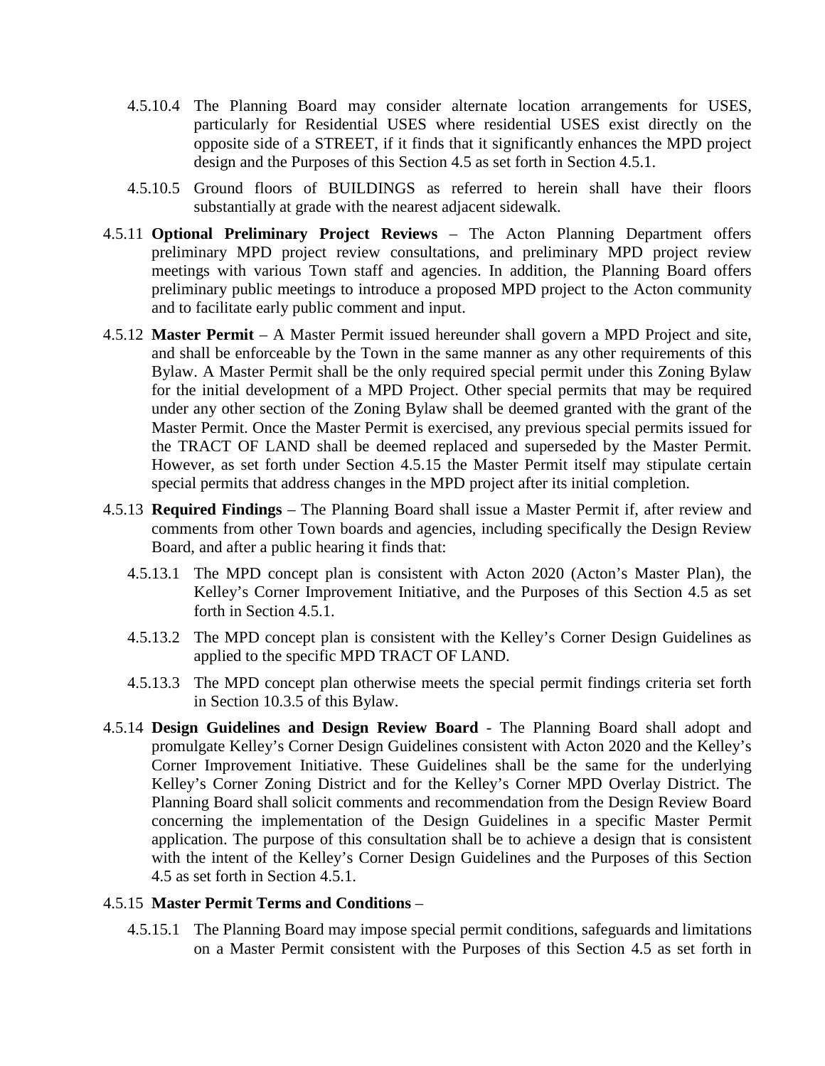4.5.10.4 The Planning Board may consider alternate location arrangements for USES, particularly for Residential USES where residential USES exist directly on the opposite side of a STREET, if it finds that it significantly enhances the MPD project design and the Purposes of this Section 4.5 as set forth in Section 4.5.1.

4.5.10.5 Ground floors of BUILDINGS as referred to herein shall have their floors substantially at grade with the nearest adjacent sidewalk.

4.5.11 **Optional Preliminary Project Reviews** – The Acton Planning Department offers preliminary MPD project review consultations, and preliminary MPD project review meetings with various Town staff and agencies. In addition, the Planning Board offers preliminary public meetings to introduce a proposed MPD project to the Acton community and to facilitate early public comment and input.

4.5.12 **Master Permit** – A Master Permit issued hereunder shall govern a MPD Project and site, and shall be enforceable by the Town in the same manner as any other requirements of this Bylaw. A Master Permit shall be the only required special permit under this Zoning Bylaw for the initial development of a MPD Project. Other special permits that may be required under any other section of the Zoning Bylaw shall be deemed granted with the grant of the Master Permit. Once the Master Permit is exercised, any previous special permits issued for the TRACT OF LAND shall be deemed replaced and superseded by the Master Permit. However, as set forth under Section 4.5.15 the Master Permit itself may stipulate certain special permits that address changes in the MPD project after its initial completion.

4.5.13 **Required Findings** – The Planning Board shall issue a Master Permit if, after review and comments from other Town boards and agencies, including specifically the Design Review Board, and after a public hearing it finds that:

4.5.13.1 The MPD concept plan is consistent with Acton 2020 (Acton's Master Plan), the Kelley's Corner Improvement Initiative, and the Purposes of this Section 4.5 as set forth in Section 4.5.1.

4.5.13.2 The MPD concept plan is consistent with the Kelley's Corner Design Guidelines as applied to the specific MPD TRACT OF LAND.

4.5.13.3 The MPD concept plan otherwise meets the special permit findings criteria set forth in Section 10.3.5 of this Bylaw.

4.5.14 **Design Guidelines and Design Review Board** - The Planning Board shall adopt and promulgate Kelley's Corner Design Guidelines consistent with Acton 2020 and the Kelley's Corner Improvement Initiative. These Guidelines shall be the same for the underlying Kelley's Corner Zoning District and for the Kelley's Corner MPD Overlay District. The Planning Board shall solicit comments and recommendation from the Design Review Board concerning the implementation of the Design Guidelines in a specific Master Permit application. The purpose of this consultation shall be to achieve a design that is consistent with the intent of the Kelley's Corner Design Guidelines and the Purposes of this Section 4.5 as set forth in Section 4.5.1.

4.5.15 **Master Permit Terms and Conditions** –

4.5.15.1 The Planning Board may impose special permit conditions, safeguards and limitations on a Master Permit consistent with the Purposes of this Section 4.5 as set forth in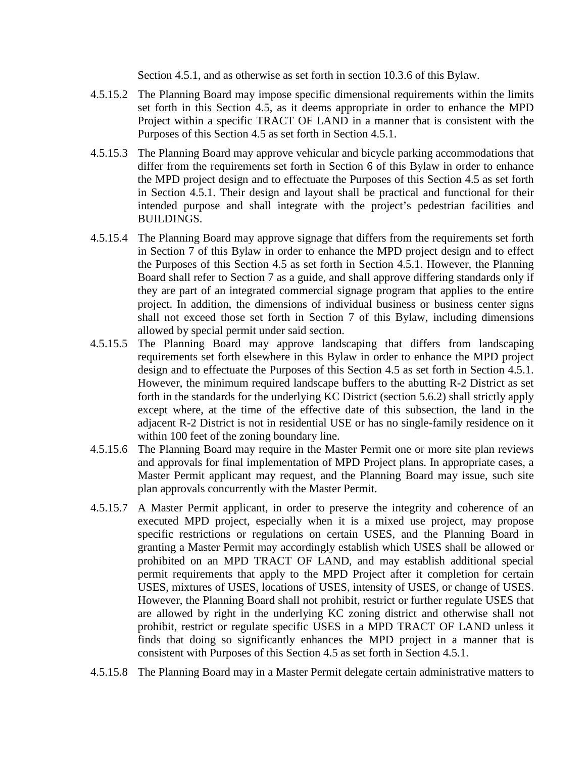Section 4.5.1, and as otherwise as set forth in section 10.3.6 of this Bylaw.

4.5.15.2 The Planning Board may impose specific dimensional requirements within the limits set forth in this Section 4.5, as it deems appropriate in order to enhance the MPD Project within a specific TRACT OF LAND in a manner that is consistent with the Purposes of this Section 4.5 as set forth in Section 4.5.1.

4.5.15.3 The Planning Board may approve vehicular and bicycle parking accommodations that differ from the requirements set forth in Section 6 of this Bylaw in order to enhance the MPD project design and to effectuate the Purposes of this Section 4.5 as set forth in Section 4.5.1. Their design and layout shall be practical and functional for their intended purpose and shall integrate with the project's pedestrian facilities and BUILDINGS.

4.5.15.4 The Planning Board may approve signage that differs from the requirements set forth in Section 7 of this Bylaw in order to enhance the MPD project design and to effect the Purposes of this Section 4.5 as set forth in Section 4.5.1. However, the Planning Board shall refer to Section 7 as a guide, and shall approve differing standards only if they are part of an integrated commercial signage program that applies to the entire project. In addition, the dimensions of individual business or business center signs shall not exceed those set forth in Section 7 of this Bylaw, including dimensions allowed by special permit under said section.

4.5.15.5 The Planning Board may approve landscaping that differs from landscaping requirements set forth elsewhere in this Bylaw in order to enhance the MPD project design and to effectuate the Purposes of this Section 4.5 as set forth in Section 4.5.1. However, the minimum required landscape buffers to the abutting R-2 District as set forth in the standards for the underlying KC District (section 5.6.2) shall strictly apply except where, at the time of the effective date of this subsection, the land in the adjacent R-2 District is not in residential USE or has no single-family residence on it within 100 feet of the zoning boundary line.

4.5.15.6 The Planning Board may require in the Master Permit one or more site plan reviews and approvals for final implementation of MPD Project plans. In appropriate cases, a Master Permit applicant may request, and the Planning Board may issue, such site plan approvals concurrently with the Master Permit.

4.5.15.7 A Master Permit applicant, in order to preserve the integrity and coherence of an executed MPD project, especially when it is a mixed use project, may propose specific restrictions or regulations on certain USES, and the Planning Board in granting a Master Permit may accordingly establish which USES shall be allowed or prohibited on an MPD TRACT OF LAND, and may establish additional special permit requirements that apply to the MPD Project after it completion for certain USES, mixtures of USES, locations of USES, intensity of USES, or change of USES. However, the Planning Board shall not prohibit, restrict or further regulate USES that are allowed by right in the underlying KC zoning district and otherwise shall not prohibit, restrict or regulate specific USES in a MPD TRACT OF LAND unless it finds that doing so significantly enhances the MPD project in a manner that is consistent with Purposes of this Section 4.5 as set forth in Section 4.5.1.

4.5.15.8 The Planning Board may in a Master Permit delegate certain administrative matters to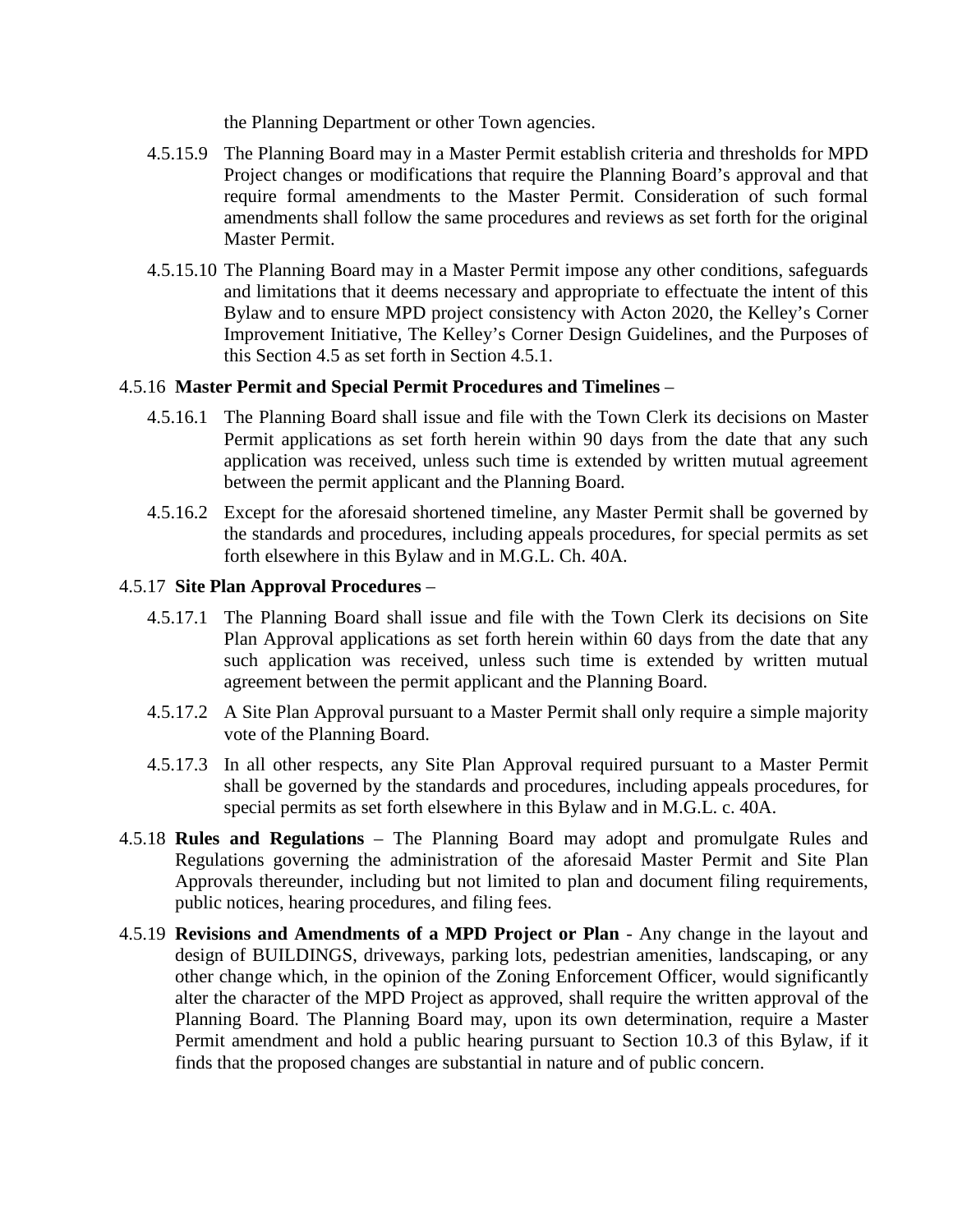the Planning Department or other Town agencies.

4.5.15.9 The Planning Board may in a Master Permit establish criteria and thresholds for MPD Project changes or modifications that require the Planning Board's approval and that require formal amendments to the Master Permit. Consideration of such formal amendments shall follow the same procedures and reviews as set forth for the original Master Permit.

4.5.15.10 The Planning Board may in a Master Permit impose any other conditions, safeguards and limitations that it deems necessary and appropriate to effectuate the intent of this Bylaw and to ensure MPD project consistency with Acton 2020, the Kelley's Corner Improvement Initiative, The Kelley's Corner Design Guidelines, and the Purposes of this Section 4.5 as set forth in Section 4.5.1.

4.5.16 **Master Permit and Special Permit Procedures and Timelines** –

4.5.16.1 The Planning Board shall issue and file with the Town Clerk its decisions on Master Permit applications as set forth herein within 90 days from the date that any such application was received, unless such time is extended by written mutual agreement between the permit applicant and the Planning Board.

4.5.16.2 Except for the aforesaid shortened timeline, any Master Permit shall be governed by the standards and procedures, including appeals procedures, for special permits as set forth elsewhere in this Bylaw and in M.G.L. Ch. 40A.

4.5.17 **Site Plan Approval Procedures** –

4.5.17.1 The Planning Board shall issue and file with the Town Clerk its decisions on Site Plan Approval applications as set forth herein within 60 days from the date that any such application was received, unless such time is extended by written mutual agreement between the permit applicant and the Planning Board.

4.5.17.2 A Site Plan Approval pursuant to a Master Permit shall only require a simple majority vote of the Planning Board.

4.5.17.3 In all other respects, any Site Plan Approval required pursuant to a Master Permit shall be governed by the standards and procedures, including appeals procedures, for special permits as set forth elsewhere in this Bylaw and in M.G.L. c. 40A.

4.5.18 **Rules and Regulations** – The Planning Board may adopt and promulgate Rules and Regulations governing the administration of the aforesaid Master Permit and Site Plan Approvals thereunder, including but not limited to plan and document filing requirements, public notices, hearing procedures, and filing fees.

4.5.19 **Revisions and Amendments of a MPD Project or Plan** - Any change in the layout and design of BUILDINGS, driveways, parking lots, pedestrian amenities, landscaping, or any other change which, in the opinion of the Zoning Enforcement Officer, would significantly alter the character of the MPD Project as approved, shall require the written approval of the Planning Board. The Planning Board may, upon its own determination, require a Master Permit amendment and hold a public hearing pursuant to Section 10.3 of this Bylaw, if it finds that the proposed changes are substantial in nature and of public concern.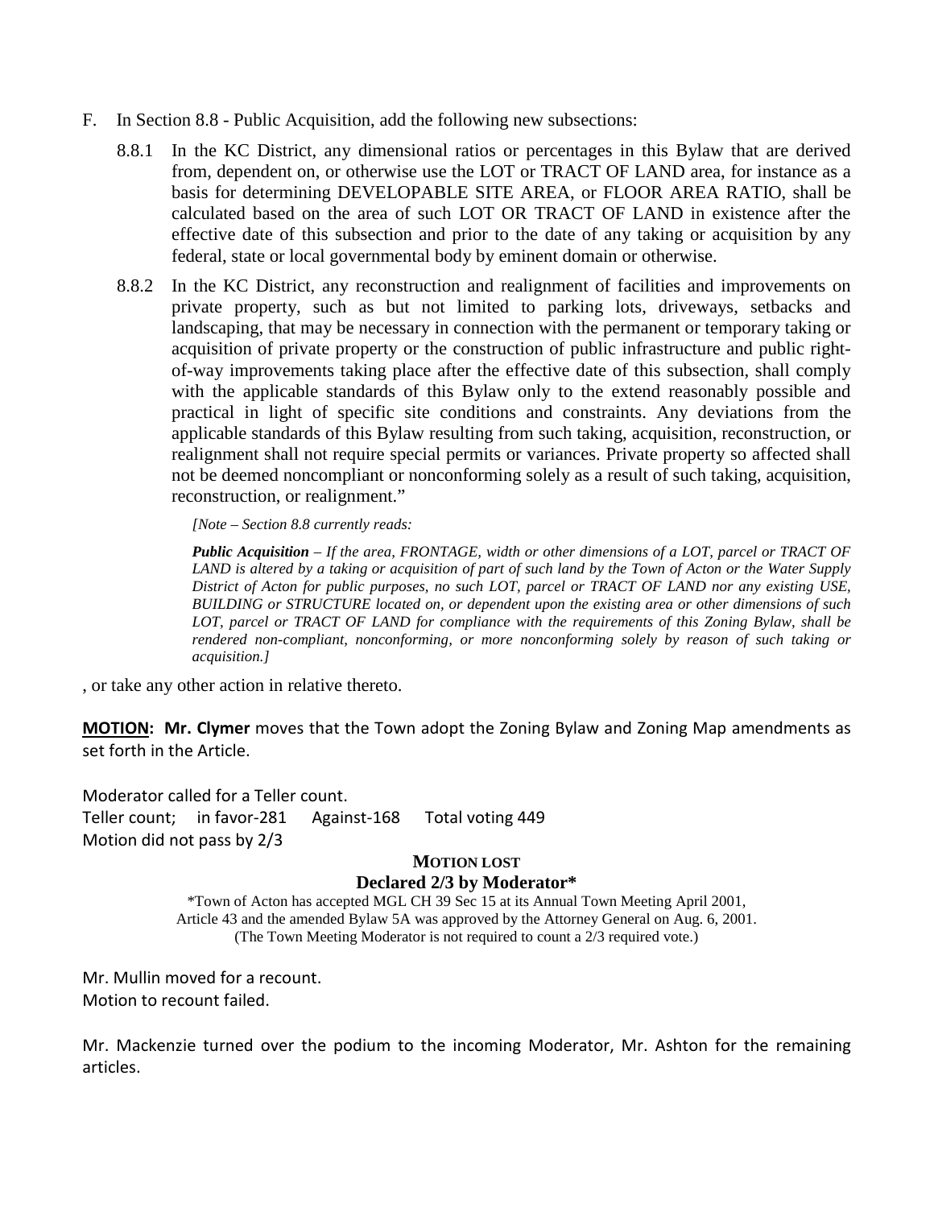F. In Section 8.8 - Public Acquisition, add the following new subsections:

8.8.1 In the KC District, any dimensional ratios or percentages in this Bylaw that are derived from, dependent on, or otherwise use the LOT or TRACT OF LAND area, for instance as a basis for determining DEVELOPABLE SITE AREA, or FLOOR AREA RATIO, shall be calculated based on the area of such LOT OR TRACT OF LAND in existence after the effective date of this subsection and prior to the date of any taking or acquisition by any federal, state or local governmental body by eminent domain or otherwise.

8.8.2 In the KC District, any reconstruction and realignment of facilities and improvements on private property, such as but not limited to parking lots, driveways, setbacks and landscaping, that may be necessary in connection with the permanent or temporary taking or acquisition of private property or the construction of public infrastructure and public right-of-way improvements taking place after the effective date of this subsection, shall comply with the applicable standards of this Bylaw only to the extend reasonably possible and practical in light of specific site conditions and constraints. Any deviations from the applicable standards of this Bylaw resulting from such taking, acquisition, reconstruction, or realignment shall not require special permits or variances. Private property so affected shall not be deemed noncompliant or nonconforming solely as a result of such taking, acquisition, reconstruction, or realignment."

> *[Note – Section 8.8 currently reads:*
>
> ***Public Acquisition*** *– If the area, FRONTAGE, width or other dimensions of a LOT, parcel or TRACT OF LAND is altered by a taking or acquisition of part of such land by the Town of Acton or the Water Supply District of Acton for public purposes, no such LOT, parcel or TRACT OF LAND nor any existing USE, BUILDING or STRUCTURE located on, or dependent upon the existing area or other dimensions of such LOT, parcel or TRACT OF LAND for compliance with the requirements of this Zoning Bylaw, shall be rendered non-compliant, nonconforming, or more nonconforming solely by reason of such taking or acquisition.]*

, or take any other action in relative thereto.

**MOTION: Mr. Clymer** moves that the Town adopt the Zoning Bylaw and Zoning Map amendments as set forth in the Article.

Moderator called for a Teller count.
Teller count; in favor-281 Against-168 Total voting 449
Motion did not pass by 2/3

**MOTION LOST**
**Declared 2/3 by Moderator***

*Town of Acton has accepted MGL CH 39 Sec 15 at its Annual Town Meeting April 2001, Article 43 and the amended Bylaw 5A was approved by the Attorney General on Aug. 6, 2001. (The Town Meeting Moderator is not required to count a 2/3 required vote.)

Mr. Mullin moved for a recount.
Motion to recount failed.

Mr. Mackenzie turned over the podium to the incoming Moderator, Mr. Ashton for the remaining articles.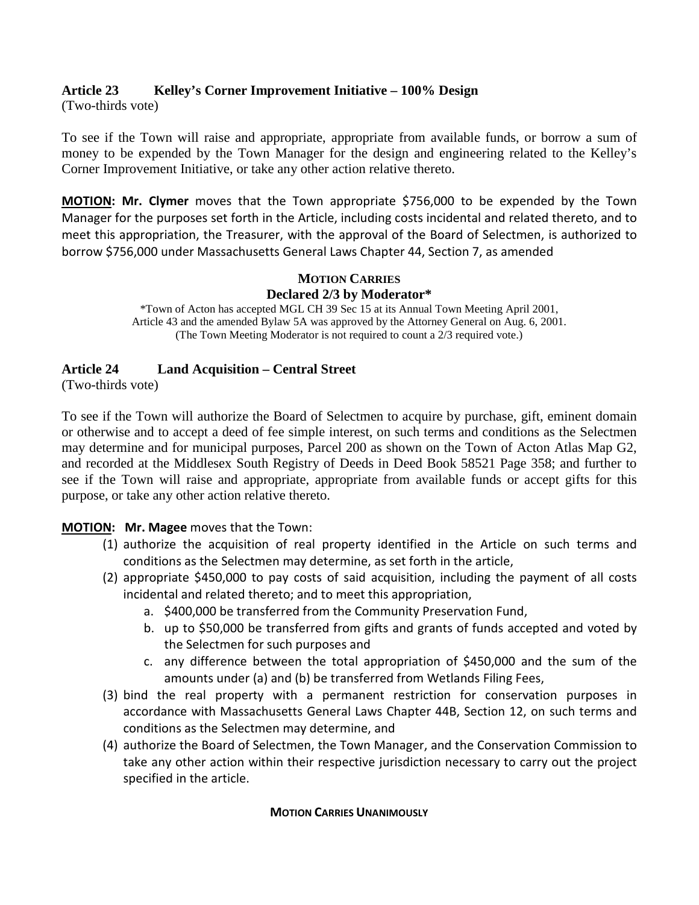### Article 23 Kelley's Corner Improvement Initiative – 100% Design

(Two-thirds vote)

To see if the Town will raise and appropriate, appropriate from available funds, or borrow a sum of money to be expended by the Town Manager for the design and engineering related to the Kelley's Corner Improvement Initiative, or take any other action relative thereto.

**MOTION: Mr. Clymer** moves that the Town appropriate $756,000 to be expended by the Town Manager for the purposes set forth in the Article, including costs incidental and related thereto, and to meet this appropriation, the Treasurer, with the approval of the Board of Selectmen, is authorized to borrow $756,000 under Massachusetts General Laws Chapter 44, Section 7, as amended

**MOTION CARRIES**

**Declared 2/3 by Moderator***

*Town of Acton has accepted MGL CH 39 Sec 15 at its Annual Town Meeting April 2001, Article 43 and the amended Bylaw 5A was approved by the Attorney General on Aug. 6, 2001. (The Town Meeting Moderator is not required to count a 2/3 required vote.)

### Article 24 Land Acquisition – Central Street

(Two-thirds vote)

To see if the Town will authorize the Board of Selectmen to acquire by purchase, gift, eminent domain or otherwise and to accept a deed of fee simple interest, on such terms and conditions as the Selectmen may determine and for municipal purposes, Parcel 200 as shown on the Town of Acton Atlas Map G2, and recorded at the Middlesex South Registry of Deeds in Deed Book 58521 Page 358; and further to see if the Town will raise and appropriate, appropriate from available funds or accept gifts for this purpose, or take any other action relative thereto.

**MOTION: Mr. Magee** moves that the Town:

(1) authorize the acquisition of real property identified in the Article on such terms and conditions as the Selectmen may determine, as set forth in the article,

(2) appropriate $450,000 to pay costs of said acquisition, including the payment of all costs incidental and related thereto; and to meet this appropriation,

   a. $400,000 be transferred from the Community Preservation Fund,

   b. up to $50,000 be transferred from gifts and grants of funds accepted and voted by the Selectmen for such purposes and

   c. any difference between the total appropriation of $450,000 and the sum of the amounts under (a) and (b) be transferred from Wetlands Filing Fees,

(3) bind the real property with a permanent restriction for conservation purposes in accordance with Massachusetts General Laws Chapter 44B, Section 12, on such terms and conditions as the Selectmen may determine, and

(4) authorize the Board of Selectmen, the Town Manager, and the Conservation Commission to take any other action within their respective jurisdiction necessary to carry out the project specified in the article.

**MOTION CARRIES UNANIMOUSLY**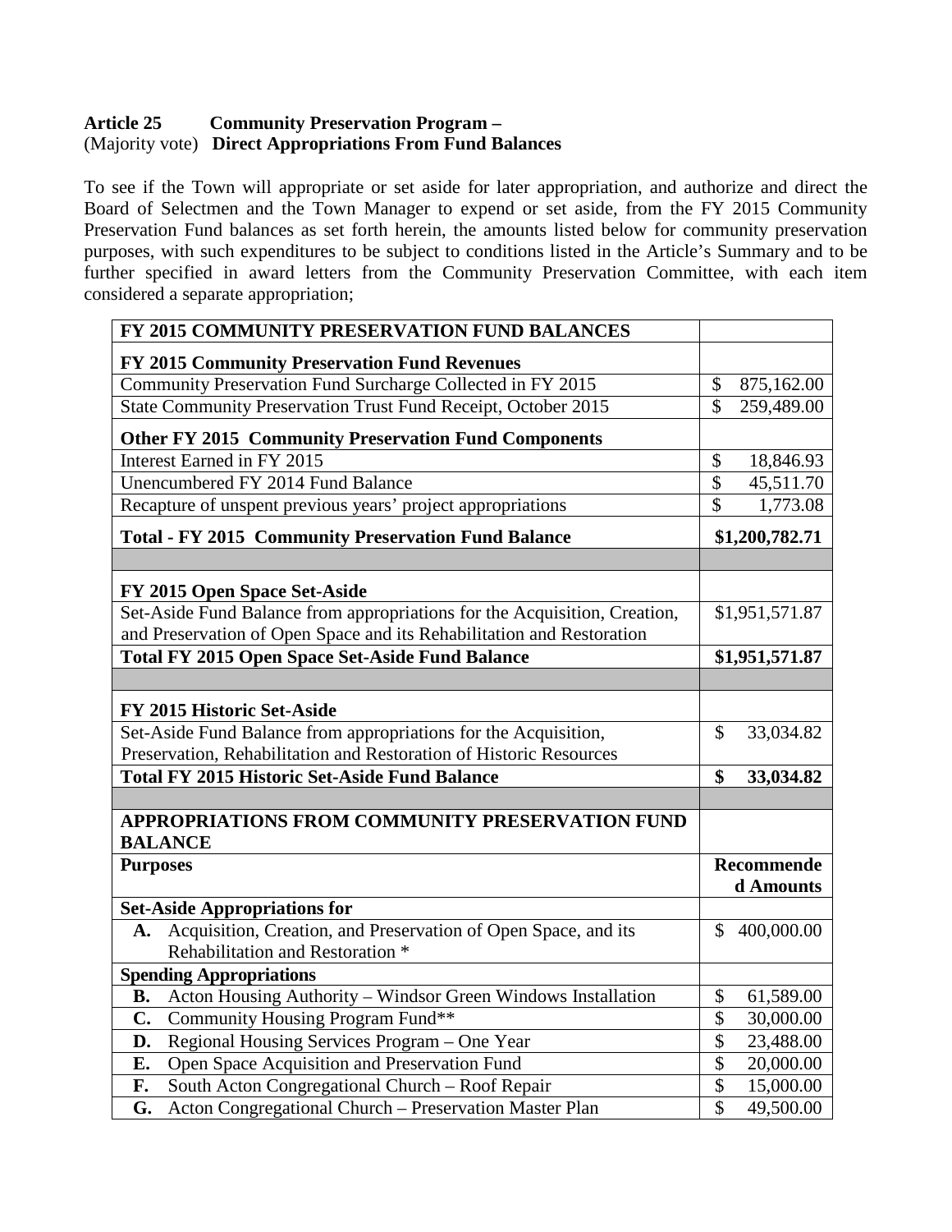**Article 25 Community Preservation Program –**
(Majority vote) **Direct Appropriations From Fund Balances**

To see if the Town will appropriate or set aside for later appropriation, and authorize and direct the Board of Selectmen and the Town Manager to expend or set aside, from the FY 2015 Community Preservation Fund balances as set forth herein, the amounts listed below for community preservation purposes, with such expenditures to be subject to conditions listed in the Article's Summary and to be further specified in award letters from the Community Preservation Committee, with each item considered a separate appropriation;

| **FY 2015 COMMUNITY PRESERVATION FUND BALANCES** | |
|---|---|
| **FY 2015 Community Preservation Fund Revenues** | |
| Community Preservation Fund Surcharge Collected in FY 2015 | $ 875,162.00 |
| State Community Preservation Trust Fund Receipt, October 2015 | $ 259,489.00 |
| **Other FY 2015 Community Preservation Fund Components** | |
| Interest Earned in FY 2015 | $ 18,846.93 |
| Unencumbered FY 2014 Fund Balance | $ 45,511.70 |
| Recapture of unspent previous years' project appropriations | $ 1,773.08 |
| **Total - FY 2015 Community Preservation Fund Balance** | **$1,200,782.71** |
| | |
| **FY 2015 Open Space Set-Aside** | |
| Set-Aside Fund Balance from appropriations for the Acquisition, Creation, and Preservation of Open Space and its Rehabilitation and Restoration | $1,951,571.87 |
| **Total FY 2015 Open Space Set-Aside Fund Balance** | **$1,951,571.87** |
| | |
| **FY 2015 Historic Set-Aside** | |
| Set-Aside Fund Balance from appropriations for the Acquisition, Preservation, Rehabilitation and Restoration of Historic Resources | $ 33,034.82 |
| **Total FY 2015 Historic Set-Aside Fund Balance** | **$ 33,034.82** |
| | |
| **APPROPRIATIONS FROM COMMUNITY PRESERVATION FUND BALANCE** | |
| **Purposes** | **Recommended Amounts** |
| **Set-Aside Appropriations for** | |
| **A.** Acquisition, Creation, and Preservation of Open Space, and its Rehabilitation and Restoration * | $ 400,000.00 |
| **Spending Appropriations** | |
| **B.** Acton Housing Authority – Windsor Green Windows Installation | $ 61,589.00 |
| **C.** Community Housing Program Fund** | $ 30,000.00 |
| **D.** Regional Housing Services Program – One Year | $ 23,488.00 |
| **E.** Open Space Acquisition and Preservation Fund | $ 20,000.00 |
| **F.** South Acton Congregational Church – Roof Repair | $ 15,000.00 |
| **G.** Acton Congregational Church – Preservation Master Plan | $ 49,500.00 |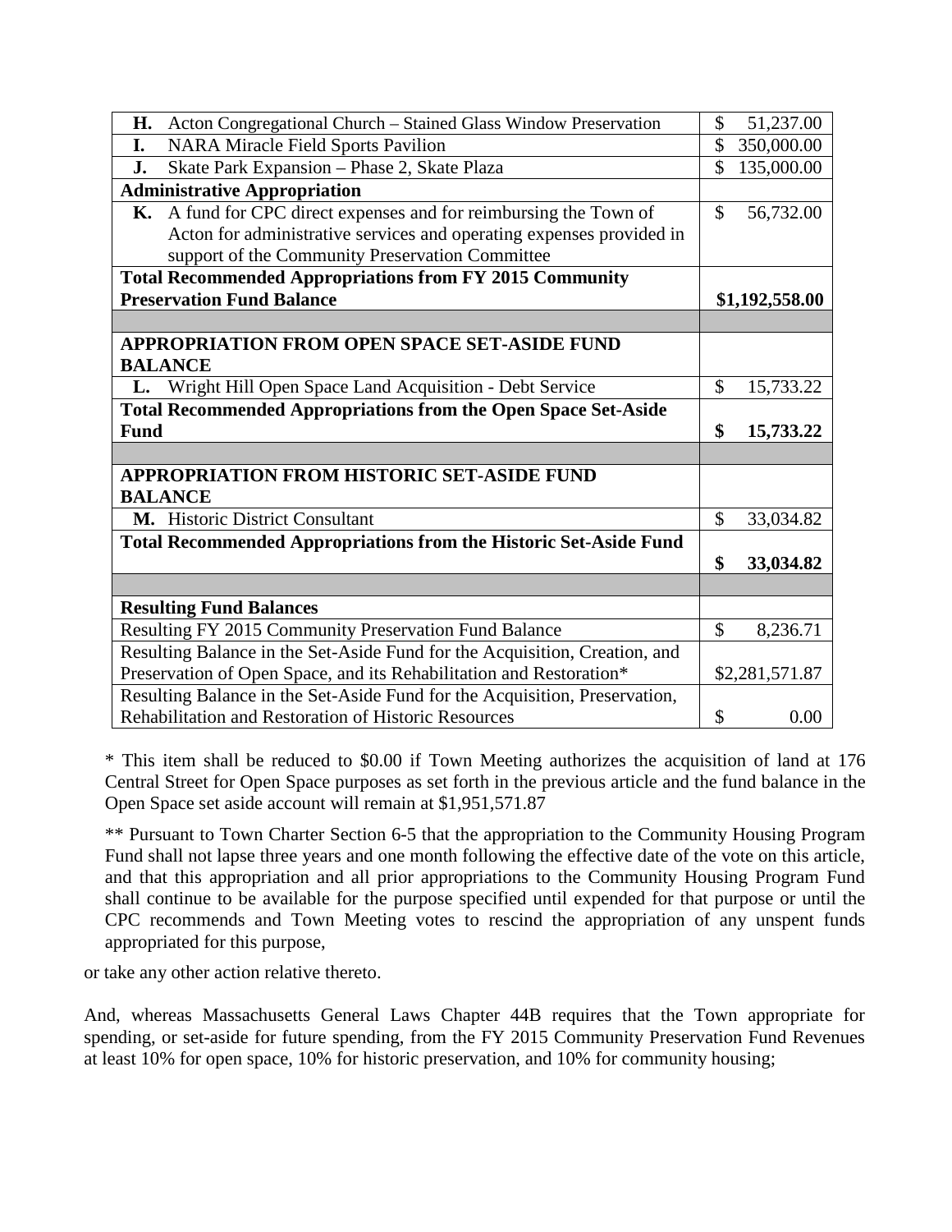| | |
|---|---|
| **H.** Acton Congregational Church – Stained Glass Window Preservation | $ 51,237.00 |
| **I.** NARA Miracle Field Sports Pavilion | $ 350,000.00 |
| **J.** Skate Park Expansion – Phase 2, Skate Plaza | $ 135,000.00 |
| **Administrative Appropriation** | |
| **K.** A fund for CPC direct expenses and for reimbursing the Town of Acton for administrative services and operating expenses provided in support of the Community Preservation Committee | $ 56,732.00 |
| **Total Recommended Appropriations from FY 2015 Community Preservation Fund Balance** | **$1,192,558.00** |
| | |
| **APPROPRIATION FROM OPEN SPACE SET-ASIDE FUND BALANCE** | |
| **L.** Wright Hill Open Space Land Acquisition - Debt Service | $ 15,733.22 |
| **Total Recommended Appropriations from the Open Space Set-Aside Fund** | **$ 15,733.22** |
| | |
| **APPROPRIATION FROM HISTORIC SET-ASIDE FUND BALANCE** | |
| **M.** Historic District Consultant | $ 33,034.82 |
| **Total Recommended Appropriations from the Historic Set-Aside Fund** | **$ 33,034.82** |
| | |
| **Resulting Fund Balances** | |
| Resulting FY 2015 Community Preservation Fund Balance | $ 8,236.71 |
| Resulting Balance in the Set-Aside Fund for the Acquisition, Creation, and Preservation of Open Space, and its Rehabilitation and Restoration* | $2,281,571.87 |
| Resulting Balance in the Set-Aside Fund for the Acquisition, Preservation, Rehabilitation and Restoration of Historic Resources | $ 0.00 |

* This item shall be reduced to $0.00 if Town Meeting authorizes the acquisition of land at 176 Central Street for Open Space purposes as set forth in the previous article and the fund balance in the Open Space set aside account will remain at $1,951,571.87

** Pursuant to Town Charter Section 6-5 that the appropriation to the Community Housing Program Fund shall not lapse three years and one month following the effective date of the vote on this article, and that this appropriation and all prior appropriations to the Community Housing Program Fund shall continue to be available for the purpose specified until expended for that purpose or until the CPC recommends and Town Meeting votes to rescind the appropriation of any unspent funds appropriated for this purpose,

or take any other action relative thereto.

And, whereas Massachusetts General Laws Chapter 44B requires that the Town appropriate for spending, or set-aside for future spending, from the FY 2015 Community Preservation Fund Revenues at least 10% for open space, 10% for historic preservation, and 10% for community housing;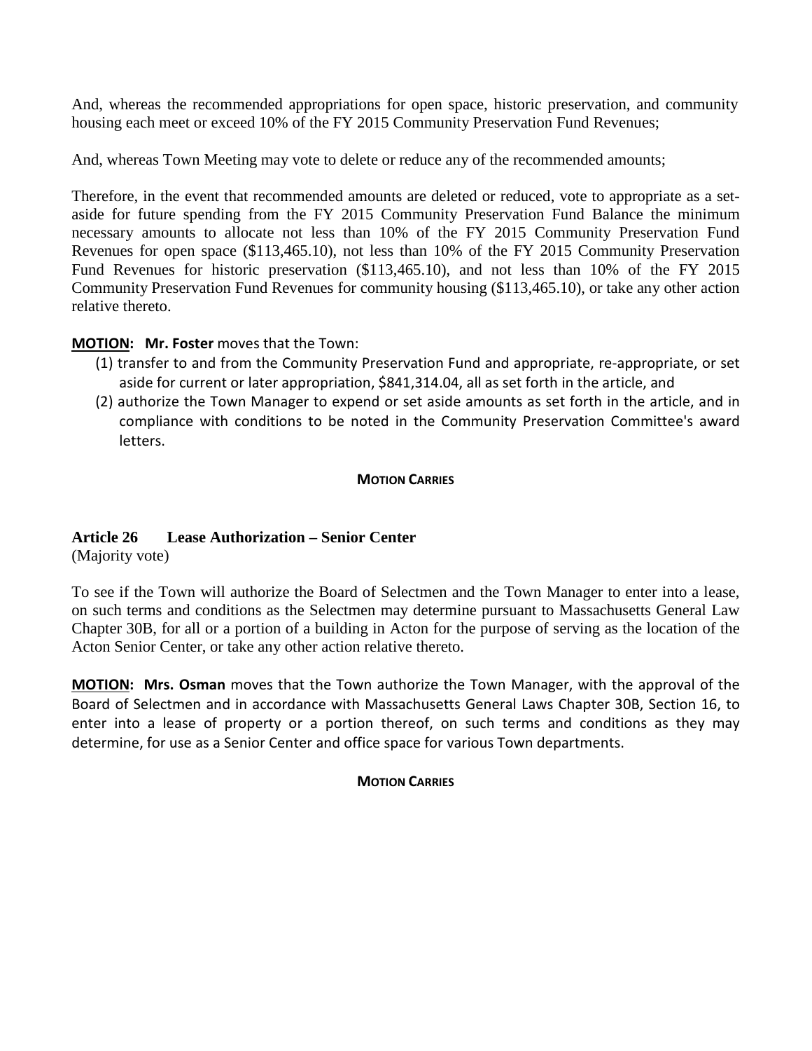And, whereas the recommended appropriations for open space, historic preservation, and community housing each meet or exceed 10% of the FY 2015 Community Preservation Fund Revenues;

And, whereas Town Meeting may vote to delete or reduce any of the recommended amounts;

Therefore, in the event that recommended amounts are deleted or reduced, vote to appropriate as a set-aside for future spending from the FY 2015 Community Preservation Fund Balance the minimum necessary amounts to allocate not less than 10% of the FY 2015 Community Preservation Fund Revenues for open space ($113,465.10), not less than 10% of the FY 2015 Community Preservation Fund Revenues for historic preservation ($113,465.10), and not less than 10% of the FY 2015 Community Preservation Fund Revenues for community housing ($113,465.10), or take any other action relative thereto.

**MOTION: Mr. Foster** moves that the Town:

(1) transfer to and from the Community Preservation Fund and appropriate, re-appropriate, or set aside for current or later appropriation, $841,314.04, all as set forth in the article, and

(2) authorize the Town Manager to expend or set aside amounts as set forth in the article, and in compliance with conditions to be noted in the Community Preservation Committee's award letters.

**MOTION CARRIES**

### Article 26 Lease Authorization – Senior Center

(Majority vote)

To see if the Town will authorize the Board of Selectmen and the Town Manager to enter into a lease, on such terms and conditions as the Selectmen may determine pursuant to Massachusetts General Law Chapter 30B, for all or a portion of a building in Acton for the purpose of serving as the location of the Acton Senior Center, or take any other action relative thereto.

**MOTION: Mrs. Osman** moves that the Town authorize the Town Manager, with the approval of the Board of Selectmen and in accordance with Massachusetts General Laws Chapter 30B, Section 16, to enter into a lease of property or a portion thereof, on such terms and conditions as they may determine, for use as a Senior Center and office space for various Town departments.

**MOTION CARRIES**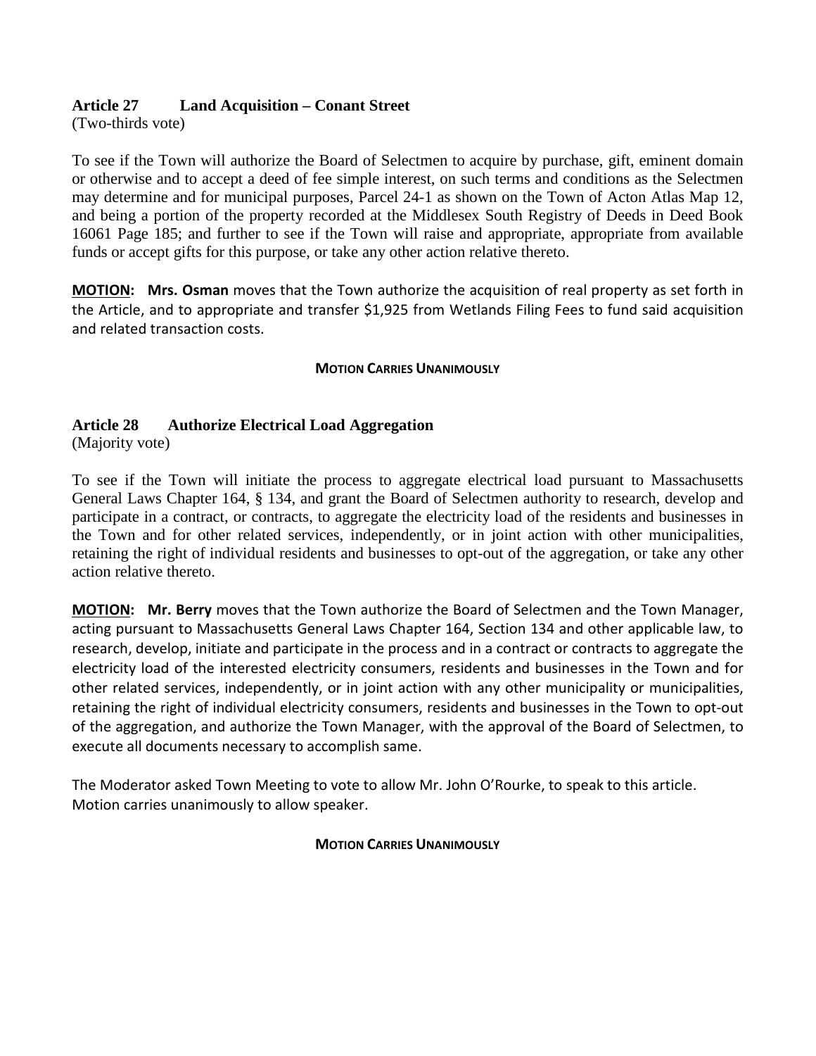## Article 27 Land Acquisition – Conant Street

(Two-thirds vote)

To see if the Town will authorize the Board of Selectmen to acquire by purchase, gift, eminent domain or otherwise and to accept a deed of fee simple interest, on such terms and conditions as the Selectmen may determine and for municipal purposes, Parcel 24-1 as shown on the Town of Acton Atlas Map 12, and being a portion of the property recorded at the Middlesex South Registry of Deeds in Deed Book 16061 Page 185; and further to see if the Town will raise and appropriate, appropriate from available funds or accept gifts for this purpose, or take any other action relative thereto.

**MOTION: Mrs. Osman** moves that the Town authorize the acquisition of real property as set forth in the Article, and to appropriate and transfer $1,925 from Wetlands Filing Fees to fund said acquisition and related transaction costs.

**MOTION CARRIES UNANIMOUSLY**

## Article 28 Authorize Electrical Load Aggregation

(Majority vote)

To see if the Town will initiate the process to aggregate electrical load pursuant to Massachusetts General Laws Chapter 164, § 134, and grant the Board of Selectmen authority to research, develop and participate in a contract, or contracts, to aggregate the electricity load of the residents and businesses in the Town and for other related services, independently, or in joint action with other municipalities, retaining the right of individual residents and businesses to opt-out of the aggregation, or take any other action relative thereto.

**MOTION: Mr. Berry** moves that the Town authorize the Board of Selectmen and the Town Manager, acting pursuant to Massachusetts General Laws Chapter 164, Section 134 and other applicable law, to research, develop, initiate and participate in the process and in a contract or contracts to aggregate the electricity load of the interested electricity consumers, residents and businesses in the Town and for other related services, independently, or in joint action with any other municipality or municipalities, retaining the right of individual electricity consumers, residents and businesses in the Town to opt-out of the aggregation, and authorize the Town Manager, with the approval of the Board of Selectmen, to execute all documents necessary to accomplish same.

The Moderator asked Town Meeting to vote to allow Mr. John O'Rourke, to speak to this article.
Motion carries unanimously to allow speaker.

**MOTION CARRIES UNANIMOUSLY**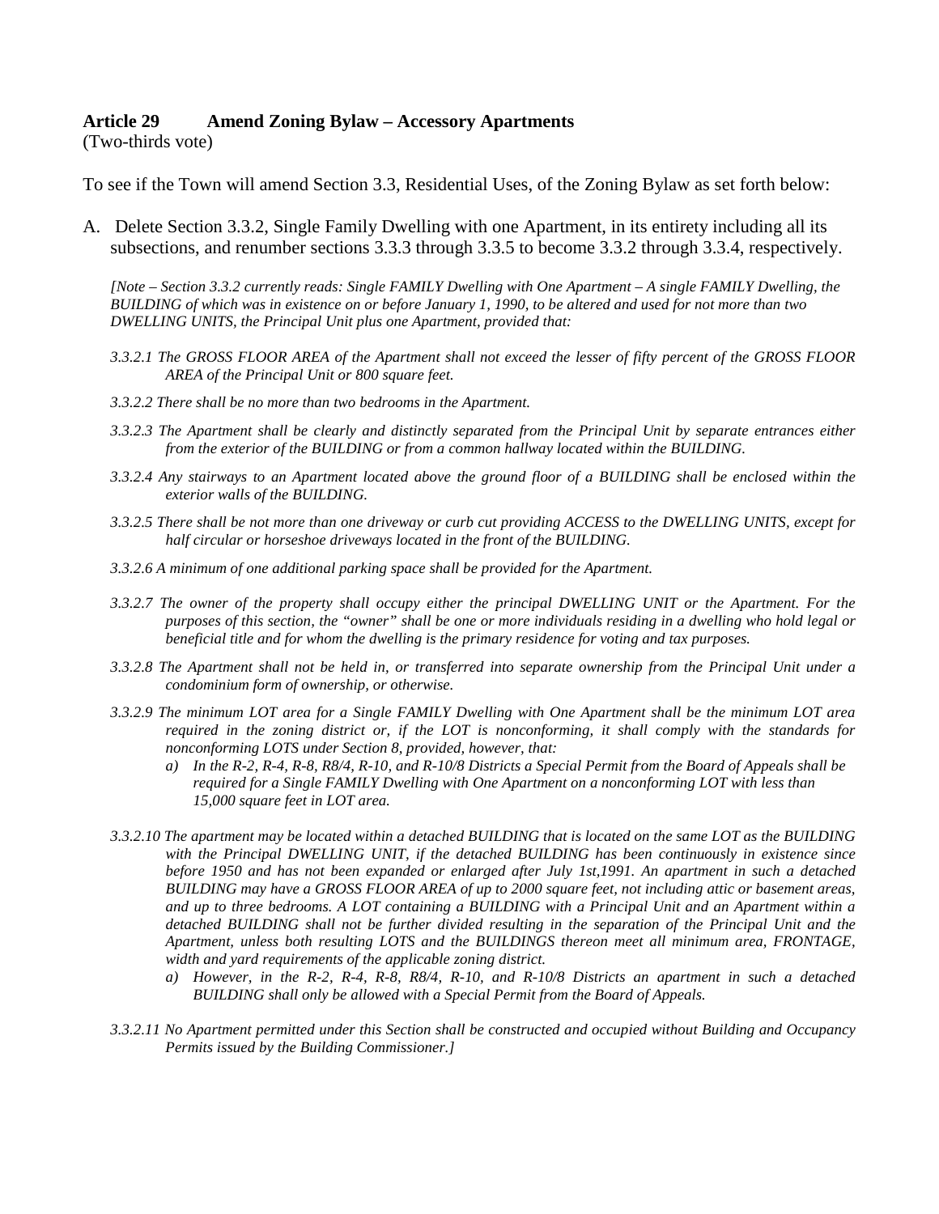## Article 29 Amend Zoning Bylaw – Accessory Apartments

(Two-thirds vote)

To see if the Town will amend Section 3.3, Residential Uses, of the Zoning Bylaw as set forth below:

A. Delete Section 3.3.2, Single Family Dwelling with one Apartment, in its entirety including all its subsections, and renumber sections 3.3.3 through 3.3.5 to become 3.3.2 through 3.3.4, respectively.

*[Note – Section 3.3.2 currently reads: Single FAMILY Dwelling with One Apartment – A single FAMILY Dwelling, the BUILDING of which was in existence on or before January 1, 1990, to be altered and used for not more than two DWELLING UNITS, the Principal Unit plus one Apartment, provided that:*

*3.3.2.1 The GROSS FLOOR AREA of the Apartment shall not exceed the lesser of fifty percent of the GROSS FLOOR AREA of the Principal Unit or 800 square feet.*

*3.3.2.2 There shall be no more than two bedrooms in the Apartment.*

*3.3.2.3 The Apartment shall be clearly and distinctly separated from the Principal Unit by separate entrances either from the exterior of the BUILDING or from a common hallway located within the BUILDING.*

*3.3.2.4 Any stairways to an Apartment located above the ground floor of a BUILDING shall be enclosed within the exterior walls of the BUILDING.*

*3.3.2.5 There shall be not more than one driveway or curb cut providing ACCESS to the DWELLING UNITS, except for half circular or horseshoe driveways located in the front of the BUILDING.*

*3.3.2.6 A minimum of one additional parking space shall be provided for the Apartment.*

*3.3.2.7 The owner of the property shall occupy either the principal DWELLING UNIT or the Apartment. For the purposes of this section, the "owner" shall be one or more individuals residing in a dwelling who hold legal or beneficial title and for whom the dwelling is the primary residence for voting and tax purposes.*

*3.3.2.8 The Apartment shall not be held in, or transferred into separate ownership from the Principal Unit under a condominium form of ownership, or otherwise.*

*3.3.2.9 The minimum LOT area for a Single FAMILY Dwelling with One Apartment shall be the minimum LOT area required in the zoning district or, if the LOT is nonconforming, it shall comply with the standards for nonconforming LOTS under Section 8, provided, however, that:*

*a) In the R-2, R-4, R-8, R8/4, R-10, and R-10/8 Districts a Special Permit from the Board of Appeals shall be required for a Single FAMILY Dwelling with One Apartment on a nonconforming LOT with less than 15,000 square feet in LOT area.*

*3.3.2.10 The apartment may be located within a detached BUILDING that is located on the same LOT as the BUILDING with the Principal DWELLING UNIT, if the detached BUILDING has been continuously in existence since before 1950 and has not been expanded or enlarged after July 1st,1991. An apartment in such a detached BUILDING may have a GROSS FLOOR AREA of up to 2000 square feet, not including attic or basement areas, and up to three bedrooms. A LOT containing a BUILDING with a Principal Unit and an Apartment within a detached BUILDING shall not be further divided resulting in the separation of the Principal Unit and the Apartment, unless both resulting LOTS and the BUILDINGS thereon meet all minimum area, FRONTAGE, width and yard requirements of the applicable zoning district.*

*a) However, in the R-2, R-4, R-8, R8/4, R-10, and R-10/8 Districts an apartment in such a detached BUILDING shall only be allowed with a Special Permit from the Board of Appeals.*

*3.3.2.11 No Apartment permitted under this Section shall be constructed and occupied without Building and Occupancy Permits issued by the Building Commissioner.]*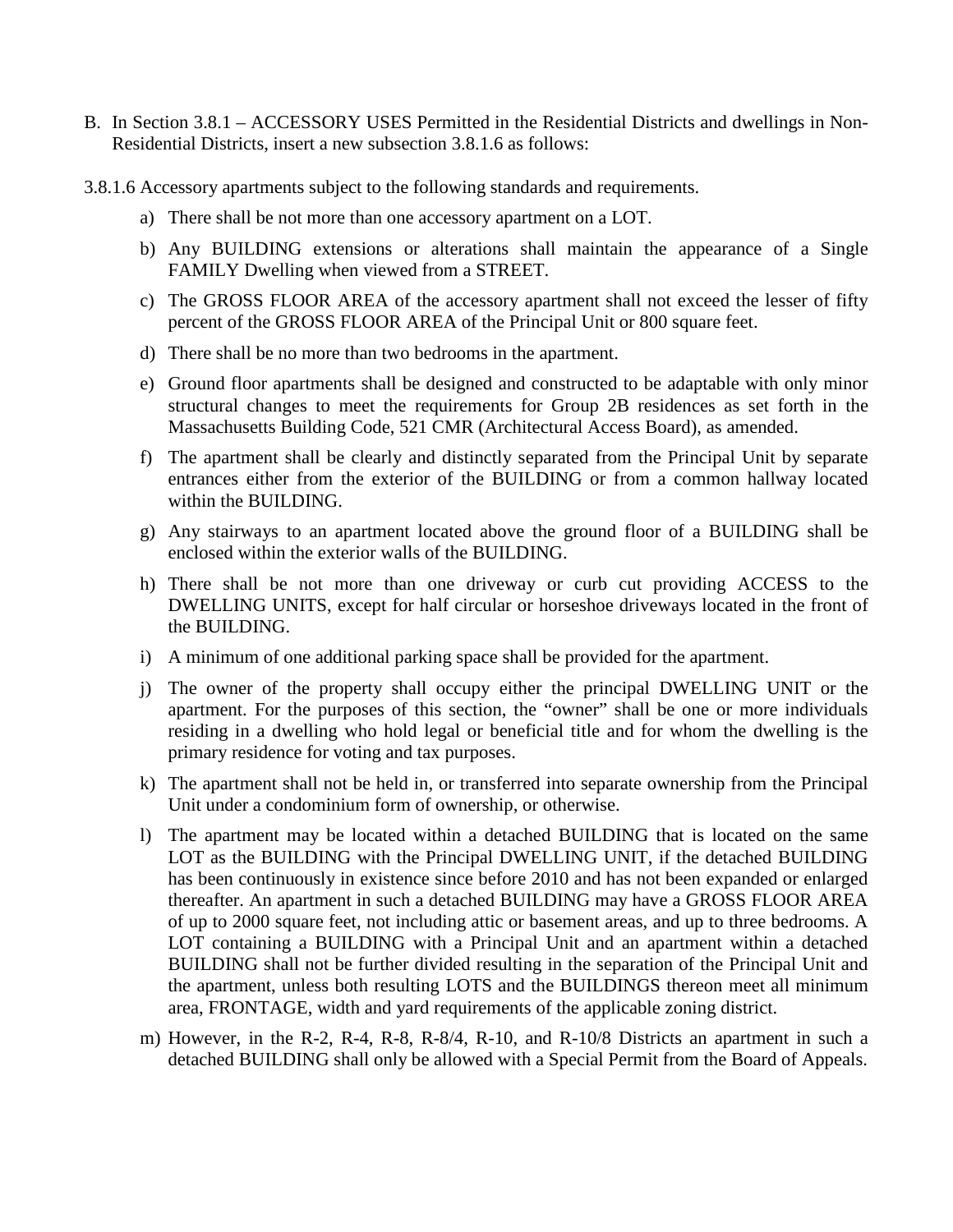B. In Section 3.8.1 – ACCESSORY USES Permitted in the Residential Districts and dwellings in Non-Residential Districts, insert a new subsection 3.8.1.6 as follows:

3.8.1.6 Accessory apartments subject to the following standards and requirements.

a) There shall be not more than one accessory apartment on a LOT.

b) Any BUILDING extensions or alterations shall maintain the appearance of a Single FAMILY Dwelling when viewed from a STREET.

c) The GROSS FLOOR AREA of the accessory apartment shall not exceed the lesser of fifty percent of the GROSS FLOOR AREA of the Principal Unit or 800 square feet.

d) There shall be no more than two bedrooms in the apartment.

e) Ground floor apartments shall be designed and constructed to be adaptable with only minor structural changes to meet the requirements for Group 2B residences as set forth in the Massachusetts Building Code, 521 CMR (Architectural Access Board), as amended.

f) The apartment shall be clearly and distinctly separated from the Principal Unit by separate entrances either from the exterior of the BUILDING or from a common hallway located within the BUILDING.

g) Any stairways to an apartment located above the ground floor of a BUILDING shall be enclosed within the exterior walls of the BUILDING.

h) There shall be not more than one driveway or curb cut providing ACCESS to the DWELLING UNITS, except for half circular or horseshoe driveways located in the front of the BUILDING.

i) A minimum of one additional parking space shall be provided for the apartment.

j) The owner of the property shall occupy either the principal DWELLING UNIT or the apartment. For the purposes of this section, the "owner" shall be one or more individuals residing in a dwelling who hold legal or beneficial title and for whom the dwelling is the primary residence for voting and tax purposes.

k) The apartment shall not be held in, or transferred into separate ownership from the Principal Unit under a condominium form of ownership, or otherwise.

l) The apartment may be located within a detached BUILDING that is located on the same LOT as the BUILDING with the Principal DWELLING UNIT, if the detached BUILDING has been continuously in existence since before 2010 and has not been expanded or enlarged thereafter. An apartment in such a detached BUILDING may have a GROSS FLOOR AREA of up to 2000 square feet, not including attic or basement areas, and up to three bedrooms. A LOT containing a BUILDING with a Principal Unit and an apartment within a detached BUILDING shall not be further divided resulting in the separation of the Principal Unit and the apartment, unless both resulting LOTS and the BUILDINGS thereon meet all minimum area, FRONTAGE, width and yard requirements of the applicable zoning district.

m) However, in the R-2, R-4, R-8, R-8/4, R-10, and R-10/8 Districts an apartment in such a detached BUILDING shall only be allowed with a Special Permit from the Board of Appeals.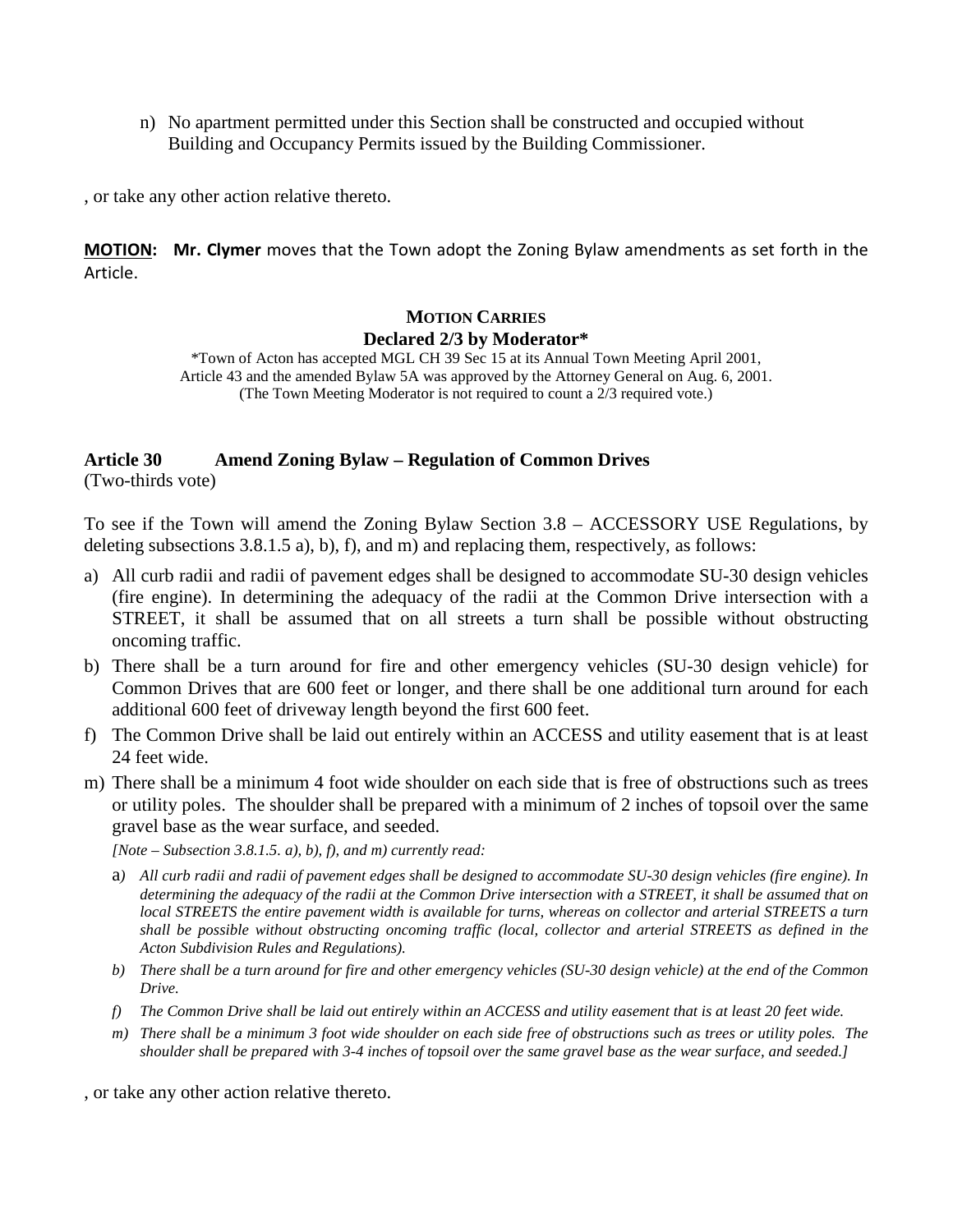n) No apartment permitted under this Section shall be constructed and occupied without Building and Occupancy Permits issued by the Building Commissioner.

, or take any other action relative thereto.

**MOTION: Mr. Clymer** moves that the Town adopt the Zoning Bylaw amendments as set forth in the Article.

**MOTION CARRIES**
**Declared 2/3 by Moderator***

*Town of Acton has accepted MGL CH 39 Sec 15 at its Annual Town Meeting April 2001, Article 43 and the amended Bylaw 5A was approved by the Attorney General on Aug. 6, 2001. (The Town Meeting Moderator is not required to count a 2/3 required vote.)

### Article 30 Amend Zoning Bylaw – Regulation of Common Drives

(Two-thirds vote)

To see if the Town will amend the Zoning Bylaw Section 3.8 – ACCESSORY USE Regulations, by deleting subsections 3.8.1.5 a), b), f), and m) and replacing them, respectively, as follows:

a) All curb radii and radii of pavement edges shall be designed to accommodate SU-30 design vehicles (fire engine). In determining the adequacy of the radii at the Common Drive intersection with a STREET, it shall be assumed that on all streets a turn shall be possible without obstructing oncoming traffic.

b) There shall be a turn around for fire and other emergency vehicles (SU-30 design vehicle) for Common Drives that are 600 feet or longer, and there shall be one additional turn around for each additional 600 feet of driveway length beyond the first 600 feet.

f) The Common Drive shall be laid out entirely within an ACCESS and utility easement that is at least 24 feet wide.

m) There shall be a minimum 4 foot wide shoulder on each side that is free of obstructions such as trees or utility poles. The shoulder shall be prepared with a minimum of 2 inches of topsoil over the same gravel base as the wear surface, and seeded.

*[Note – Subsection 3.8.1.5. a), b), f), and m) currently read:*

*a) All curb radii and radii of pavement edges shall be designed to accommodate SU-30 design vehicles (fire engine). In determining the adequacy of the radii at the Common Drive intersection with a STREET, it shall be assumed that on local STREETS the entire pavement width is available for turns, whereas on collector and arterial STREETS a turn shall be possible without obstructing oncoming traffic (local, collector and arterial STREETS as defined in the Acton Subdivision Rules and Regulations).*

*b) There shall be a turn around for fire and other emergency vehicles (SU-30 design vehicle) at the end of the Common Drive.*

*f) The Common Drive shall be laid out entirely within an ACCESS and utility easement that is at least 20 feet wide.*

*m) There shall be a minimum 3 foot wide shoulder on each side free of obstructions such as trees or utility poles. The shoulder shall be prepared with 3-4 inches of topsoil over the same gravel base as the wear surface, and seeded.]*

, or take any other action relative thereto.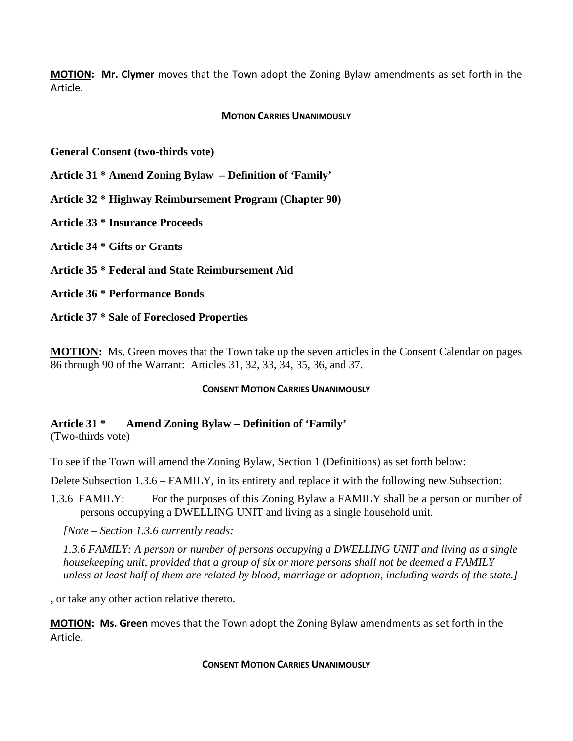**MOTION: Mr. Clymer** moves that the Town adopt the Zoning Bylaw amendments as set forth in the Article.

**MOTION CARRIES UNANIMOUSLY**

**General Consent (two-thirds vote)**

**Article 31 * Amend Zoning Bylaw – Definition of 'Family'**

**Article 32 * Highway Reimbursement Program (Chapter 90)**

**Article 33 * Insurance Proceeds**

**Article 34 * Gifts or Grants**

**Article 35 * Federal and State Reimbursement Aid**

**Article 36 * Performance Bonds**

**Article 37 * Sale of Foreclosed Properties**

**MOTION:** Ms. Green moves that the Town take up the seven articles in the Consent Calendar on pages 86 through 90 of the Warrant: Articles 31, 32, 33, 34, 35, 36, and 37.

**CONSENT MOTION CARRIES UNANIMOUSLY**

**Article 31 * Amend Zoning Bylaw – Definition of 'Family'**
(Two-thirds vote)

To see if the Town will amend the Zoning Bylaw, Section 1 (Definitions) as set forth below:

Delete Subsection 1.3.6 – FAMILY, in its entirety and replace it with the following new Subsection:

1.3.6 FAMILY: For the purposes of this Zoning Bylaw a FAMILY shall be a person or number of persons occupying a DWELLING UNIT and living as a single household unit.

*[Note – Section 1.3.6 currently reads:*

*1.3.6 FAMILY: A person or number of persons occupying a DWELLING UNIT and living as a single housekeeping unit, provided that a group of six or more persons shall not be deemed a FAMILY unless at least half of them are related by blood, marriage or adoption, including wards of the state.]*

, or take any other action relative thereto.

**MOTION: Ms. Green** moves that the Town adopt the Zoning Bylaw amendments as set forth in the Article.

**CONSENT MOTION CARRIES UNANIMOUSLY**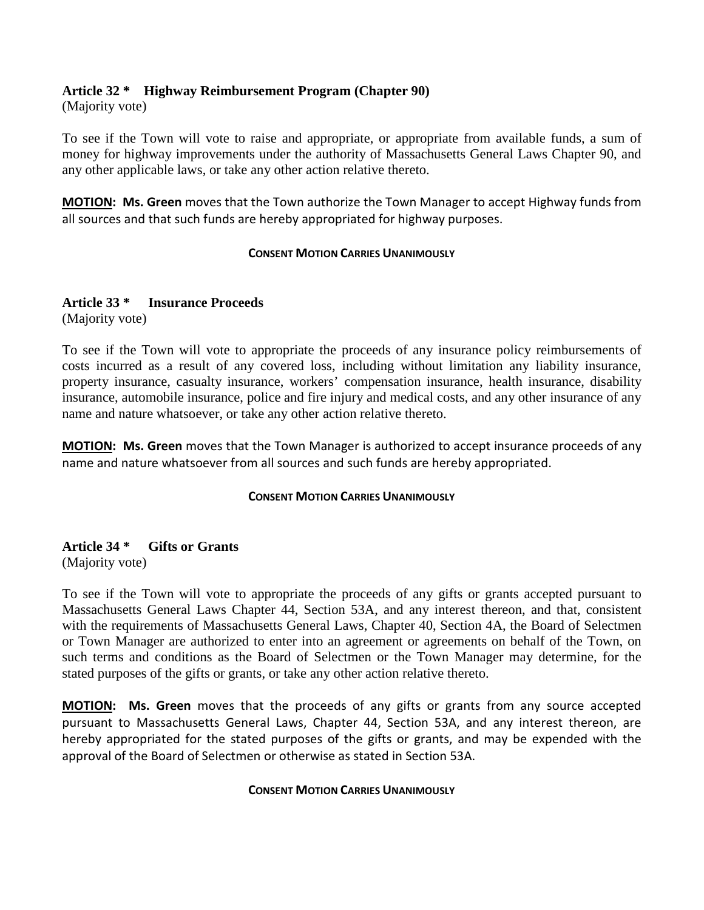**Article 32 \*    Highway Reimbursement Program (Chapter 90)**
(Majority vote)

To see if the Town will vote to raise and appropriate, or appropriate from available funds, a sum of money for highway improvements under the authority of Massachusetts General Laws Chapter 90, and any other applicable laws, or take any other action relative thereto.

**MOTION: Ms. Green** moves that the Town authorize the Town Manager to accept Highway funds from all sources and that such funds are hereby appropriated for highway purposes.

**CONSENT MOTION CARRIES UNANIMOUSLY**

**Article 33 \*    Insurance Proceeds**
(Majority vote)

To see if the Town will vote to appropriate the proceeds of any insurance policy reimbursements of costs incurred as a result of any covered loss, including without limitation any liability insurance, property insurance, casualty insurance, workers' compensation insurance, health insurance, disability insurance, automobile insurance, police and fire injury and medical costs, and any other insurance of any name and nature whatsoever, or take any other action relative thereto.

**MOTION: Ms. Green** moves that the Town Manager is authorized to accept insurance proceeds of any name and nature whatsoever from all sources and such funds are hereby appropriated.

**CONSENT MOTION CARRIES UNANIMOUSLY**

**Article 34 \*    Gifts or Grants**
(Majority vote)

To see if the Town will vote to appropriate the proceeds of any gifts or grants accepted pursuant to Massachusetts General Laws Chapter 44, Section 53A, and any interest thereon, and that, consistent with the requirements of Massachusetts General Laws, Chapter 40, Section 4A, the Board of Selectmen or Town Manager are authorized to enter into an agreement or agreements on behalf of the Town, on such terms and conditions as the Board of Selectmen or the Town Manager may determine, for the stated purposes of the gifts or grants, or take any other action relative thereto.

**MOTION: Ms. Green** moves that the proceeds of any gifts or grants from any source accepted pursuant to Massachusetts General Laws, Chapter 44, Section 53A, and any interest thereon, are hereby appropriated for the stated purposes of the gifts or grants, and may be expended with the approval of the Board of Selectmen or otherwise as stated in Section 53A.

**CONSENT MOTION CARRIES UNANIMOUSLY**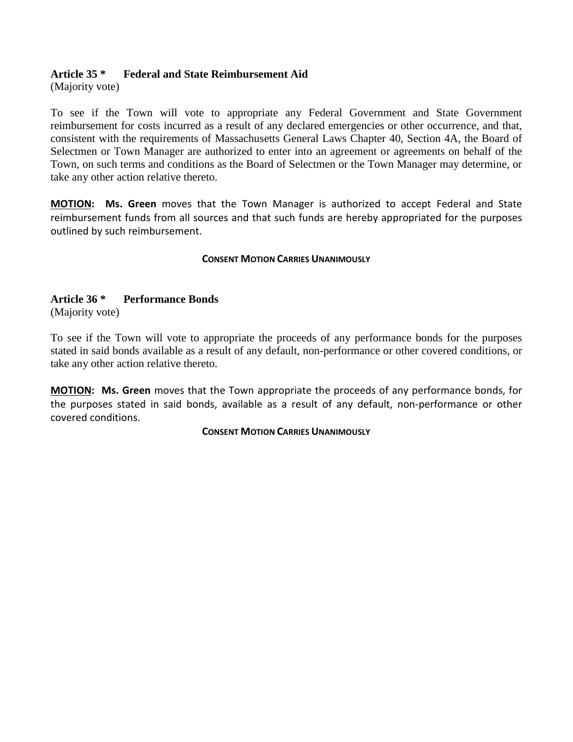### Article 35 * Federal and State Reimbursement Aid
(Majority vote)

To see if the Town will vote to appropriate any Federal Government and State Government reimbursement for costs incurred as a result of any declared emergencies or other occurrence, and that, consistent with the requirements of Massachusetts General Laws Chapter 40, Section 4A, the Board of Selectmen or Town Manager are authorized to enter into an agreement or agreements on behalf of the Town, on such terms and conditions as the Board of Selectmen or the Town Manager may determine, or take any other action relative thereto.

**MOTION: Ms. Green** moves that the Town Manager is authorized to accept Federal and State reimbursement funds from all sources and that such funds are hereby appropriated for the purposes outlined by such reimbursement.

**CONSENT MOTION CARRIES UNANIMOUSLY**

### Article 36 * Performance Bonds
(Majority vote)

To see if the Town will vote to appropriate the proceeds of any performance bonds for the purposes stated in said bonds available as a result of any default, non-performance or other covered conditions, or take any other action relative thereto.

**MOTION: Ms. Green** moves that the Town appropriate the proceeds of any performance bonds, for the purposes stated in said bonds, available as a result of any default, non-performance or other covered conditions.

**CONSENT MOTION CARRIES UNANIMOUSLY**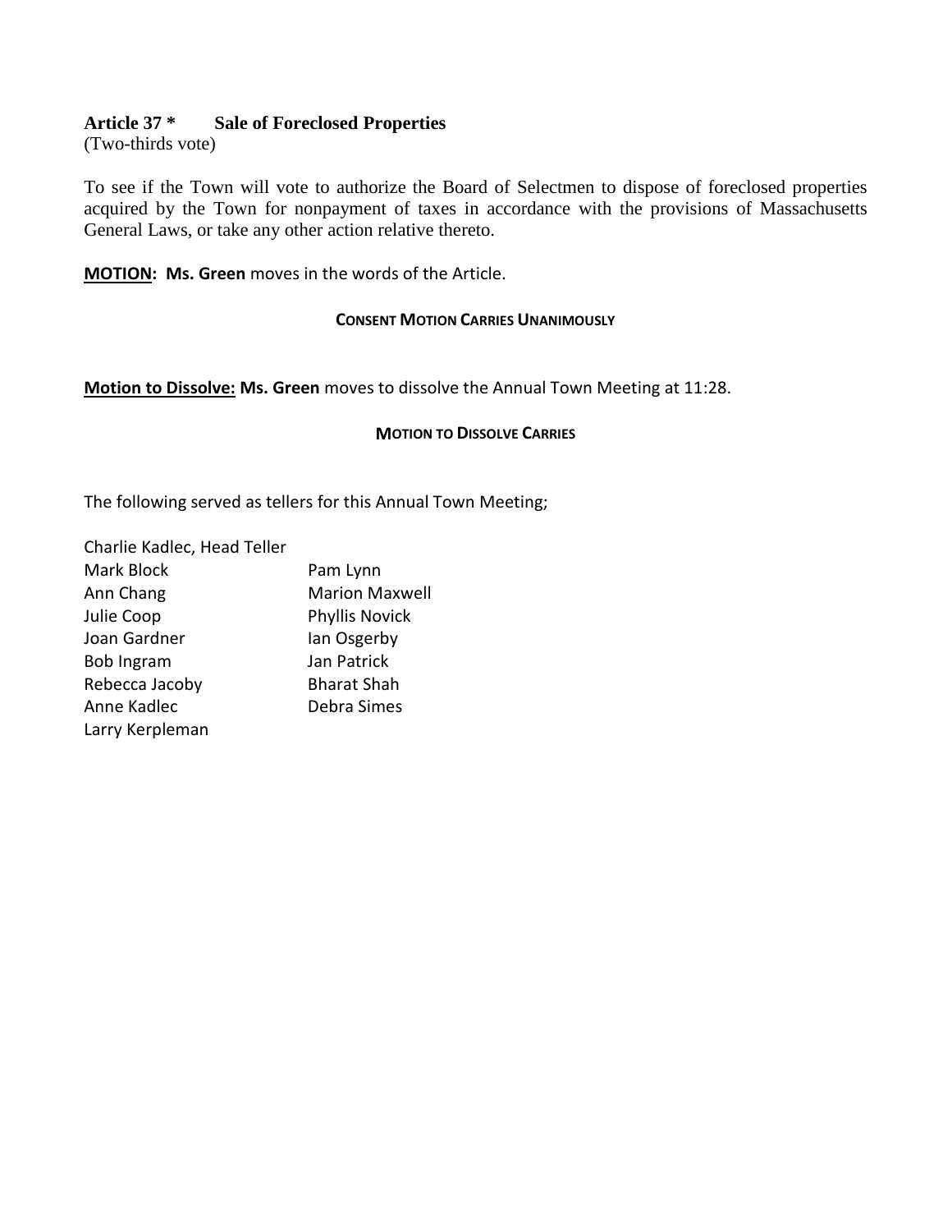**Article 37 * Sale of Foreclosed Properties**
(Two-thirds vote)

To see if the Town will vote to authorize the Board of Selectmen to dispose of foreclosed properties acquired by the Town for nonpayment of taxes in accordance with the provisions of Massachusetts General Laws, or take any other action relative thereto.

**MOTION: Ms. Green** moves in the words of the Article.

**CONSENT MOTION CARRIES UNANIMOUSLY**

**Motion to Dissolve: Ms. Green** moves to dissolve the Annual Town Meeting at 11:28.

**MOTION TO DISSOLVE CARRIES**

The following served as tellers for this Annual Town Meeting;

Charlie Kadlec, Head Teller

| | |
|---|---|
| Mark Block | Pam Lynn |
| Ann Chang | Marion Maxwell |
| Julie Coop | Phyllis Novick |
| Joan Gardner | Ian Osgerby |
| Bob Ingram | Jan Patrick |
| Rebecca Jacoby | Bharat Shah |
| Anne Kadlec | Debra Simes |
| Larry Kerpleman | |